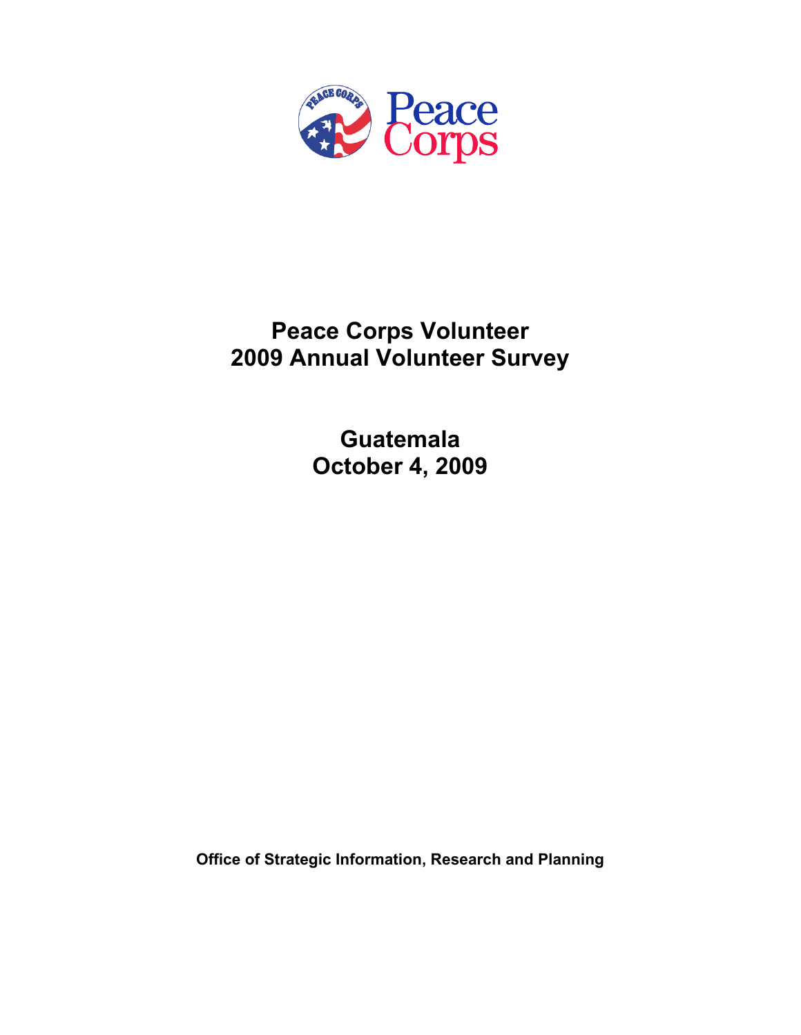# Peace Corps Volunteer
# 2009 Annual Volunteer Survey

## Guatemala
## October 4, 2009

**Office of Strategic Information, Research and Planning**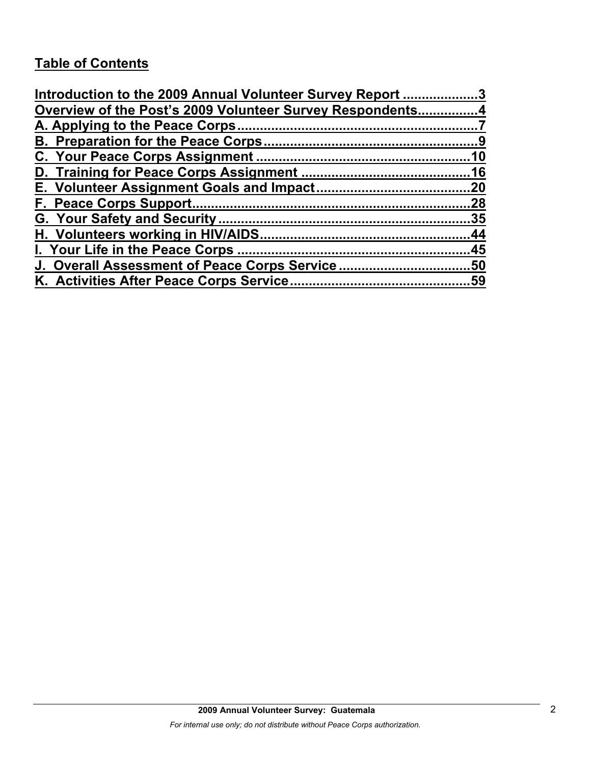## Table of Contents

Introduction to the 2009 Annual Volunteer Survey Report ....................3
Overview of the Post's 2009 Volunteer Survey Respondents................4
A. Applying to the Peace Corps................................................................7
B. Preparation for the Peace Corps.........................................................9
C. Your Peace Corps Assignment .........................................................10
D. Training for Peace Corps Assignment ............................................16
E. Volunteer Assignment Goals and Impact........................................20
F. Peace Corps Support..........................................................................28
G. Your Safety and Security...................................................................35
H. Volunteers working in HIV/AIDS.......................................................44
I. Your Life in the Peace Corps .............................................................45
J. Overall Assessment of Peace Corps Service ...................................50
K. Activities After Peace Corps Service................................................59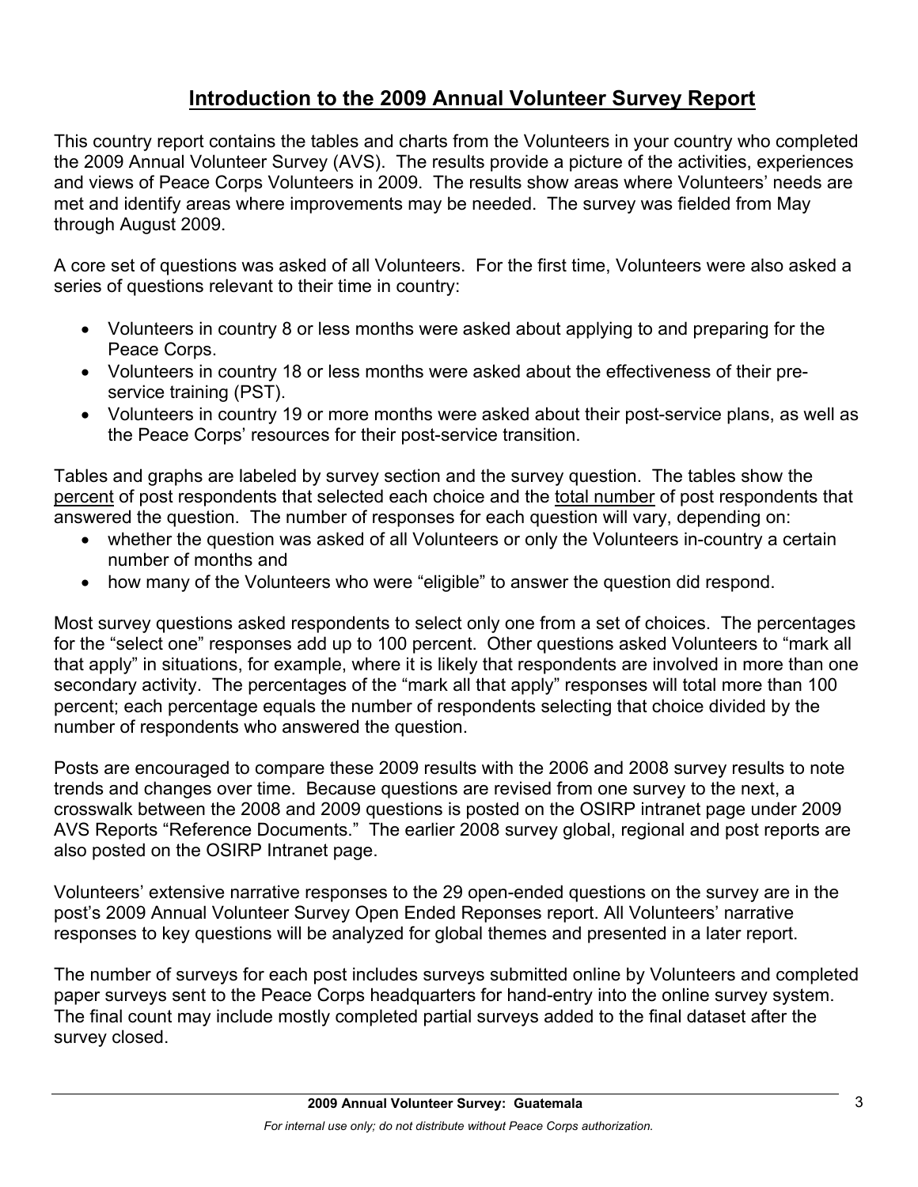# Introduction to the 2009 Annual Volunteer Survey Report

This country report contains the tables and charts from the Volunteers in your country who completed the 2009 Annual Volunteer Survey (AVS). The results provide a picture of the activities, experiences and views of Peace Corps Volunteers in 2009. The results show areas where Volunteers' needs are met and identify areas where improvements may be needed. The survey was fielded from May through August 2009.

A core set of questions was asked of all Volunteers. For the first time, Volunteers were also asked a series of questions relevant to their time in country:

- Volunteers in country 8 or less months were asked about applying to and preparing for the Peace Corps.
- Volunteers in country 18 or less months were asked about the effectiveness of their pre-service training (PST).
- Volunteers in country 19 or more months were asked about their post-service plans, as well as the Peace Corps' resources for their post-service transition.

Tables and graphs are labeled by survey section and the survey question. The tables show the percent of post respondents that selected each choice and the total number of post respondents that answered the question. The number of responses for each question will vary, depending on:

- whether the question was asked of all Volunteers or only the Volunteers in-country a certain number of months and
- how many of the Volunteers who were "eligible" to answer the question did respond.

Most survey questions asked respondents to select only one from a set of choices. The percentages for the "select one" responses add up to 100 percent. Other questions asked Volunteers to "mark all that apply" in situations, for example, where it is likely that respondents are involved in more than one secondary activity. The percentages of the "mark all that apply" responses will total more than 100 percent; each percentage equals the number of respondents selecting that choice divided by the number of respondents who answered the question.

Posts are encouraged to compare these 2009 results with the 2006 and 2008 survey results to note trends and changes over time. Because questions are revised from one survey to the next, a crosswalk between the 2008 and 2009 questions is posted on the OSIRP intranet page under 2009 AVS Reports "Reference Documents." The earlier 2008 survey global, regional and post reports are also posted on the OSIRP Intranet page.

Volunteers' extensive narrative responses to the 29 open-ended questions on the survey are in the post's 2009 Annual Volunteer Survey Open Ended Reponses report. All Volunteers' narrative responses to key questions will be analyzed for global themes and presented in a later report.

The number of surveys for each post includes surveys submitted online by Volunteers and completed paper surveys sent to the Peace Corps headquarters for hand-entry into the online survey system. The final count may include mostly completed partial surveys added to the final dataset after the survey closed.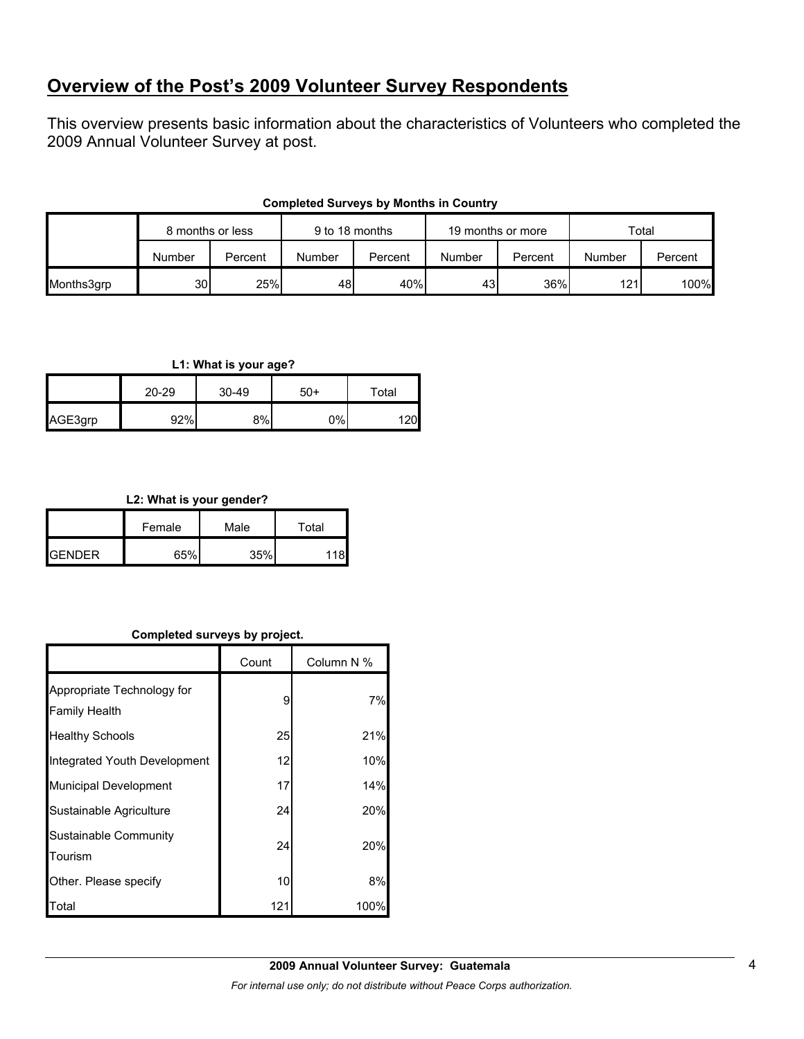## Overview of the Post's 2009 Volunteer Survey Respondents

This overview presents basic information about the characteristics of Volunteers who completed the 2009 Annual Volunteer Survey at post.

**Completed Surveys by Months in Country**

| | 8 months or less | | 9 to 18 months | | 19 months or more | | Total | |
|---|---|---|---|---|---|---|---|---|
| | Number | Percent | Number | Percent | Number | Percent | Number | Percent |
| Months3grp | 30 | 25% | 48 | 40% | 43 | 36% | 121 | 100% |

**L1: What is your age?**

| | 20-29 | 30-49 | 50+ | Total |
|---|---|---|---|---|
| AGE3grp | 92% | 8% | 0% | 120 |

**L2: What is your gender?**

| | Female | Male | Total |
|---|---|---|---|
| GENDER | 65% | 35% | 118 |

**Completed surveys by project.**

| | Count | Column N % |
|---|---|---|
| Appropriate Technology for Family Health | 9 | 7% |
| Healthy Schools | 25 | 21% |
| Integrated Youth Development | 12 | 10% |
| Municipal Development | 17 | 14% |
| Sustainable Agriculture | 24 | 20% |
| Sustainable Community Tourism | 24 | 20% |
| Other. Please specify | 10 | 8% |
| Total | 121 | 100% |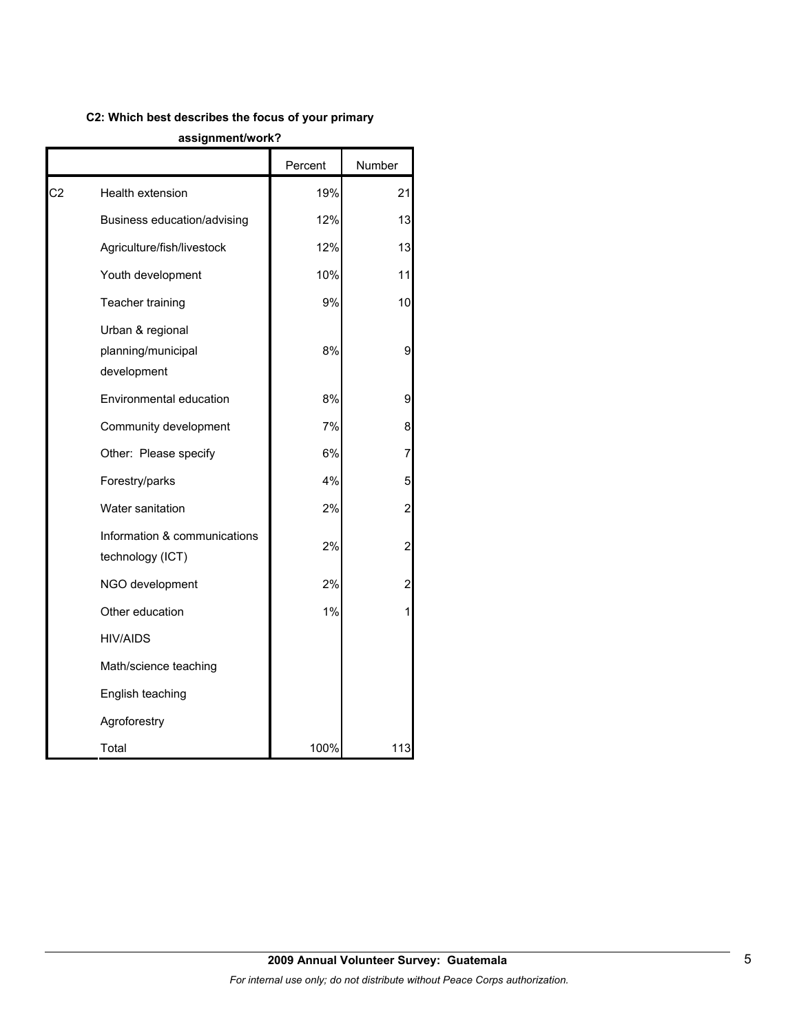**C2: Which best describes the focus of your primary assignment/work?**

| | | Percent | Number |
|---|---|---|---|
| C2 | Health extension | 19% | 21 |
| | Business education/advising | 12% | 13 |
| | Agriculture/fish/livestock | 12% | 13 |
| | Youth development | 10% | 11 |
| | Teacher training | 9% | 10 |
| | Urban & regional planning/municipal development | 8% | 9 |
| | Environmental education | 8% | 9 |
| | Community development | 7% | 8 |
| | Other: Please specify | 6% | 7 |
| | Forestry/parks | 4% | 5 |
| | Water sanitation | 2% | 2 |
| | Information & communications technology (ICT) | 2% | 2 |
| | NGO development | 2% | 2 |
| | Other education | 1% | 1 |
| | HIV/AIDS | | |
| | Math/science teaching | | |
| | English teaching | | |
| | Agroforestry | | |
| | Total | 100% | 113 |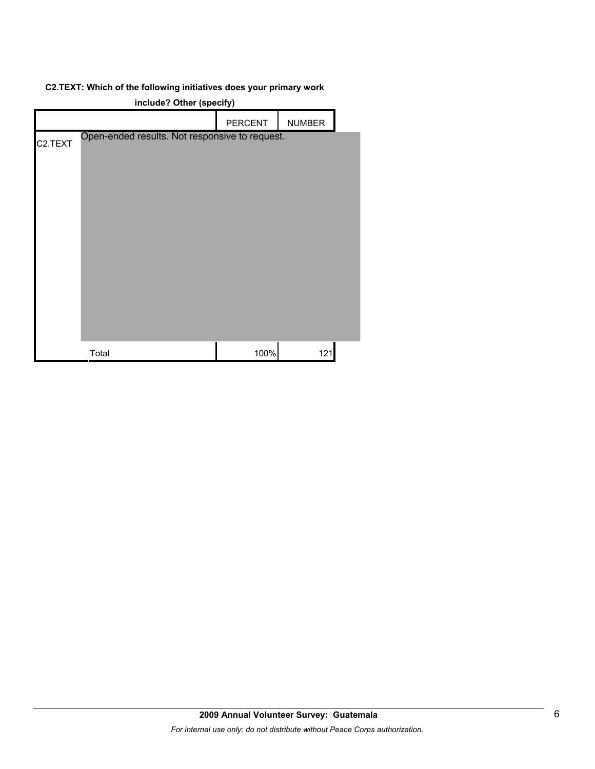**C2.TEXT: Which of the following initiatives does your primary work include? Other (specify)**

| | | PERCENT | NUMBER |
|---|---|---|---|
| C2.TEXT | Open-ended results. Not responsive to request. | | |
| | Total | 100% | 121 |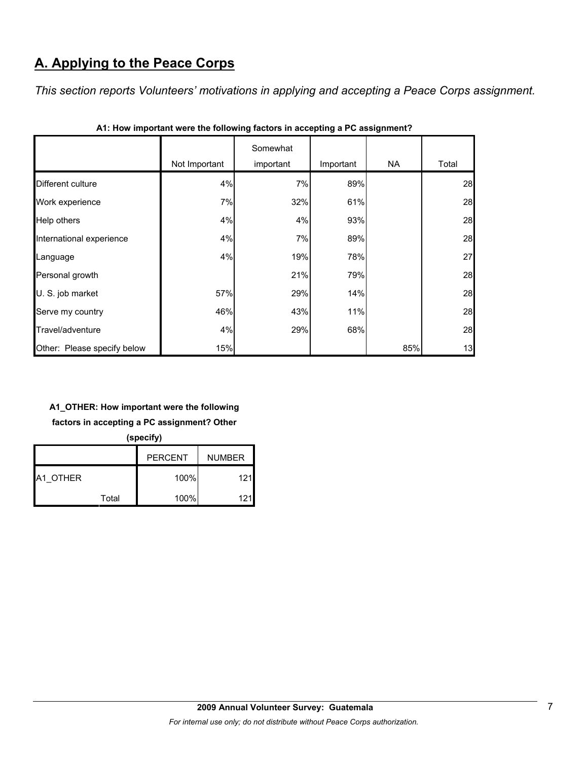## A. Applying to the Peace Corps

*This section reports Volunteers' motivations in applying and accepting a Peace Corps assignment.*

**A1: How important were the following factors in accepting a PC assignment?**

| | Not Important | Somewhat important | Important | NA | Total |
|---|---|---|---|---|---|
| Different culture | 4% | 7% | 89% | | 28 |
| Work experience | 7% | 32% | 61% | | 28 |
| Help others | 4% | 4% | 93% | | 28 |
| International experience | 4% | 7% | 89% | | 28 |
| Language | 4% | 19% | 78% | | 27 |
| Personal growth | | 21% | 79% | | 28 |
| U. S. job market | 57% | 29% | 14% | | 28 |
| Serve my country | 46% | 43% | 11% | | 28 |
| Travel/adventure | 4% | 29% | 68% | | 28 |
| Other: Please specify below | 15% | | | 85% | 13 |

**A1_OTHER: How important were the following factors in accepting a PC assignment? Other (specify)**

| | | PERCENT | NUMBER |
|---|---|---|---|
| A1_OTHER | | 100% | 121 |
| | Total | 100% | 121 |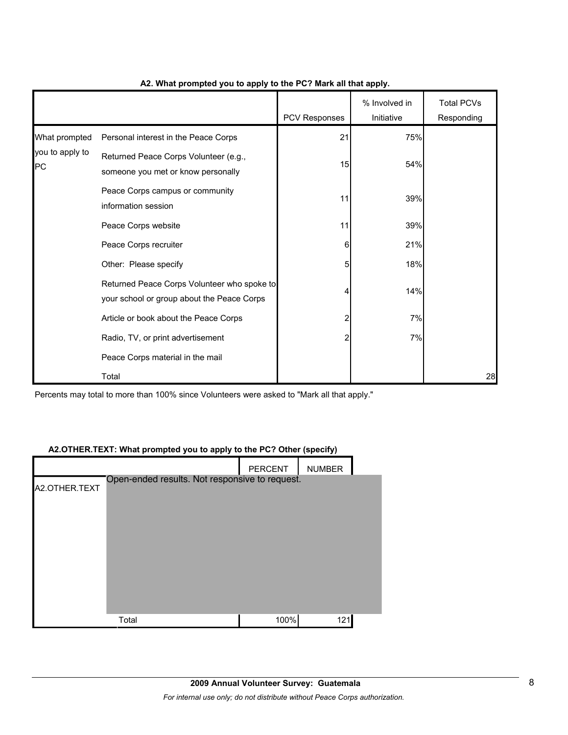**A2. What prompted you to apply to the PC? Mark all that apply.**

| | | PCV Responses | % Involved in Initiative | Total PCVs Responding |
|---|---|---|---|---|
| What prompted you to apply to PC | Personal interest in the Peace Corps | 21 | 75% | |
| | Returned Peace Corps Volunteer (e.g., someone you met or know personally | 15 | 54% | |
| | Peace Corps campus or community information session | 11 | 39% | |
| | Peace Corps website | 11 | 39% | |
| | Peace Corps recruiter | 6 | 21% | |
| | Other: Please specify | 5 | 18% | |
| | Returned Peace Corps Volunteer who spoke to your school or group about the Peace Corps | 4 | 14% | |
| | Article or book about the Peace Corps | 2 | 7% | |
| | Radio, TV, or print advertisement | 2 | 7% | |
| | Peace Corps material in the mail | | | |
| | Total | | | 28 |

Percents may total to more than 100% since Volunteers were asked to "Mark all that apply."

**A2.OTHER.TEXT: What prompted you to apply to the PC? Other (specify)**

| | | PERCENT | NUMBER |
|---|---|---|---|
| A2.OTHER.TEXT | Open-ended results. Not responsive to request. | | |
| | Total | 100% | 121 |

**2009 Annual Volunteer Survey: Guatemala**

*For internal use only; do not distribute without Peace Corps authorization.*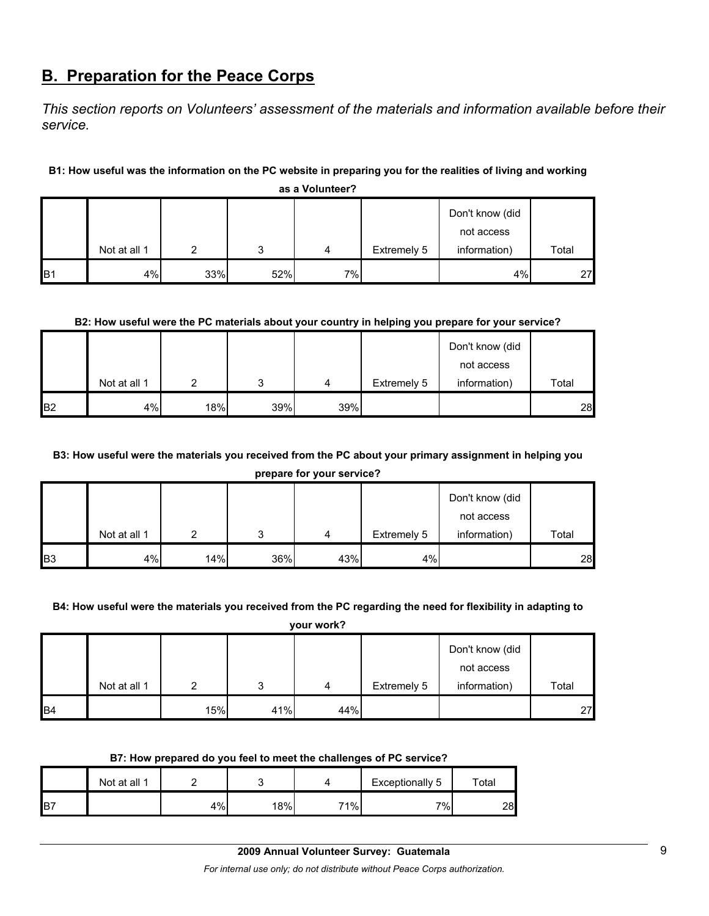## B. Preparation for the Peace Corps

*This section reports on Volunteers' assessment of the materials and information available before their service.*

**B1: How useful was the information on the PC website in preparing you for the realities of living and working as a Volunteer?**

| | Not at all 1 | 2 | 3 | 4 | Extremely 5 | Don't know (did not access information) | Total |
|---|---|---|---|---|---|---|---|
| B1 | 4% | 33% | 52% | 7% | | 4% | 27 |

**B2: How useful were the PC materials about your country in helping you prepare for your service?**

| | Not at all 1 | 2 | 3 | 4 | Extremely 5 | Don't know (did not access information) | Total |
|---|---|---|---|---|---|---|---|
| B2 | 4% | 18% | 39% | 39% | | | 28 |

**B3: How useful were the materials you received from the PC about your primary assignment in helping you prepare for your service?**

| | Not at all 1 | 2 | 3 | 4 | Extremely 5 | Don't know (did not access information) | Total |
|---|---|---|---|---|---|---|---|
| B3 | 4% | 14% | 36% | 43% | 4% | | 28 |

**B4: How useful were the materials you received from the PC regarding the need for flexibility in adapting to your work?**

| | Not at all 1 | 2 | 3 | 4 | Extremely 5 | Don't know (did not access information) | Total |
|---|---|---|---|---|---|---|---|
| B4 | | 15% | 41% | 44% | | | 27 |

**B7: How prepared do you feel to meet the challenges of PC service?**

| | Not at all 1 | 2 | 3 | 4 | Exceptionally 5 | Total |
|---|---|---|---|---|---|---|
| B7 | | 4% | 18% | 71% | 7% | 28 |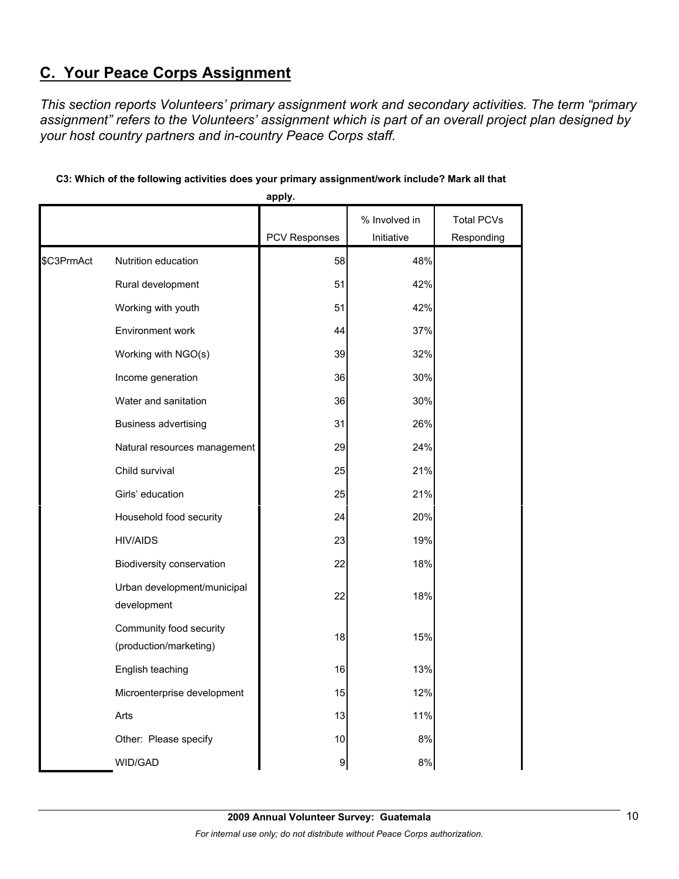## C. Your Peace Corps Assignment

*This section reports Volunteers' primary assignment work and secondary activities. The term "primary assignment" refers to the Volunteers' assignment which is part of an overall project plan designed by your host country partners and in-country Peace Corps staff.*

**C3: Which of the following activities does your primary assignment/work include? Mark all that apply.**

| | | PCV Responses | % Involved in Initiative | Total PCVs Responding |
|---|---|---|---|---|
| $C3PrmAct | Nutrition education | 58 | 48% | |
| | Rural development | 51 | 42% | |
| | Working with youth | 51 | 42% | |
| | Environment work | 44 | 37% | |
| | Working with NGO(s) | 39 | 32% | |
| | Income generation | 36 | 30% | |
| | Water and sanitation | 36 | 30% | |
| | Business advertising | 31 | 26% | |
| | Natural resources management | 29 | 24% | |
| | Child survival | 25 | 21% | |
| | Girls' education | 25 | 21% | |
| | Household food security | 24 | 20% | |
| | HIV/AIDS | 23 | 19% | |
| | Biodiversity conservation | 22 | 18% | |
| | Urban development/municipal development | 22 | 18% | |
| | Community food security (production/marketing) | 18 | 15% | |
| | English teaching | 16 | 13% | |
| | Microenterprise development | 15 | 12% | |
| | Arts | 13 | 11% | |
| | Other: Please specify | 10 | 8% | |
| | WID/GAD | 9 | 8% | |

2009 Annual Volunteer Survey: Guatemala

*For internal use only; do not distribute without Peace Corps authorization.*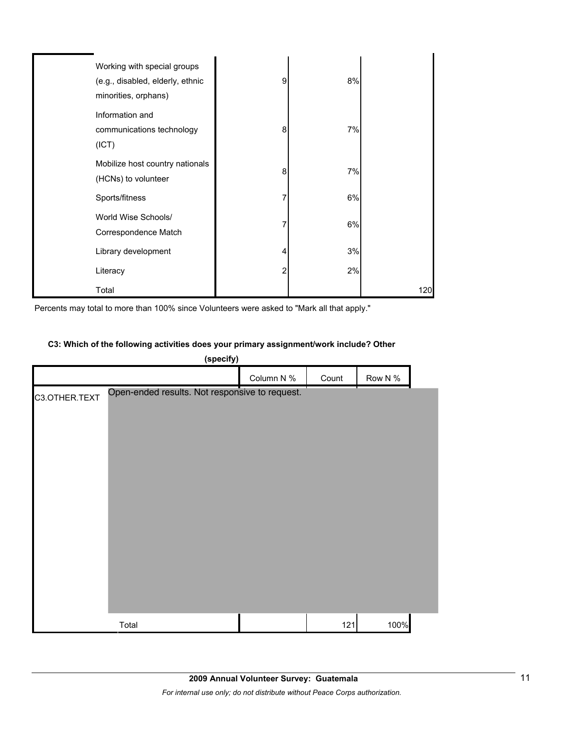| | | | | |
|---|---|---|---|---|
| | Working with special groups (e.g., disabled, elderly, ethnic minorities, orphans) | 9 | 8% | |
| | Information and communications technology (ICT) | 8 | 7% | |
| | Mobilize host country nationals (HCNs) to volunteer | 8 | 7% | |
| | Sports/fitness | 7 | 6% | |
| | World Wise Schools/ Correspondence Match | 7 | 6% | |
| | Library development | 4 | 3% | |
| | Literacy | 2 | 2% | |
| | Total | | | 120 |

Percents may total to more than 100% since Volunteers were asked to "Mark all that apply."

**C3: Which of the following activities does your primary assignment/work include? Other (specify)**

| | | Column N % | Count | Row N % |
|---|---|---|---|---|
| C3.OTHER.TEXT | Open-ended results. Not responsive to request. | | | |
| | Total | | 121 | 100% |

**2009 Annual Volunteer Survey: Guatemala**

*For internal use only; do not distribute without Peace Corps authorization.*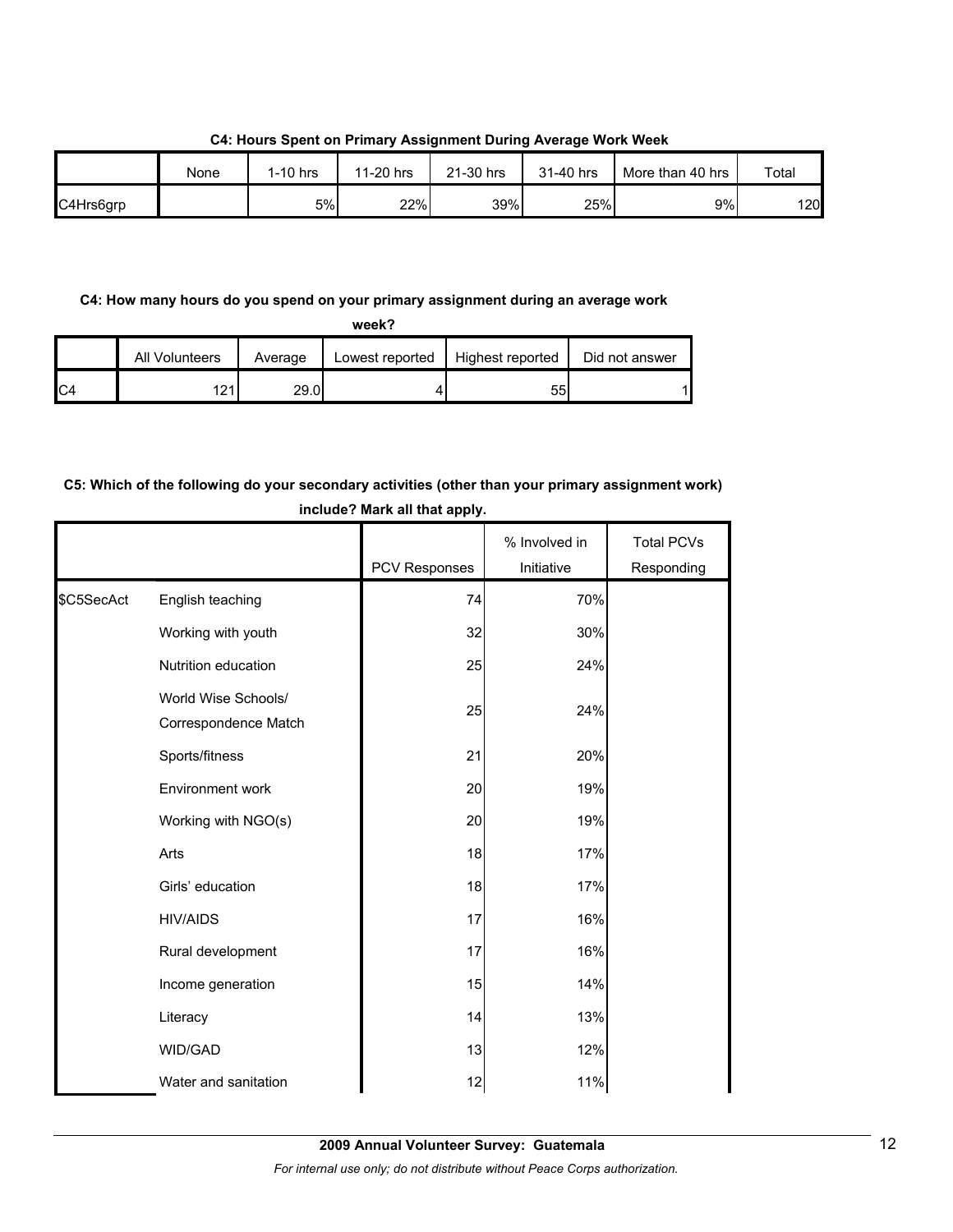**C4: Hours Spent on Primary Assignment During Average Work Week**

| | None | 1-10 hrs | 11-20 hrs | 21-30 hrs | 31-40 hrs | More than 40 hrs | Total |
|---|---|---|---|---|---|---|---|
| C4Hrs6grp | | 5% | 22% | 39% | 25% | 9% | 120 |

**C4: How many hours do you spend on your primary assignment during an average work week?**

| | All Volunteers | Average | Lowest reported | Highest reported | Did not answer |
|---|---|---|---|---|---|
| C4 | 121 | 29.0 | 4 | 55 | 1 |

**C5: Which of the following do your secondary activities (other than your primary assignment work) include? Mark all that apply.**

| | | PCV Responses | % Involved in Initiative | Total PCVs Responding |
|---|---|---|---|---|
| $C5SecAct | English teaching | 74 | 70% | |
| | Working with youth | 32 | 30% | |
| | Nutrition education | 25 | 24% | |
| | World Wise Schools/ Correspondence Match | 25 | 24% | |
| | Sports/fitness | 21 | 20% | |
| | Environment work | 20 | 19% | |
| | Working with NGO(s) | 20 | 19% | |
| | Arts | 18 | 17% | |
| | Girls' education | 18 | 17% | |
| | HIV/AIDS | 17 | 16% | |
| | Rural development | 17 | 16% | |
| | Income generation | 15 | 14% | |
| | Literacy | 14 | 13% | |
| | WID/GAD | 13 | 12% | |
| | Water and sanitation | 12 | 11% | |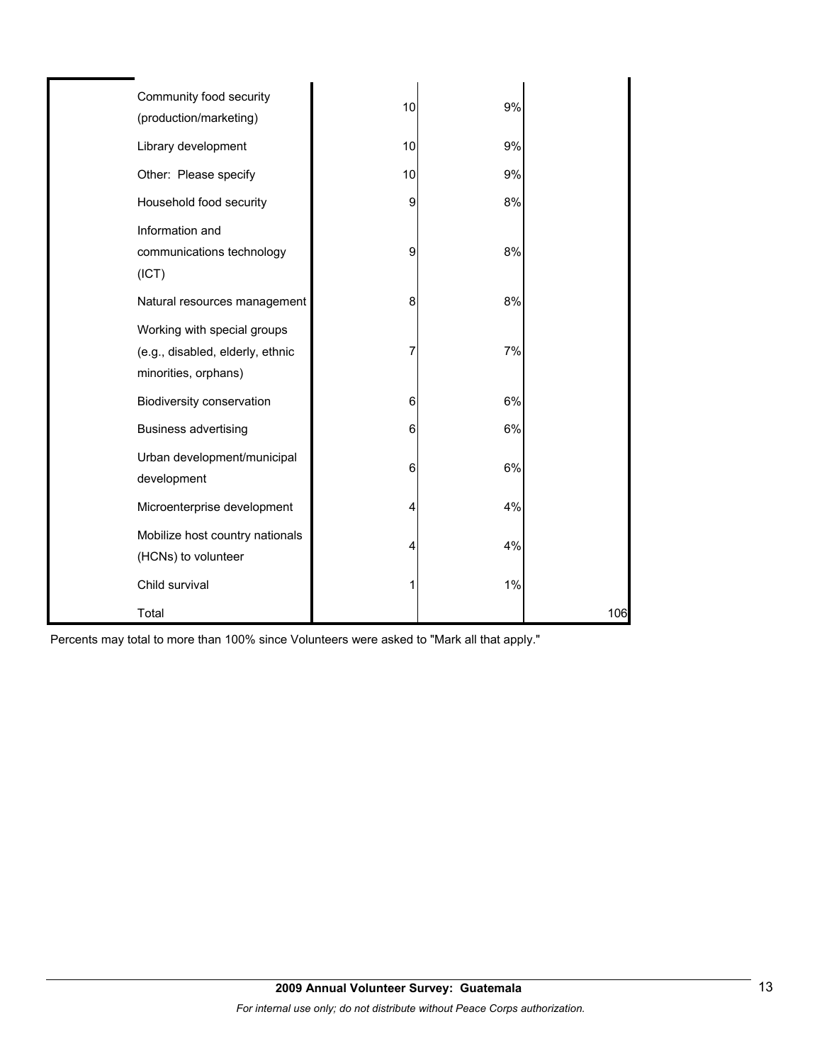| | | | | |
|---|---|---|---|---|
| | Community food security (production/marketing) | 10 | 9% | |
| | Library development | 10 | 9% | |
| | Other: Please specify | 10 | 9% | |
| | Household food security | 9 | 8% | |
| | Information and communications technology (ICT) | 9 | 8% | |
| | Natural resources management | 8 | 8% | |
| | Working with special groups (e.g., disabled, elderly, ethnic minorities, orphans) | 7 | 7% | |
| | Biodiversity conservation | 6 | 6% | |
| | Business advertising | 6 | 6% | |
| | Urban development/municipal development | 6 | 6% | |
| | Microenterprise development | 4 | 4% | |
| | Mobilize host country nationals (HCNs) to volunteer | 4 | 4% | |
| | Child survival | 1 | 1% | |
| | Total | | | 106 |

Percents may total to more than 100% since Volunteers were asked to "Mark all that apply."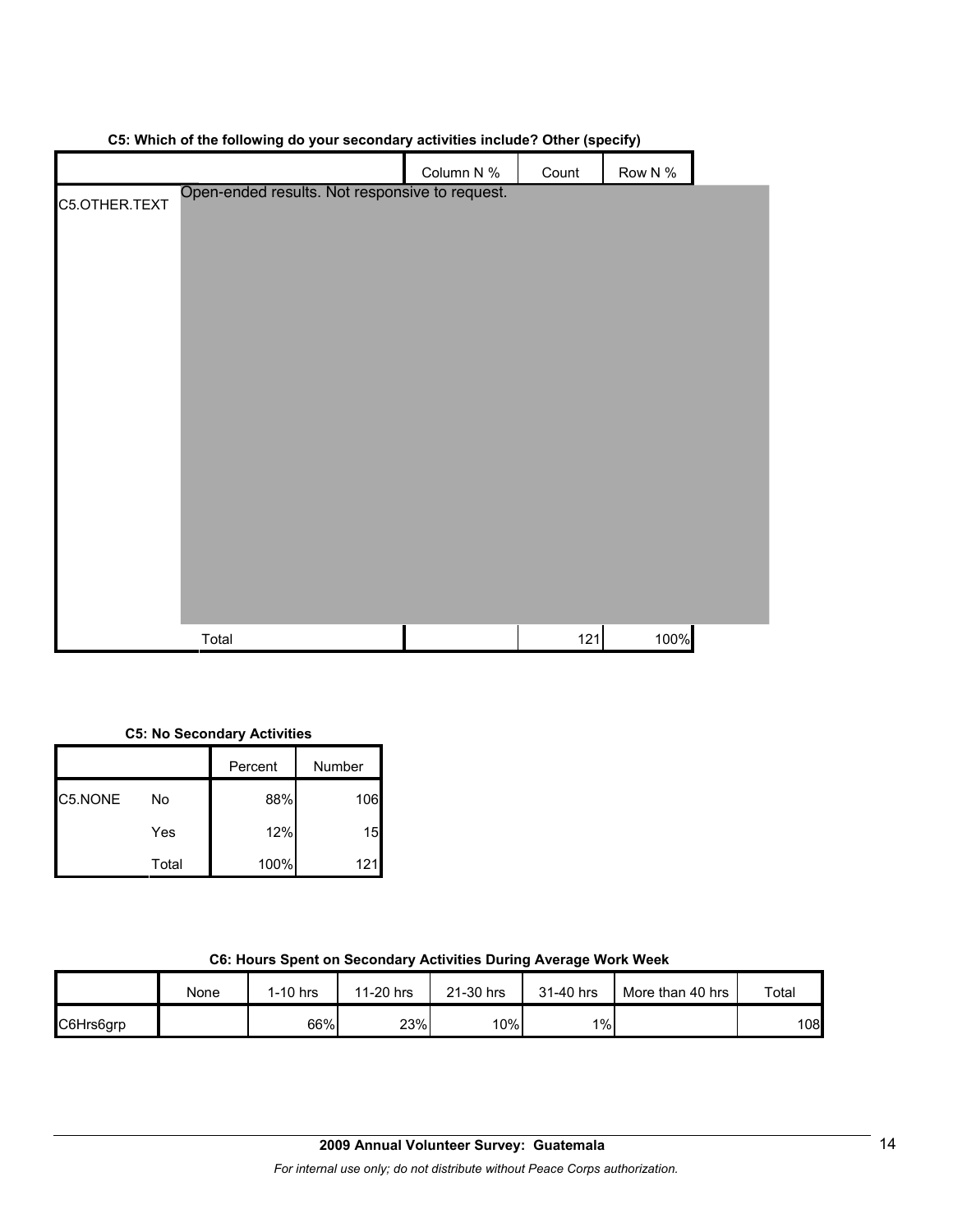**C5: Which of the following do your secondary activities include? Other (specify)**

| | | Column N % | Count | Row N % |
|---|---|---|---|---|
| C5.OTHER.TEXT | Open-ended results. Not responsive to request. | | | |
| | Total | | 121 | 100% |

**C5: No Secondary Activities**

| | | Percent | Number |
|---|---|---|---|
| C5.NONE | No | 88% | 106 |
| | Yes | 12% | 15 |
| | Total | 100% | 121 |

**C6: Hours Spent on Secondary Activities During Average Work Week**

| | None | 1-10 hrs | 11-20 hrs | 21-30 hrs | 31-40 hrs | More than 40 hrs | Total |
|---|---|---|---|---|---|---|---|
| C6Hrs6grp | | 66% | 23% | 10% | 1% | | 108 |

**2009 Annual Volunteer Survey: Guatemala**

*For internal use only; do not distribute without Peace Corps authorization.*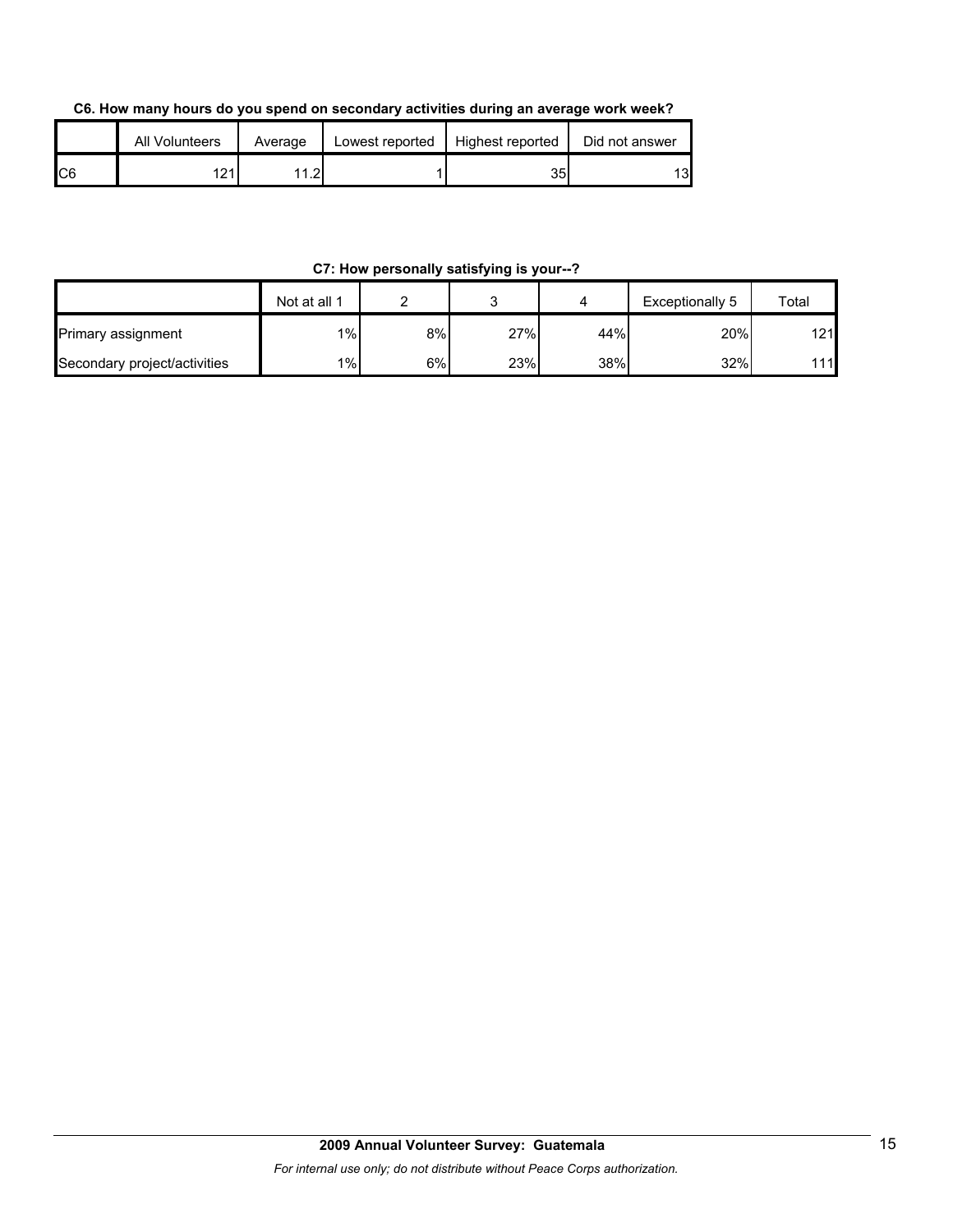**C6. How many hours do you spend on secondary activities during an average work week?**

| | All Volunteers | Average | Lowest reported | Highest reported | Did not answer |
|---|---|---|---|---|---|
| C6 | 121 | 11.2 | 1 | 35 | 13 |

**C7: How personally satisfying is your--?**

| | Not at all 1 | 2 | 3 | 4 | Exceptionally 5 | Total |
|---|---|---|---|---|---|---|
| Primary assignment | 1% | 8% | 27% | 44% | 20% | 121 |
| Secondary project/activities | 1% | 6% | 23% | 38% | 32% | 111 |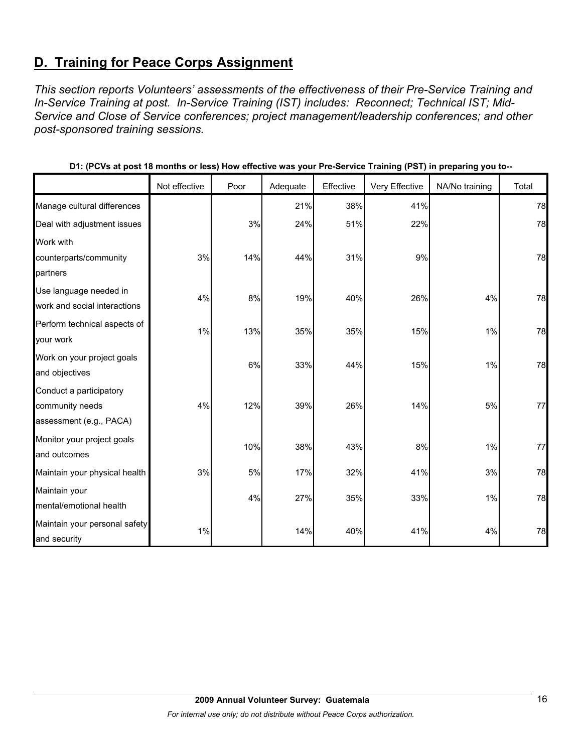## D. Training for Peace Corps Assignment

*This section reports Volunteers' assessments of the effectiveness of their Pre-Service Training and In-Service Training at post. In-Service Training (IST) includes: Reconnect; Technical IST; Mid-Service and Close of Service conferences; project management/leadership conferences; and other post-sponsored training sessions.*

**D1: (PCVs at post 18 months or less) How effective was your Pre-Service Training (PST) in preparing you to--**

| | Not effective | Poor | Adequate | Effective | Very Effective | NA/No training | Total |
|---|---|---|---|---|---|---|---|
| Manage cultural differences | | | 21% | 38% | 41% | | 78 |
| Deal with adjustment issues | | 3% | 24% | 51% | 22% | | 78 |
| Work with counterparts/community partners | 3% | 14% | 44% | 31% | 9% | | 78 |
| Use language needed in work and social interactions | 4% | 8% | 19% | 40% | 26% | 4% | 78 |
| Perform technical aspects of your work | 1% | 13% | 35% | 35% | 15% | 1% | 78 |
| Work on your project goals and objectives | | 6% | 33% | 44% | 15% | 1% | 78 |
| Conduct a participatory community needs assessment (e.g., PACA) | 4% | 12% | 39% | 26% | 14% | 5% | 77 |
| Monitor your project goals and outcomes | | 10% | 38% | 43% | 8% | 1% | 77 |
| Maintain your physical health | 3% | 5% | 17% | 32% | 41% | 3% | 78 |
| Maintain your mental/emotional health | | 4% | 27% | 35% | 33% | 1% | 78 |
| Maintain your personal safety and security | 1% | | 14% | 40% | 41% | 4% | 78 |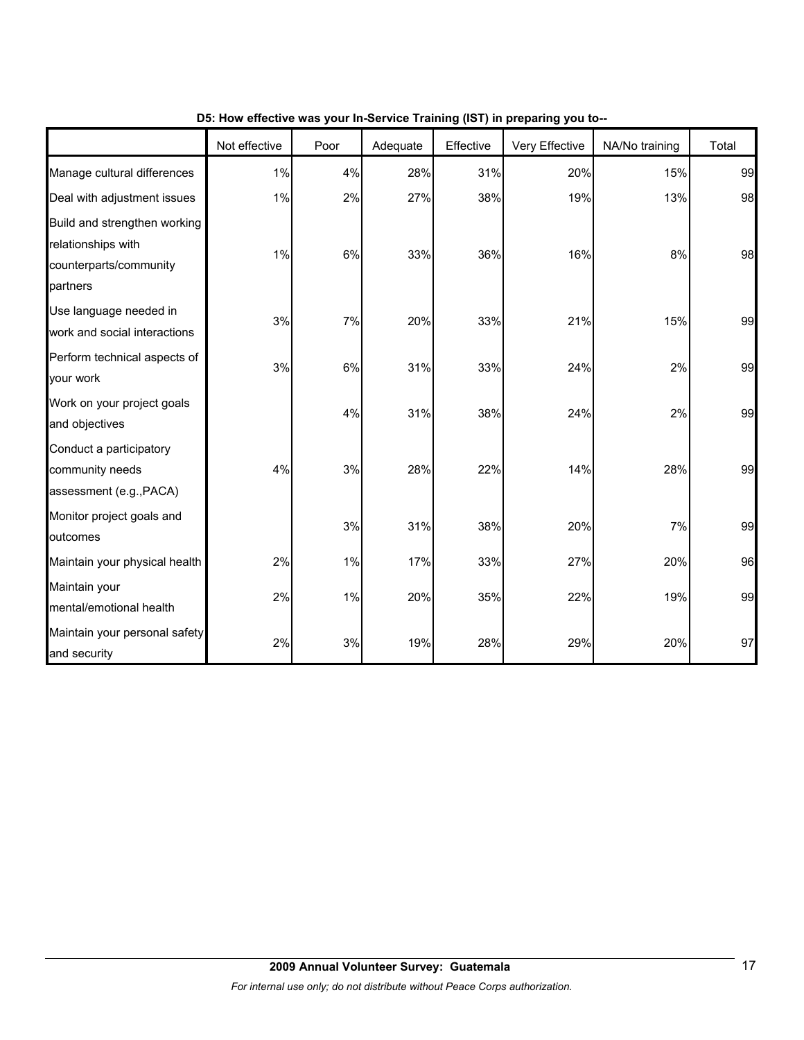**D5: How effective was your In-Service Training (IST) in preparing you to--**

| | Not effective | Poor | Adequate | Effective | Very Effective | NA/No training | Total |
|---|---|---|---|---|---|---|---|
| Manage cultural differences | 1% | 4% | 28% | 31% | 20% | 15% | 99 |
| Deal with adjustment issues | 1% | 2% | 27% | 38% | 19% | 13% | 98 |
| Build and strengthen working relationships with counterparts/community partners | 1% | 6% | 33% | 36% | 16% | 8% | 98 |
| Use language needed in work and social interactions | 3% | 7% | 20% | 33% | 21% | 15% | 99 |
| Perform technical aspects of your work | 3% | 6% | 31% | 33% | 24% | 2% | 99 |
| Work on your project goals and objectives | | 4% | 31% | 38% | 24% | 2% | 99 |
| Conduct a participatory community needs assessment (e.g.,PACA) | 4% | 3% | 28% | 22% | 14% | 28% | 99 |
| Monitor project goals and outcomes | | 3% | 31% | 38% | 20% | 7% | 99 |
| Maintain your physical health | 2% | 1% | 17% | 33% | 27% | 20% | 96 |
| Maintain your mental/emotional health | 2% | 1% | 20% | 35% | 22% | 19% | 99 |
| Maintain your personal safety and security | 2% | 3% | 19% | 28% | 29% | 20% | 97 |

**2009 Annual Volunteer Survey: Guatemala**

*For internal use only; do not distribute without Peace Corps authorization.*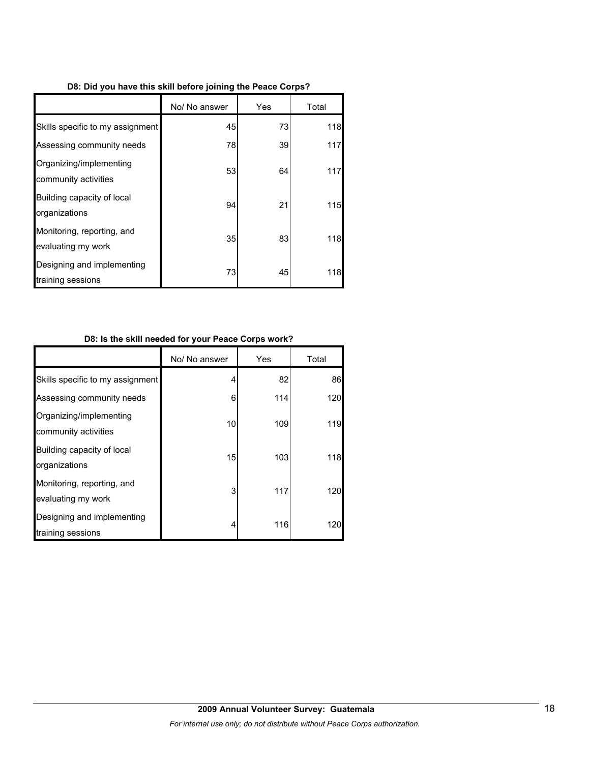**D8: Did you have this skill before joining the Peace Corps?**

| | No/ No answer | Yes | Total |
|---|---|---|---|
| Skills specific to my assignment | 45 | 73 | 118 |
| Assessing community needs | 78 | 39 | 117 |
| Organizing/implementing community activities | 53 | 64 | 117 |
| Building capacity of local organizations | 94 | 21 | 115 |
| Monitoring, reporting, and evaluating my work | 35 | 83 | 118 |
| Designing and implementing training sessions | 73 | 45 | 118 |

**D8: Is the skill needed for your Peace Corps work?**

| | No/ No answer | Yes | Total |
|---|---|---|---|
| Skills specific to my assignment | 4 | 82 | 86 |
| Assessing community needs | 6 | 114 | 120 |
| Organizing/implementing community activities | 10 | 109 | 119 |
| Building capacity of local organizations | 15 | 103 | 118 |
| Monitoring, reporting, and evaluating my work | 3 | 117 | 120 |
| Designing and implementing training sessions | 4 | 116 | 120 |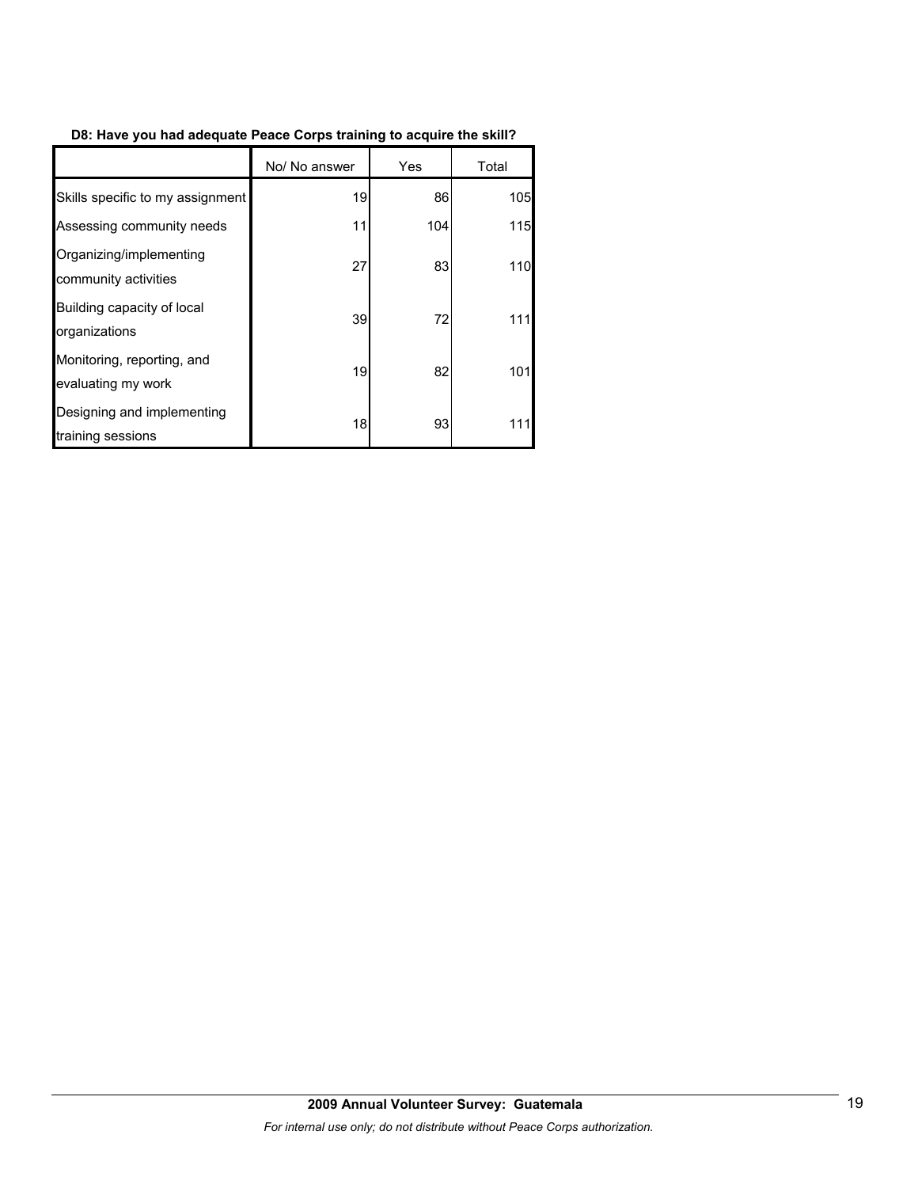**D8: Have you had adequate Peace Corps training to acquire the skill?**

| | No/ No answer | Yes | Total |
|---|---|---|---|
| Skills specific to my assignment | 19 | 86 | 105 |
| Assessing community needs | 11 | 104 | 115 |
| Organizing/implementing community activities | 27 | 83 | 110 |
| Building capacity of local organizations | 39 | 72 | 111 |
| Monitoring, reporting, and evaluating my work | 19 | 82 | 101 |
| Designing and implementing training sessions | 18 | 93 | 111 |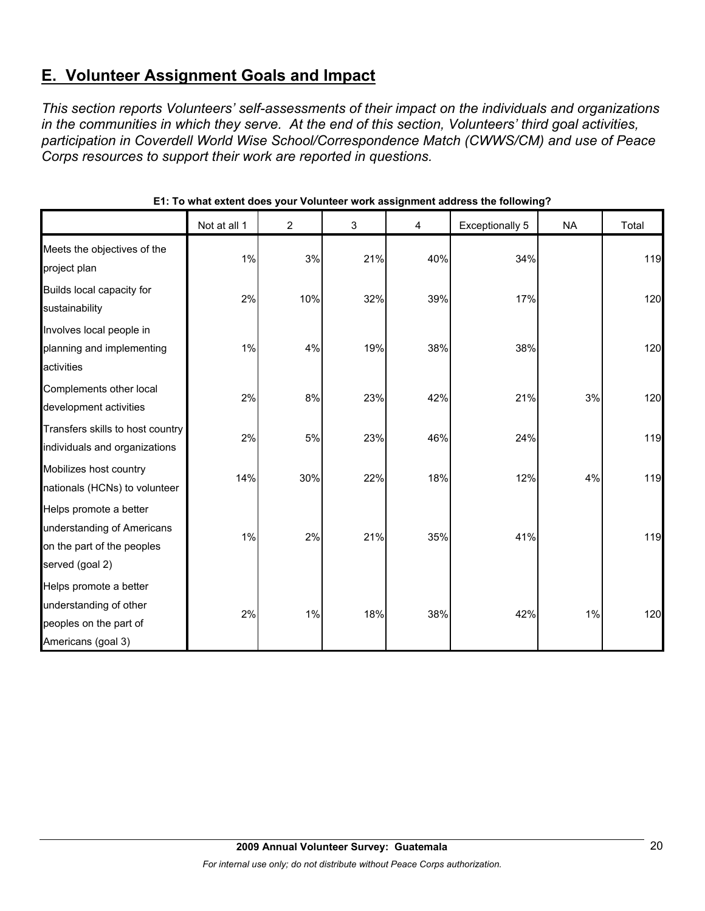## E. Volunteer Assignment Goals and Impact

*This section reports Volunteers' self-assessments of their impact on the individuals and organizations in the communities in which they serve. At the end of this section, Volunteers' third goal activities, participation in Coverdell World Wise School/Correspondence Match (CWWS/CM) and use of Peace Corps resources to support their work are reported in questions.*

**E1: To what extent does your Volunteer work assignment address the following?**

| | Not at all 1 | 2 | 3 | 4 | Exceptionally 5 | NA | Total |
|---|---|---|---|---|---|---|---|
| Meets the objectives of the project plan | 1% | 3% | 21% | 40% | 34% | | 119 |
| Builds local capacity for sustainability | 2% | 10% | 32% | 39% | 17% | | 120 |
| Involves local people in planning and implementing activities | 1% | 4% | 19% | 38% | 38% | | 120 |
| Complements other local development activities | 2% | 8% | 23% | 42% | 21% | 3% | 120 |
| Transfers skills to host country individuals and organizations | 2% | 5% | 23% | 46% | 24% | | 119 |
| Mobilizes host country nationals (HCNs) to volunteer | 14% | 30% | 22% | 18% | 12% | 4% | 119 |
| Helps promote a better understanding of Americans on the part of the peoples served (goal 2) | 1% | 2% | 21% | 35% | 41% | | 119 |
| Helps promote a better understanding of other peoples on the part of Americans (goal 3) | 2% | 1% | 18% | 38% | 42% | 1% | 120 |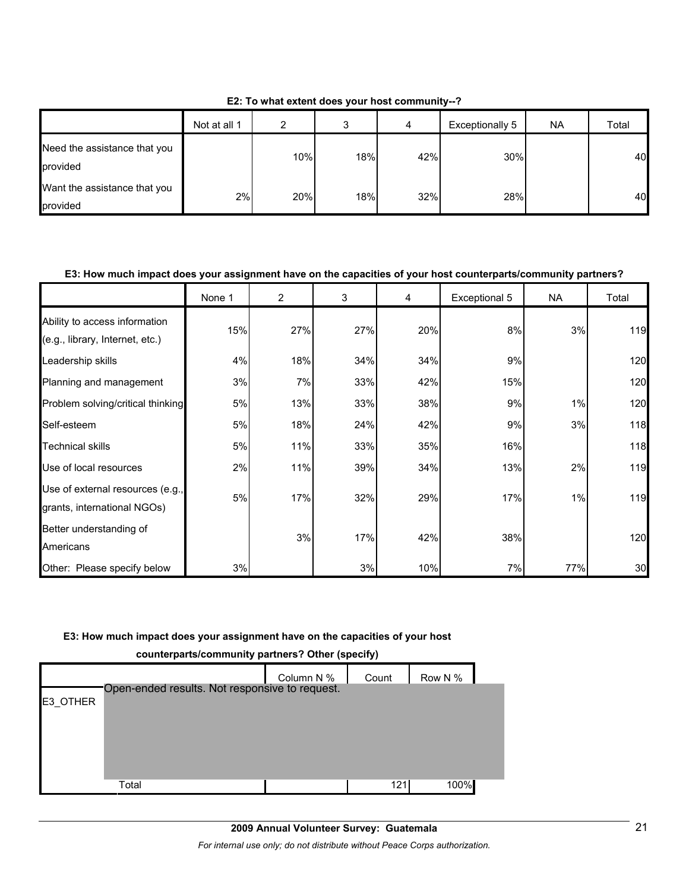**E2: To what extent does your host community--?**

| | Not at all 1 | 2 | 3 | 4 | Exceptionally 5 | NA | Total |
|---|---|---|---|---|---|---|---|
| Need the assistance that you provided | | 10% | 18% | 42% | 30% | | 40 |
| Want the assistance that you provided | 2% | 20% | 18% | 32% | 28% | | 40 |

**E3: How much impact does your assignment have on the capacities of your host counterparts/community partners?**

| | None 1 | 2 | 3 | 4 | Exceptional 5 | NA | Total |
|---|---|---|---|---|---|---|---|
| Ability to access information (e.g., library, Internet, etc.) | 15% | 27% | 27% | 20% | 8% | 3% | 119 |
| Leadership skills | 4% | 18% | 34% | 34% | 9% | | 120 |
| Planning and management | 3% | 7% | 33% | 42% | 15% | | 120 |
| Problem solving/critical thinking | 5% | 13% | 33% | 38% | 9% | 1% | 120 |
| Self-esteem | 5% | 18% | 24% | 42% | 9% | 3% | 118 |
| Technical skills | 5% | 11% | 33% | 35% | 16% | | 118 |
| Use of local resources | 2% | 11% | 39% | 34% | 13% | 2% | 119 |
| Use of external resources (e.g., grants, international NGOs) | 5% | 17% | 32% | 29% | 17% | 1% | 119 |
| Better understanding of Americans | | 3% | 17% | 42% | 38% | | 120 |
| Other: Please specify below | 3% | | 3% | 10% | 7% | 77% | 30 |

**E3: How much impact does your assignment have on the capacities of your host counterparts/community partners? Other (specify)**

| | | Column N % | Count | Row N % |
|---|---|---|---|---|
| E3_OTHER | Open-ended results. Not responsive to request. | | | |
| | Total | | 121 | 100% |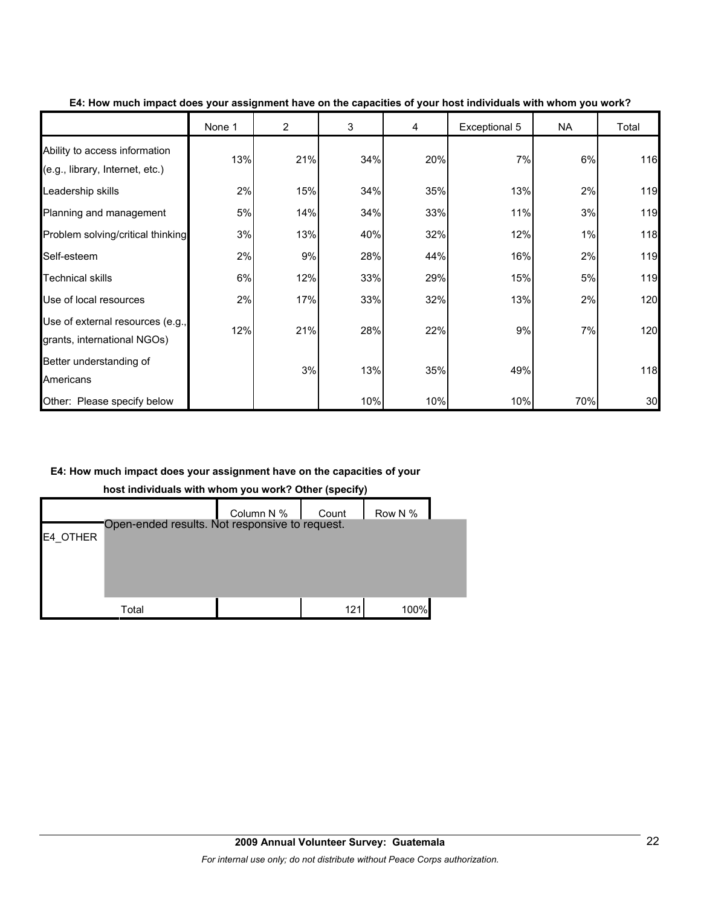**E4: How much impact does your assignment have on the capacities of your host individuals with whom you work?**

| | None 1 | 2 | 3 | 4 | Exceptional 5 | NA | Total |
|---|---|---|---|---|---|---|---|
| Ability to access information (e.g., library, Internet, etc.) | 13% | 21% | 34% | 20% | 7% | 6% | 116 |
| Leadership skills | 2% | 15% | 34% | 35% | 13% | 2% | 119 |
| Planning and management | 5% | 14% | 34% | 33% | 11% | 3% | 119 |
| Problem solving/critical thinking | 3% | 13% | 40% | 32% | 12% | 1% | 118 |
| Self-esteem | 2% | 9% | 28% | 44% | 16% | 2% | 119 |
| Technical skills | 6% | 12% | 33% | 29% | 15% | 5% | 119 |
| Use of local resources | 2% | 17% | 33% | 32% | 13% | 2% | 120 |
| Use of external resources (e.g., grants, international NGOs) | 12% | 21% | 28% | 22% | 9% | 7% | 120 |
| Better understanding of Americans | | 3% | 13% | 35% | 49% | | 118 |
| Other: Please specify below | | | 10% | 10% | 10% | 70% | 30 |

**E4: How much impact does your assignment have on the capacities of your host individuals with whom you work? Other (specify)**

| | | Column N % | Count | Row N % |
|---|---|---|---|---|
| E4_OTHER | Open-ended results. Not responsive to request. | | | |
| | Total | | 121 | 100% |

2009 Annual Volunteer Survey: Guatemala

*For internal use only; do not distribute without Peace Corps authorization.*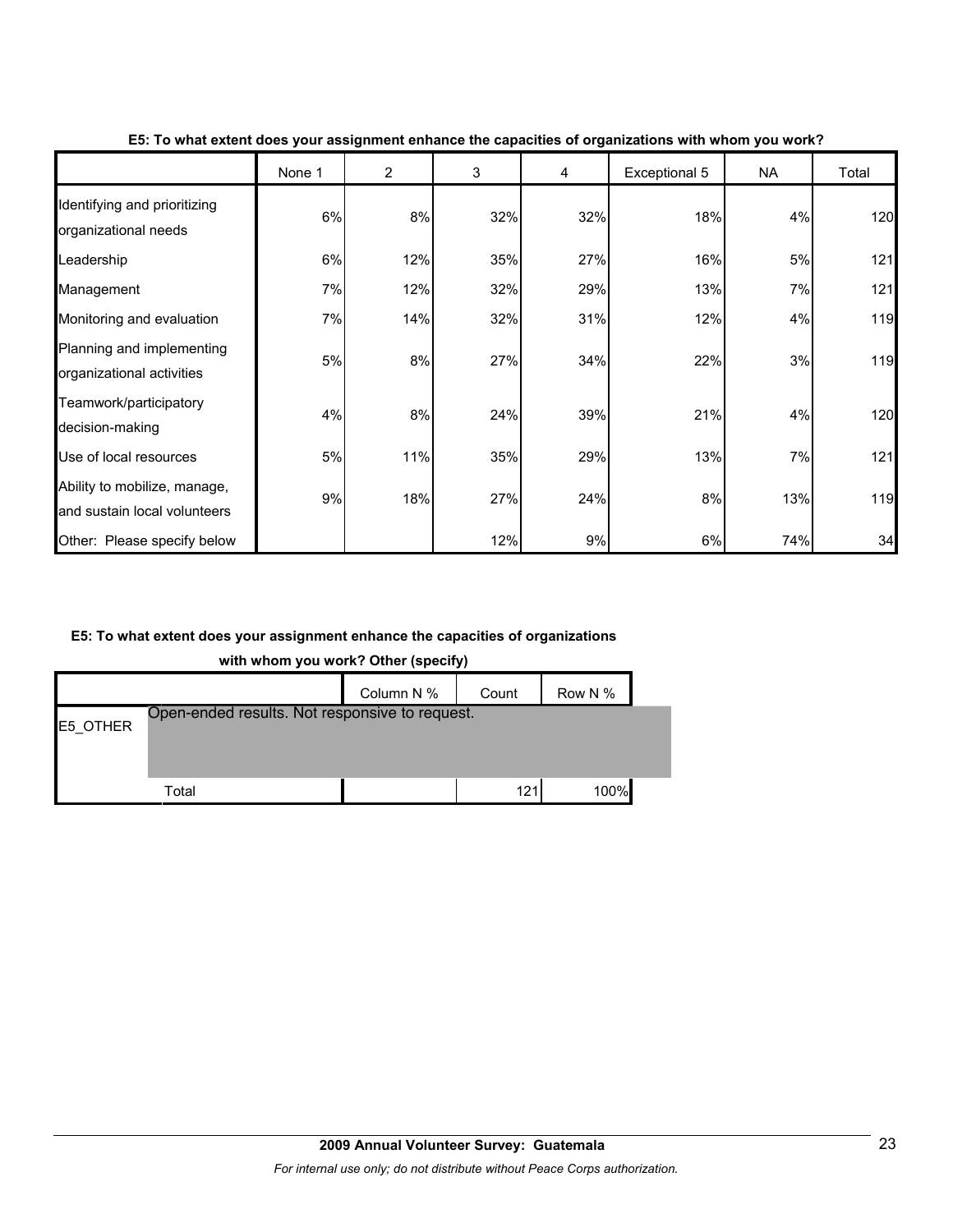**E5: To what extent does your assignment enhance the capacities of organizations with whom you work?**

| | None 1 | 2 | 3 | 4 | Exceptional 5 | NA | Total |
|---|---|---|---|---|---|---|---|
| Identifying and prioritizing organizational needs | 6% | 8% | 32% | 32% | 18% | 4% | 120 |
| Leadership | 6% | 12% | 35% | 27% | 16% | 5% | 121 |
| Management | 7% | 12% | 32% | 29% | 13% | 7% | 121 |
| Monitoring and evaluation | 7% | 14% | 32% | 31% | 12% | 4% | 119 |
| Planning and implementing organizational activities | 5% | 8% | 27% | 34% | 22% | 3% | 119 |
| Teamwork/participatory decision-making | 4% | 8% | 24% | 39% | 21% | 4% | 120 |
| Use of local resources | 5% | 11% | 35% | 29% | 13% | 7% | 121 |
| Ability to mobilize, manage, and sustain local volunteers | 9% | 18% | 27% | 24% | 8% | 13% | 119 |
| Other: Please specify below | | | 12% | 9% | 6% | 74% | 34 |

**E5: To what extent does your assignment enhance the capacities of organizations with whom you work? Other (specify)**

| | | Column N % | Count | Row N % |
|---|---|---|---|---|
| E5_OTHER | Open-ended results. Not responsive to request. | | | |
| | Total | | 121 | 100% |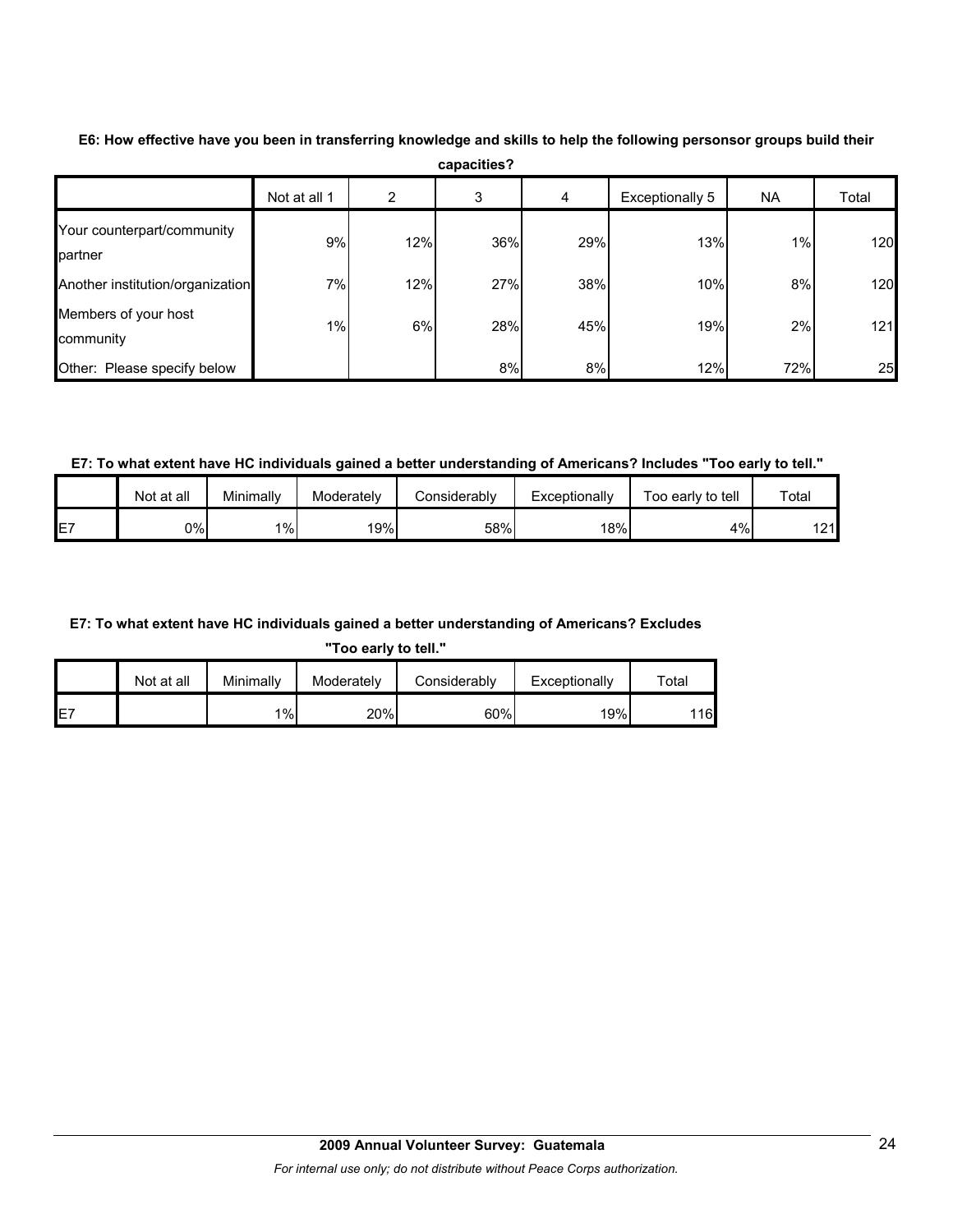**E6: How effective have you been in transferring knowledge and skills to help the following personsor groups build their capacities?**

| | Not at all 1 | 2 | 3 | 4 | Exceptionally 5 | NA | Total |
|---|---|---|---|---|---|---|---|
| Your counterpart/community partner | 9% | 12% | 36% | 29% | 13% | 1% | 120 |
| Another institution/organization | 7% | 12% | 27% | 38% | 10% | 8% | 120 |
| Members of your host community | 1% | 6% | 28% | 45% | 19% | 2% | 121 |
| Other: Please specify below | | | 8% | 8% | 12% | 72% | 25 |

**E7: To what extent have HC individuals gained a better understanding of Americans? Includes "Too early to tell."**

| | Not at all | Minimally | Moderately | Considerably | Exceptionally | Too early to tell | Total |
|---|---|---|---|---|---|---|---|
| E7 | 0% | 1% | 19% | 58% | 18% | 4% | 121 |

**E7: To what extent have HC individuals gained a better understanding of Americans? Excludes "Too early to tell."**

| | Not at all | Minimally | Moderately | Considerably | Exceptionally | Total |
|---|---|---|---|---|---|---|
| E7 | | 1% | 20% | 60% | 19% | 116 |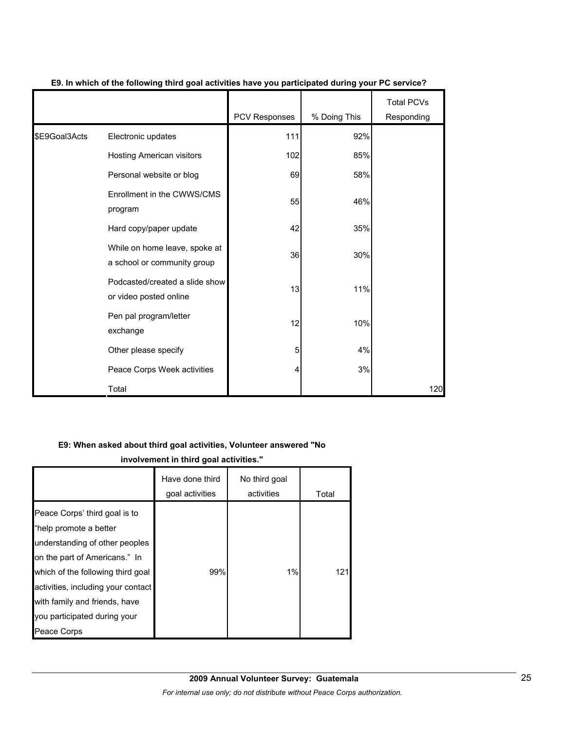**E9. In which of the following third goal activities have you participated during your PC service?**

| | | PCV Responses | % Doing This | Total PCVs Responding |
|---|---|---|---|---|
| $E9Goal3Acts | Electronic updates | 111 | 92% | |
| | Hosting American visitors | 102 | 85% | |
| | Personal website or blog | 69 | 58% | |
| | Enrollment in the CWWS/CMS program | 55 | 46% | |
| | Hard copy/paper update | 42 | 35% | |
| | While on home leave, spoke at a school or community group | 36 | 30% | |
| | Podcasted/created a slide show or video posted online | 13 | 11% | |
| | Pen pal program/letter exchange | 12 | 10% | |
| | Other please specify | 5 | 4% | |
| | Peace Corps Week activities | 4 | 3% | |
| | Total | | | 120 |

**E9: When asked about third goal activities, Volunteer answered "No involvement in third goal activities."**

| | Have done third goal activities | No third goal activities | Total |
|---|---|---|---|
| Peace Corps' third goal is to "help promote a better understanding of other peoples on the part of Americans." In which of the following third goal activities, including your contact with family and friends, have you participated during your Peace Corps | 99% | 1% | 121 |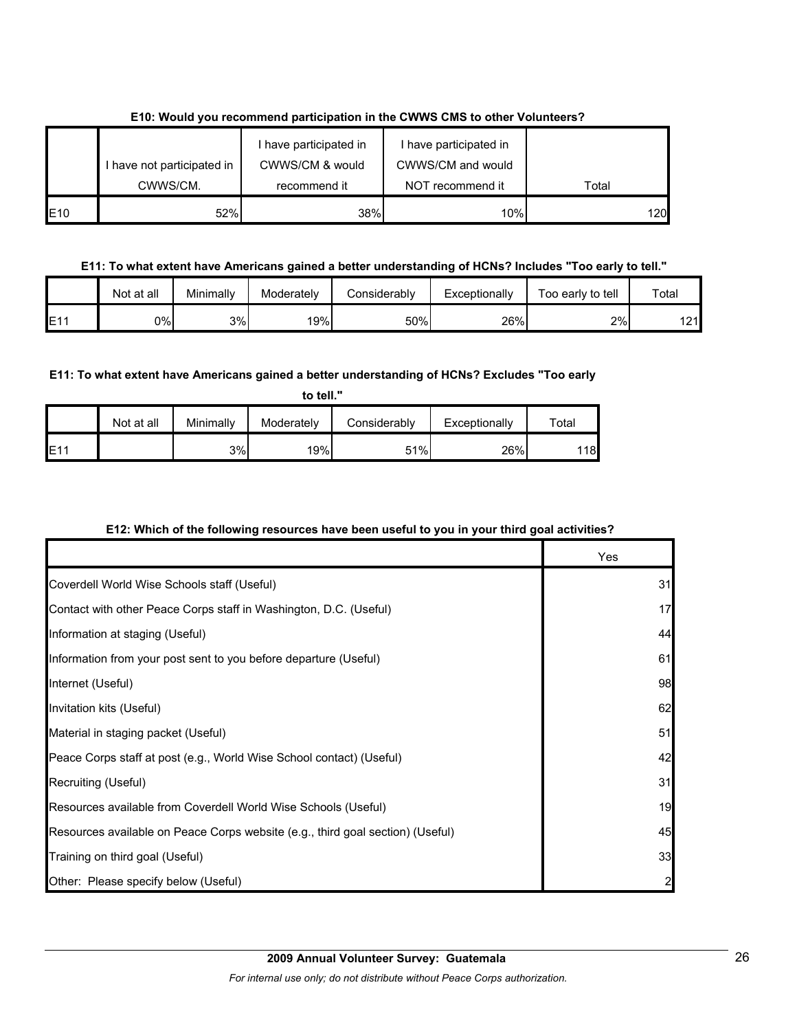**E10: Would you recommend participation in the CWWS CMS to other Volunteers?**

| | I have not participated in CWWS/CM. | I have participated in CWWS/CM & would recommend it | I have participated in CWWS/CM and would NOT recommend it | Total |
|---|---|---|---|---|
| E10 | 52% | 38% | 10% | 120 |

**E11: To what extent have Americans gained a better understanding of HCNs? Includes "Too early to tell."**

| | Not at all | Minimally | Moderately | Considerably | Exceptionally | Too early to tell | Total |
|---|---|---|---|---|---|---|---|
| E11 | 0% | 3% | 19% | 50% | 26% | 2% | 121 |

**E11: To what extent have Americans gained a better understanding of HCNs? Excludes "Too early to tell."**

| | Not at all | Minimally | Moderately | Considerably | Exceptionally | Total |
|---|---|---|---|---|---|---|
| E11 | | 3% | 19% | 51% | 26% | 118 |

**E12: Which of the following resources have been useful to you in your third goal activities?**

| | Yes |
|---|---|
| Coverdell World Wise Schools staff (Useful) | 31 |
| Contact with other Peace Corps staff in Washington, D.C. (Useful) | 17 |
| Information at staging (Useful) | 44 |
| Information from your post sent to you before departure (Useful) | 61 |
| Internet (Useful) | 98 |
| Invitation kits (Useful) | 62 |
| Material in staging packet (Useful) | 51 |
| Peace Corps staff at post (e.g., World Wise School contact) (Useful) | 42 |
| Recruiting (Useful) | 31 |
| Resources available from Coverdell World Wise Schools (Useful) | 19 |
| Resources available on Peace Corps website (e.g., third goal section) (Useful) | 45 |
| Training on third goal (Useful) | 33 |
| Other: Please specify below (Useful) | 2 |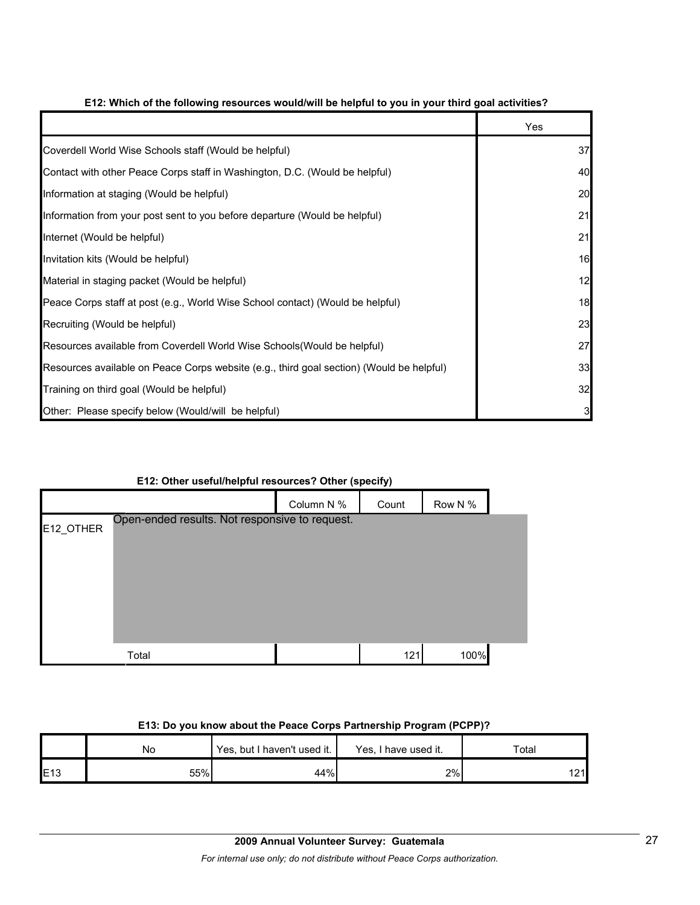**E12: Which of the following resources would/will be helpful to you in your third goal activities?**

| | Yes |
|---|---|
| Coverdell World Wise Schools staff (Would be helpful) | 37 |
| Contact with other Peace Corps staff in Washington, D.C. (Would be helpful) | 40 |
| Information at staging (Would be helpful) | 20 |
| Information from your post sent to you before departure (Would be helpful) | 21 |
| Internet (Would be helpful) | 21 |
| Invitation kits (Would be helpful) | 16 |
| Material in staging packet (Would be helpful) | 12 |
| Peace Corps staff at post (e.g., World Wise School contact) (Would be helpful) | 18 |
| Recruiting (Would be helpful) | 23 |
| Resources available from Coverdell World Wise Schools(Would be helpful) | 27 |
| Resources available on Peace Corps website (e.g., third goal section) (Would be helpful) | 33 |
| Training on third goal (Would be helpful) | 32 |
| Other: Please specify below (Would/will be helpful) | 3 |

**E12: Other useful/helpful resources? Other (specify)**

| | | Column N % | Count | Row N % |
|---|---|---|---|---|
| E12_OTHER | Open-ended results. Not responsive to request. | | | |
| | Total | | 121 | 100% |

**E13: Do you know about the Peace Corps Partnership Program (PCPP)?**

| | No | Yes, but I haven't used it. | Yes, I have used it. | Total |
|---|---|---|---|---|
| E13 | 55% | 44% | 2% | 121 |

2009 Annual Volunteer Survey: Guatemala

*For internal use only; do not distribute without Peace Corps authorization.*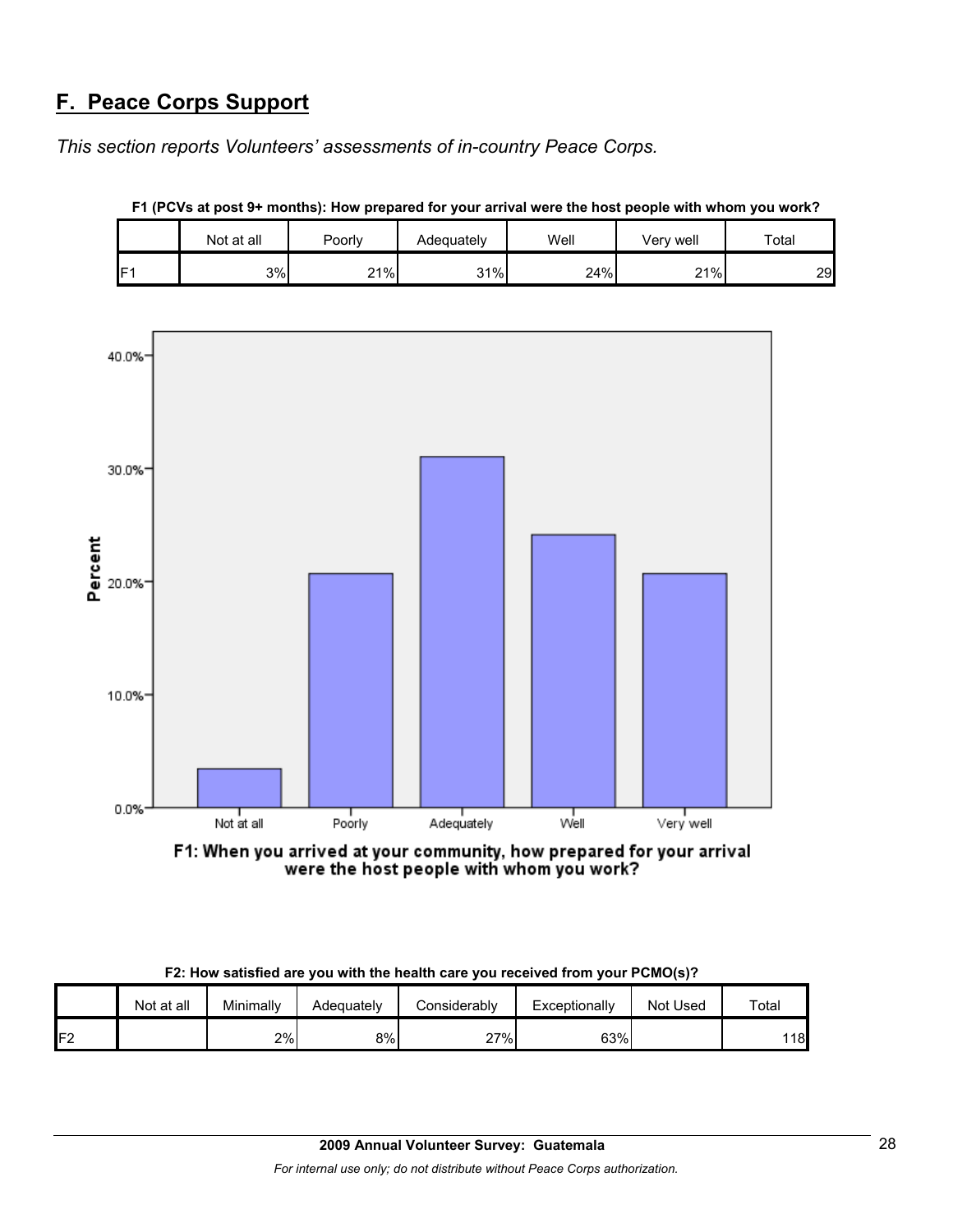## F. Peace Corps Support

*This section reports Volunteers' assessments of in-country Peace Corps.*

**F1 (PCVs at post 9+ months): How prepared for your arrival were the host people with whom you work?**

| | Not at all | Poorly | Adequately | Well | Very well | Total |
|---|---|---|---|---|---|---|
| F1 | 3% | 21% | 31% | 24% | 21% | 29 |

40.0%
30.0%
20.0%
10.0%
0.0%
Percent
Not at all
Poorly
Adequately
Well
Very well
F1: When you arrived at your community, how prepared for your arrival were the host people with whom you work?

**F2: How satisfied are you with the health care you received from your PCMO(s)?**

| | Not at all | Minimally | Adequately | Considerably | Exceptionally | Not Used | Total |
|---|---|---|---|---|---|---|---|
| F2 | | 2% | 8% | 27% | 63% | | 118 |

**2009 Annual Volunteer Survey: Guatemala**

*For internal use only; do not distribute without Peace Corps authorization.*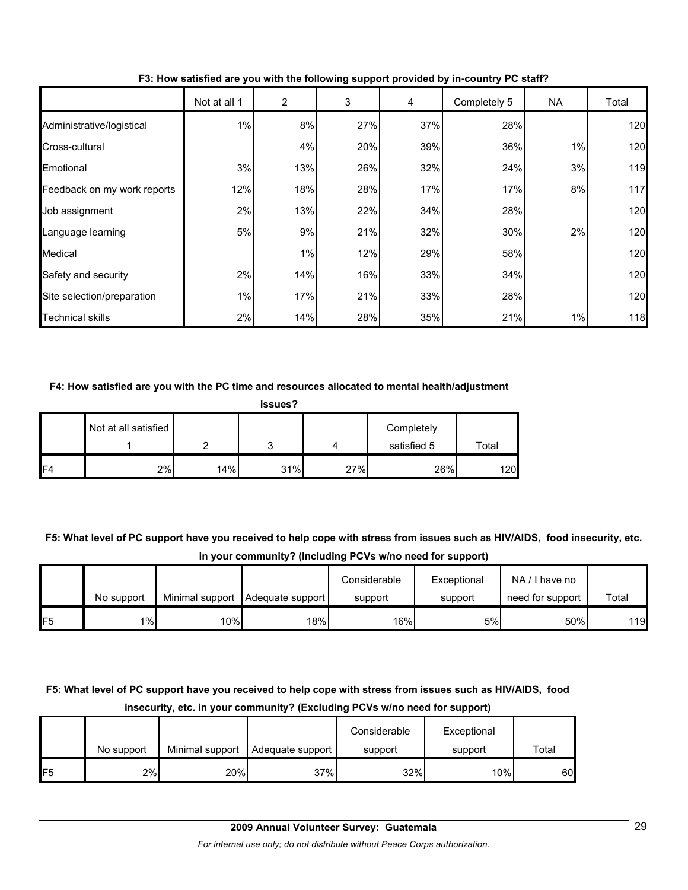**F3: How satisfied are you with the following support provided by in-country PC staff?**

| | Not at all 1 | 2 | 3 | 4 | Completely 5 | NA | Total |
|---|---|---|---|---|---|---|---|
| Administrative/logistical | 1% | 8% | 27% | 37% | 28% | | 120 |
| Cross-cultural | | 4% | 20% | 39% | 36% | 1% | 120 |
| Emotional | 3% | 13% | 26% | 32% | 24% | 3% | 119 |
| Feedback on my work reports | 12% | 18% | 28% | 17% | 17% | 8% | 117 |
| Job assignment | 2% | 13% | 22% | 34% | 28% | | 120 |
| Language learning | 5% | 9% | 21% | 32% | 30% | 2% | 120 |
| Medical | | 1% | 12% | 29% | 58% | | 120 |
| Safety and security | 2% | 14% | 16% | 33% | 34% | | 120 |
| Site selection/preparation | 1% | 17% | 21% | 33% | 28% | | 120 |
| Technical skills | 2% | 14% | 28% | 35% | 21% | 1% | 118 |

**F4: How satisfied are you with the PC time and resources allocated to mental health/adjustment issues?**

| | Not at all satisfied 1 | 2 | 3 | 4 | Completely satisfied 5 | Total |
|---|---|---|---|---|---|---|
| F4 | 2% | 14% | 31% | 27% | 26% | 120 |

**F5: What level of PC support have you received to help cope with stress from issues such as HIV/AIDS, food insecurity, etc. in your community? (Including PCVs w/no need for support)**

| | No support | Minimal support | Adequate support | Considerable support | Exceptional support | NA / I have no need for support | Total |
|---|---|---|---|---|---|---|---|
| F5 | 1% | 10% | 18% | 16% | 5% | 50% | 119 |

**F5: What level of PC support have you received to help cope with stress from issues such as HIV/AIDS, food insecurity, etc. in your community? (Excluding PCVs w/no need for support)**

| | No support | Minimal support | Adequate support | Considerable support | Exceptional support | Total |
|---|---|---|---|---|---|---|
| F5 | 2% | 20% | 37% | 32% | 10% | 60 |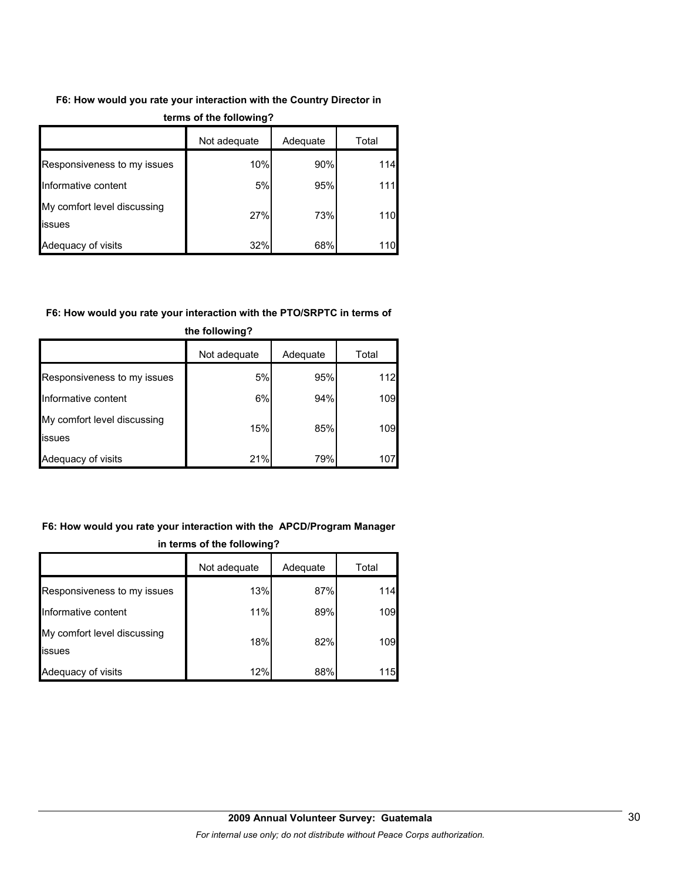**F6: How would you rate your interaction with the Country Director in terms of the following?**

| | Not adequate | Adequate | Total |
|---|---|---|---|
| Responsiveness to my issues | 10% | 90% | 114 |
| Informative content | 5% | 95% | 111 |
| My comfort level discussing issues | 27% | 73% | 110 |
| Adequacy of visits | 32% | 68% | 110 |

**F6: How would you rate your interaction with the PTO/SRPTC in terms of the following?**

| | Not adequate | Adequate | Total |
|---|---|---|---|
| Responsiveness to my issues | 5% | 95% | 112 |
| Informative content | 6% | 94% | 109 |
| My comfort level discussing issues | 15% | 85% | 109 |
| Adequacy of visits | 21% | 79% | 107 |

**F6: How would you rate your interaction with the APCD/Program Manager in terms of the following?**

| | Not adequate | Adequate | Total |
|---|---|---|---|
| Responsiveness to my issues | 13% | 87% | 114 |
| Informative content | 11% | 89% | 109 |
| My comfort level discussing issues | 18% | 82% | 109 |
| Adequacy of visits | 12% | 88% | 115 |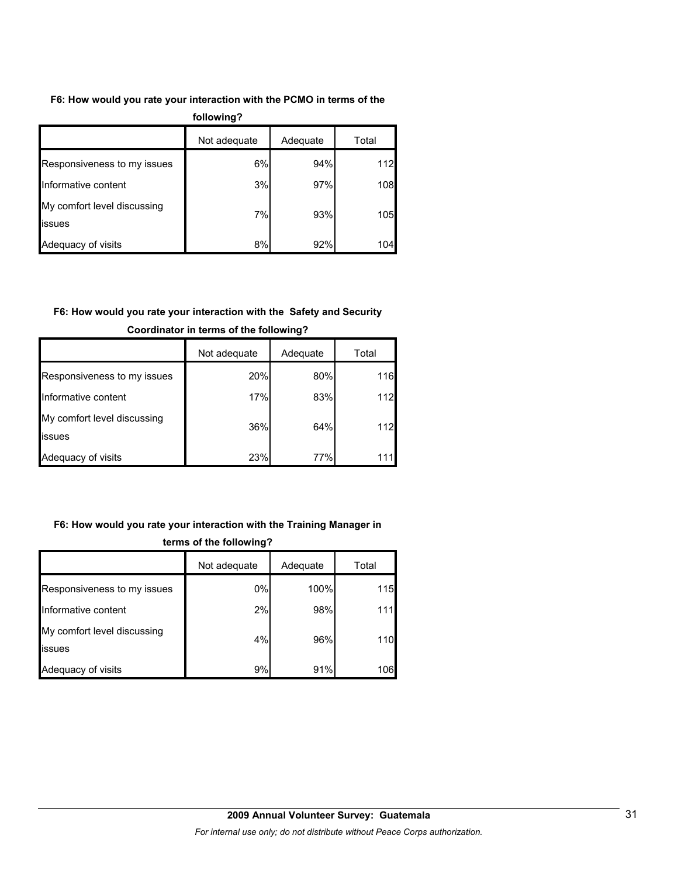**F6: How would you rate your interaction with the PCMO in terms of the following?**

| | Not adequate | Adequate | Total |
|---|---|---|---|
| Responsiveness to my issues | 6% | 94% | 112 |
| Informative content | 3% | 97% | 108 |
| My comfort level discussing issues | 7% | 93% | 105 |
| Adequacy of visits | 8% | 92% | 104 |

**F6: How would you rate your interaction with the Safety and Security Coordinator in terms of the following?**

| | Not adequate | Adequate | Total |
|---|---|---|---|
| Responsiveness to my issues | 20% | 80% | 116 |
| Informative content | 17% | 83% | 112 |
| My comfort level discussing issues | 36% | 64% | 112 |
| Adequacy of visits | 23% | 77% | 111 |

**F6: How would you rate your interaction with the Training Manager in terms of the following?**

| | Not adequate | Adequate | Total |
|---|---|---|---|
| Responsiveness to my issues | 0% | 100% | 115 |
| Informative content | 2% | 98% | 111 |
| My comfort level discussing issues | 4% | 96% | 110 |
| Adequacy of visits | 9% | 91% | 106 |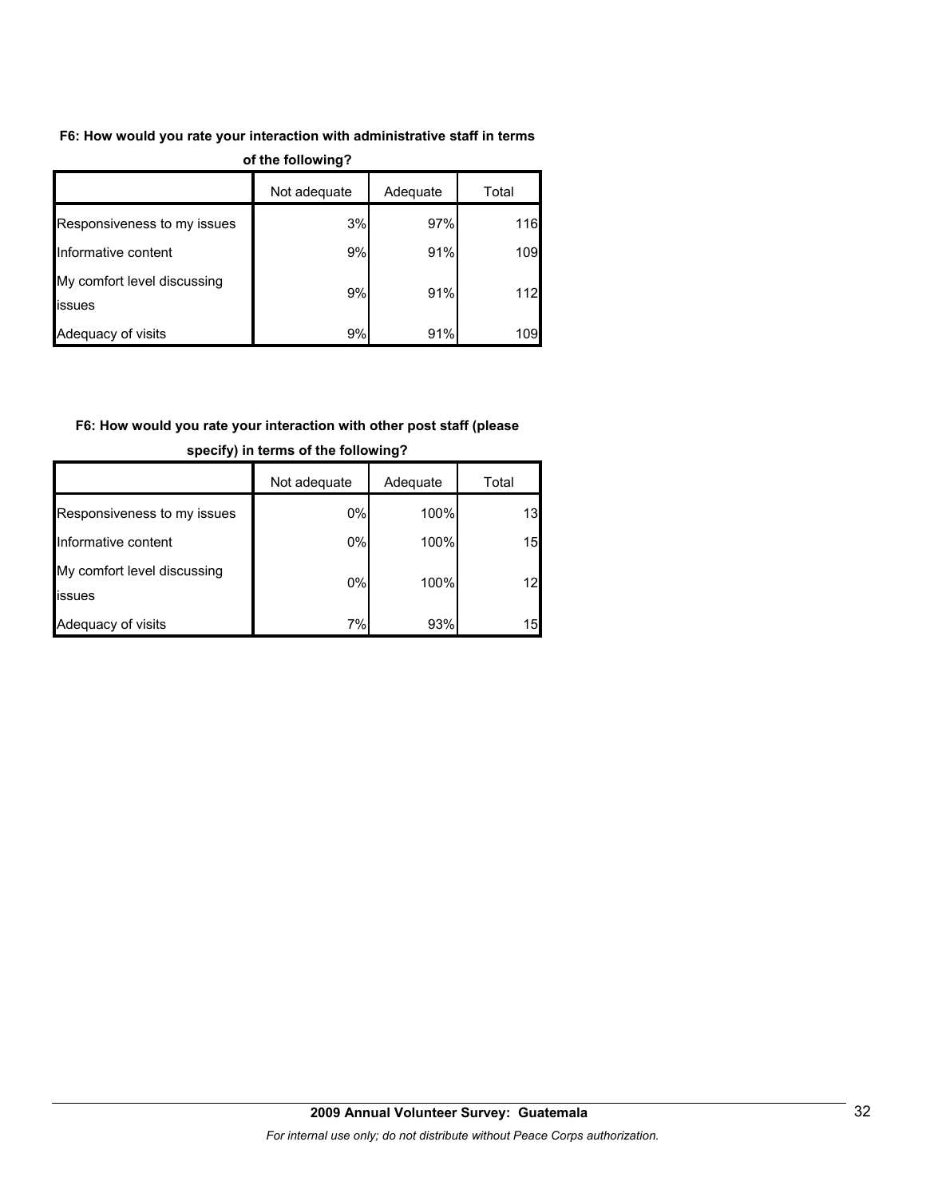**F6: How would you rate your interaction with administrative staff in terms of the following?**

| | Not adequate | Adequate | Total |
|---|---|---|---|
| Responsiveness to my issues | 3% | 97% | 116 |
| Informative content | 9% | 91% | 109 |
| My comfort level discussing issues | 9% | 91% | 112 |
| Adequacy of visits | 9% | 91% | 109 |

**F6: How would you rate your interaction with other post staff (please specify) in terms of the following?**

| | Not adequate | Adequate | Total |
|---|---|---|---|
| Responsiveness to my issues | 0% | 100% | 13 |
| Informative content | 0% | 100% | 15 |
| My comfort level discussing issues | 0% | 100% | 12 |
| Adequacy of visits | 7% | 93% | 15 |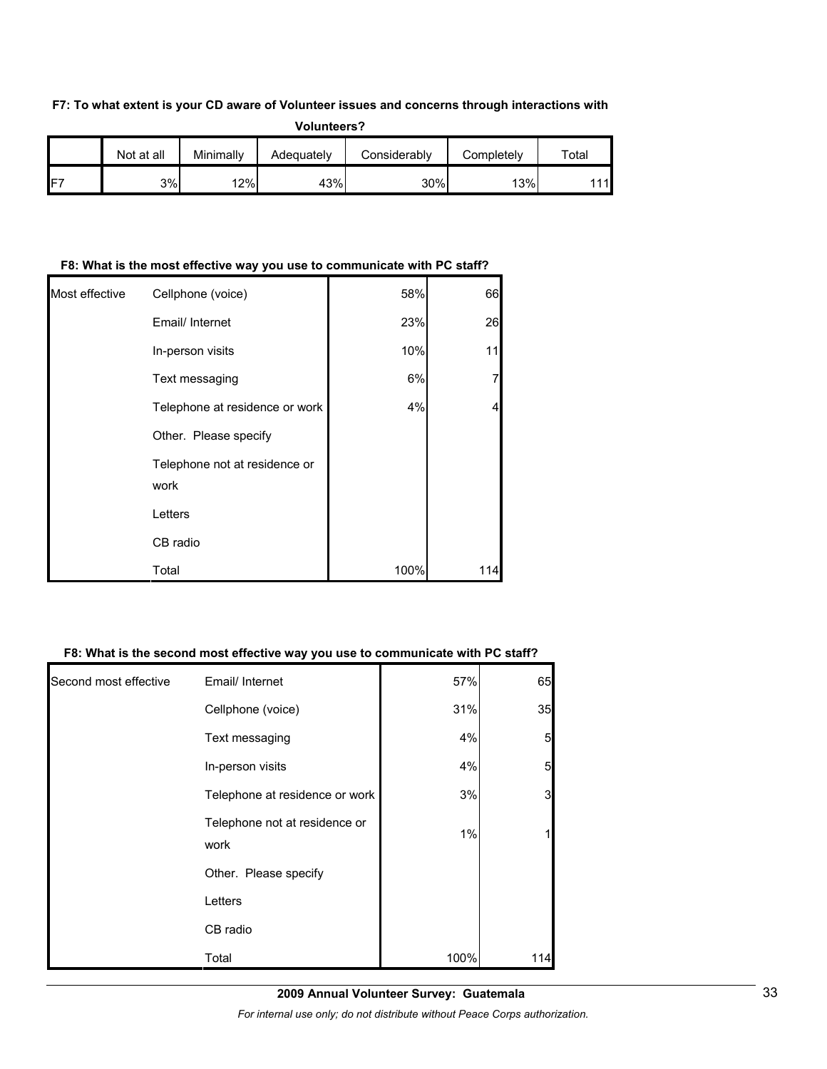**F7: To what extent is your CD aware of Volunteer issues and concerns through interactions with Volunteers?**

| | Not at all | Minimally | Adequately | Considerably | Completely | Total |
|---|---|---|---|---|---|---|
| F7 | 3% | 12% | 43% | 30% | 13% | 111 |

**F8: What is the most effective way you use to communicate with PC staff?**

| | | | |
|---|---|---|---|
| Most effective | Cellphone (voice) | 58% | 66 |
| | Email/ Internet | 23% | 26 |
| | In-person visits | 10% | 11 |
| | Text messaging | 6% | 7 |
| | Telephone at residence or work | 4% | 4 |
| | Other. Please specify | | |
| | Telephone not at residence or work | | |
| | Letters | | |
| | CB radio | | |
| | Total | 100% | 114 |

**F8: What is the second most effective way you use to communicate with PC staff?**

| | | | |
|---|---|---|---|
| Second most effective | Email/ Internet | 57% | 65 |
| | Cellphone (voice) | 31% | 35 |
| | Text messaging | 4% | 5 |
| | In-person visits | 4% | 5 |
| | Telephone at residence or work | 3% | 3 |
| | Telephone not at residence or work | 1% | 1 |
| | Other. Please specify | | |
| | Letters | | |
| | CB radio | | |
| | Total | 100% | 114 |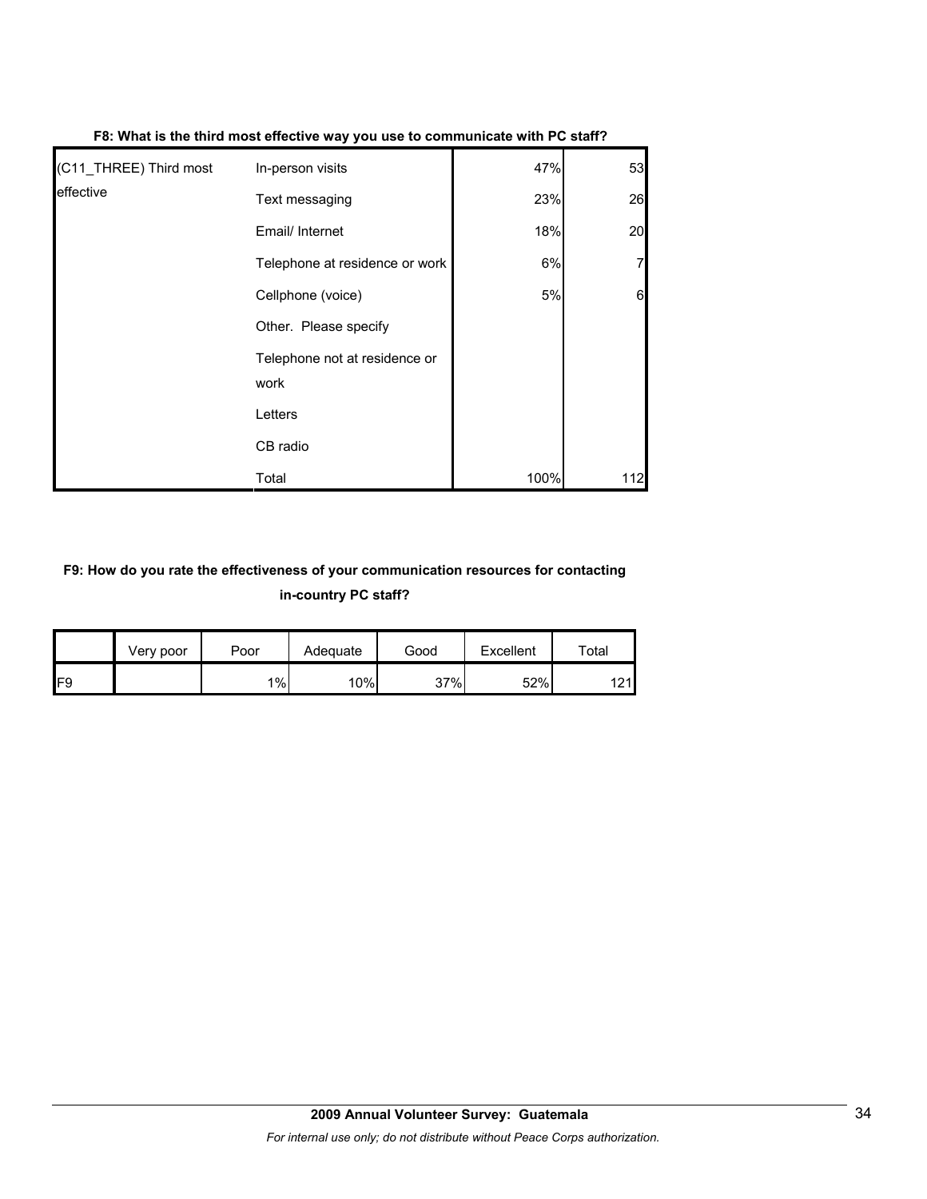**F8: What is the third most effective way you use to communicate with PC staff?**

| | | | |
|---|---|---|---|
| (C11_THREE) Third most effective | In-person visits | 47% | 53 |
| | Text messaging | 23% | 26 |
| | Email/ Internet | 18% | 20 |
| | Telephone at residence or work | 6% | 7 |
| | Cellphone (voice) | 5% | 6 |
| | Other. Please specify | | |
| | Telephone not at residence or work | | |
| | Letters | | |
| | CB radio | | |
| | Total | 100% | 112 |

**F9: How do you rate the effectiveness of your communication resources for contacting in-country PC staff?**

| | Very poor | Poor | Adequate | Good | Excellent | Total |
|---|---|---|---|---|---|---|
| F9 | | 1% | 10% | 37% | 52% | 121 |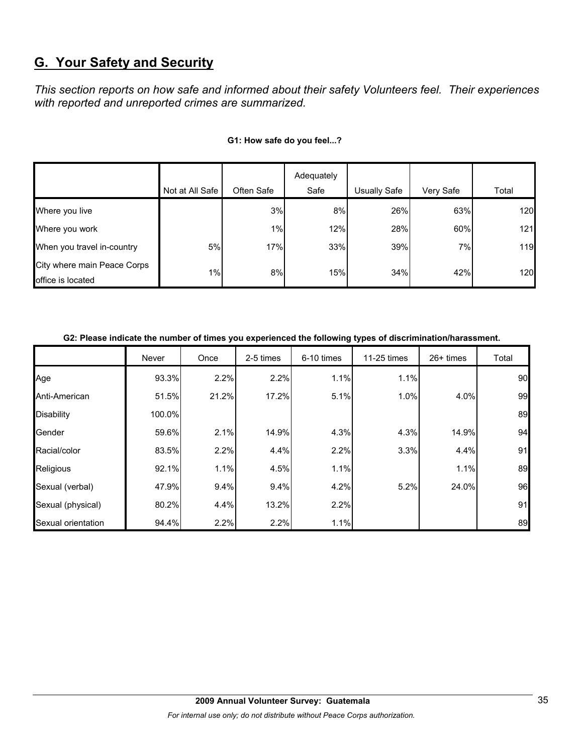## G. Your Safety and Security

*This section reports on how safe and informed about their safety Volunteers feel. Their experiences with reported and unreported crimes are summarized.*

**G1: How safe do you feel...?**

| | Not at All Safe | Often Safe | Adequately Safe | Usually Safe | Very Safe | Total |
|---|---|---|---|---|---|---|
| Where you live | | 3% | 8% | 26% | 63% | 120 |
| Where you work | | 1% | 12% | 28% | 60% | 121 |
| When you travel in-country | 5% | 17% | 33% | 39% | 7% | 119 |
| City where main Peace Corps office is located | 1% | 8% | 15% | 34% | 42% | 120 |

**G2: Please indicate the number of times you experienced the following types of discrimination/harassment.**

| | Never | Once | 2-5 times | 6-10 times | 11-25 times | 26+ times | Total |
|---|---|---|---|---|---|---|---|
| Age | 93.3% | 2.2% | 2.2% | 1.1% | 1.1% | | 90 |
| Anti-American | 51.5% | 21.2% | 17.2% | 5.1% | 1.0% | 4.0% | 99 |
| Disability | 100.0% | | | | | | 89 |
| Gender | 59.6% | 2.1% | 14.9% | 4.3% | 4.3% | 14.9% | 94 |
| Racial/color | 83.5% | 2.2% | 4.4% | 2.2% | 3.3% | 4.4% | 91 |
| Religious | 92.1% | 1.1% | 4.5% | 1.1% | | 1.1% | 89 |
| Sexual (verbal) | 47.9% | 9.4% | 9.4% | 4.2% | 5.2% | 24.0% | 96 |
| Sexual (physical) | 80.2% | 4.4% | 13.2% | 2.2% | | | 91 |
| Sexual orientation | 94.4% | 2.2% | 2.2% | 1.1% | | | 89 |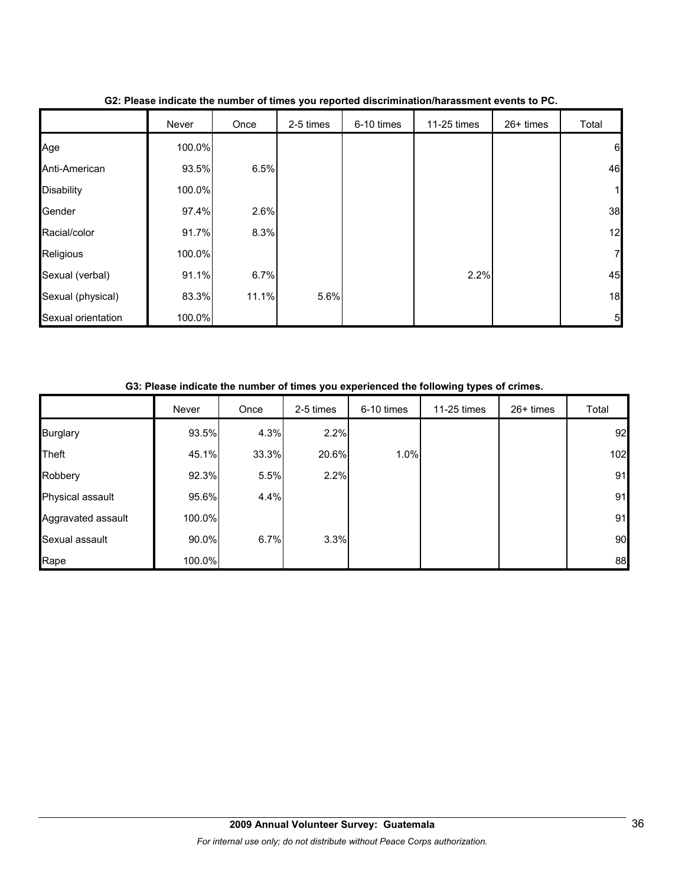**G2: Please indicate the number of times you reported discrimination/harassment events to PC.**

| | Never | Once | 2-5 times | 6-10 times | 11-25 times | 26+ times | Total |
|---|---|---|---|---|---|---|---|
| Age | 100.0% | | | | | | 6 |
| Anti-American | 93.5% | 6.5% | | | | | 46 |
| Disability | 100.0% | | | | | | 1 |
| Gender | 97.4% | 2.6% | | | | | 38 |
| Racial/color | 91.7% | 8.3% | | | | | 12 |
| Religious | 100.0% | | | | | | 7 |
| Sexual (verbal) | 91.1% | 6.7% | | | 2.2% | | 45 |
| Sexual (physical) | 83.3% | 11.1% | 5.6% | | | | 18 |
| Sexual orientation | 100.0% | | | | | | 5 |

**G3: Please indicate the number of times you experienced the following types of crimes.**

| | Never | Once | 2-5 times | 6-10 times | 11-25 times | 26+ times | Total |
|---|---|---|---|---|---|---|---|
| Burglary | 93.5% | 4.3% | 2.2% | | | | 92 |
| Theft | 45.1% | 33.3% | 20.6% | 1.0% | | | 102 |
| Robbery | 92.3% | 5.5% | 2.2% | | | | 91 |
| Physical assault | 95.6% | 4.4% | | | | | 91 |
| Aggravated assault | 100.0% | | | | | | 91 |
| Sexual assault | 90.0% | 6.7% | 3.3% | | | | 90 |
| Rape | 100.0% | | | | | | 88 |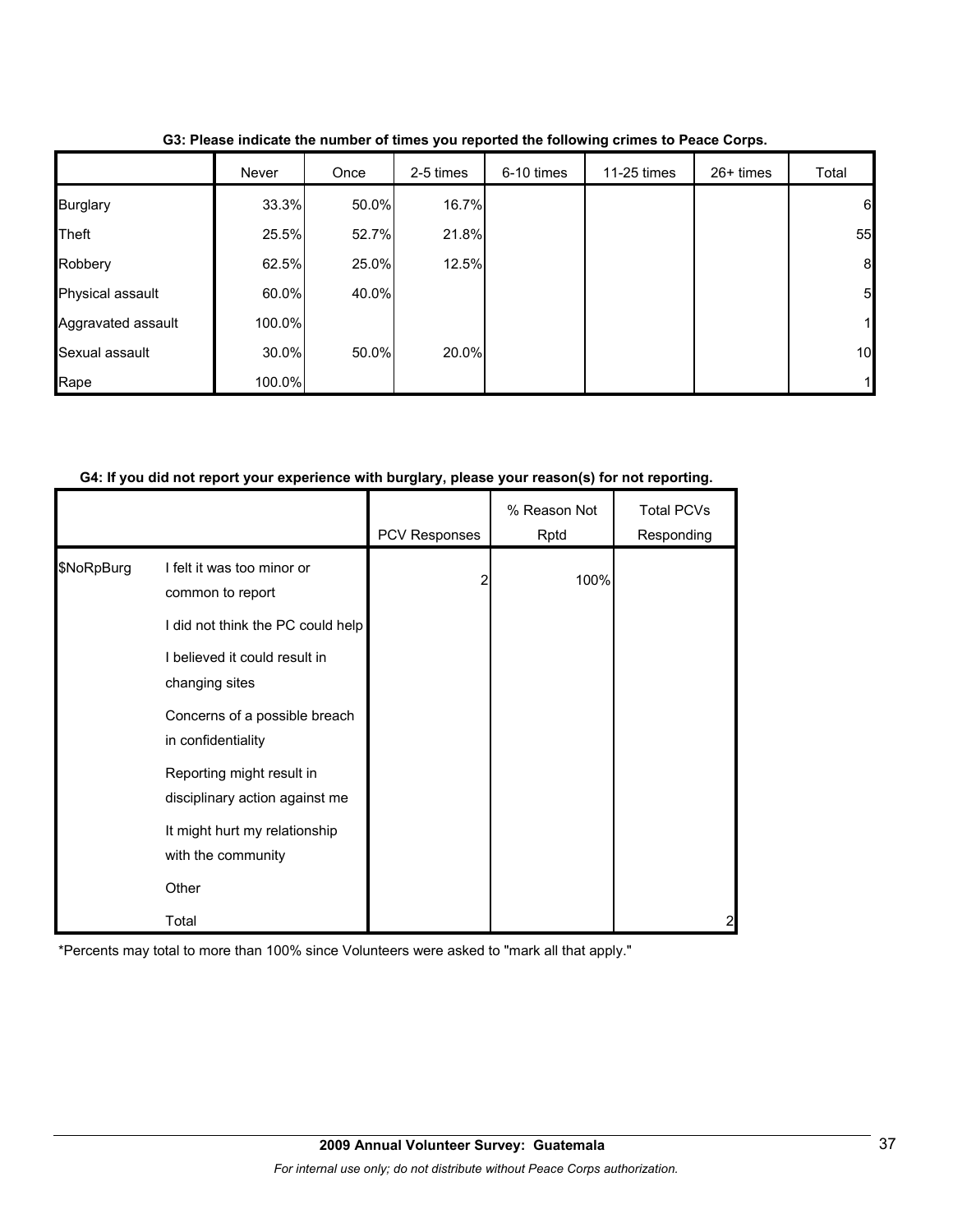**G3: Please indicate the number of times you reported the following crimes to Peace Corps.**

| | Never | Once | 2-5 times | 6-10 times | 11-25 times | 26+ times | Total |
|---|---|---|---|---|---|---|---|
| Burglary | 33.3% | 50.0% | 16.7% | | | | 6 |
| Theft | 25.5% | 52.7% | 21.8% | | | | 55 |
| Robbery | 62.5% | 25.0% | 12.5% | | | | 8 |
| Physical assault | 60.0% | 40.0% | | | | | 5 |
| Aggravated assault | 100.0% | | | | | | 1 |
| Sexual assault | 30.0% | 50.0% | 20.0% | | | | 10 |
| Rape | 100.0% | | | | | | 1 |

**G4: If you did not report your experience with burglary, please your reason(s) for not reporting.**

| | | PCV Responses | % Reason Not Rptd | Total PCVs Responding |
|---|---|---|---|---|
| $NoRpBurg | I felt it was too minor or common to report | 2 | 100% | |
| | I did not think the PC could help | | | |
| | I believed it could result in changing sites | | | |
| | Concerns of a possible breach in confidentiality | | | |
| | Reporting might result in disciplinary action against me | | | |
| | It might hurt my relationship with the community | | | |
| | Other | | | |
| | Total | | | 2 |

*Percents may total to more than 100% since Volunteers were asked to "mark all that apply."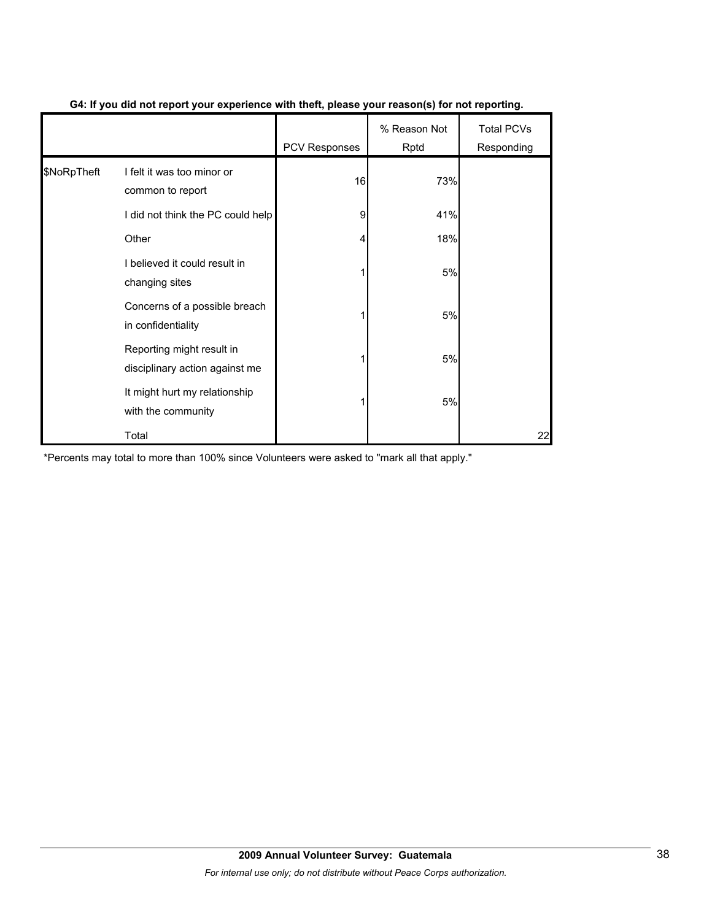**G4: If you did not report your experience with theft, please your reason(s) for not reporting.**

| | | PCV Responses | % Reason Not Rptd | Total PCVs Responding |
|---|---|---|---|---|
| $NoRpTheft | I felt it was too minor or common to report | 16 | 73% | |
| | I did not think the PC could help | 9 | 41% | |
| | Other | 4 | 18% | |
| | I believed it could result in changing sites | 1 | 5% | |
| | Concerns of a possible breach in confidentiality | 1 | 5% | |
| | Reporting might result in disciplinary action against me | 1 | 5% | |
| | It might hurt my relationship with the community | 1 | 5% | |
| | Total | | | 22 |

*Percents may total to more than 100% since Volunteers were asked to "mark all that apply."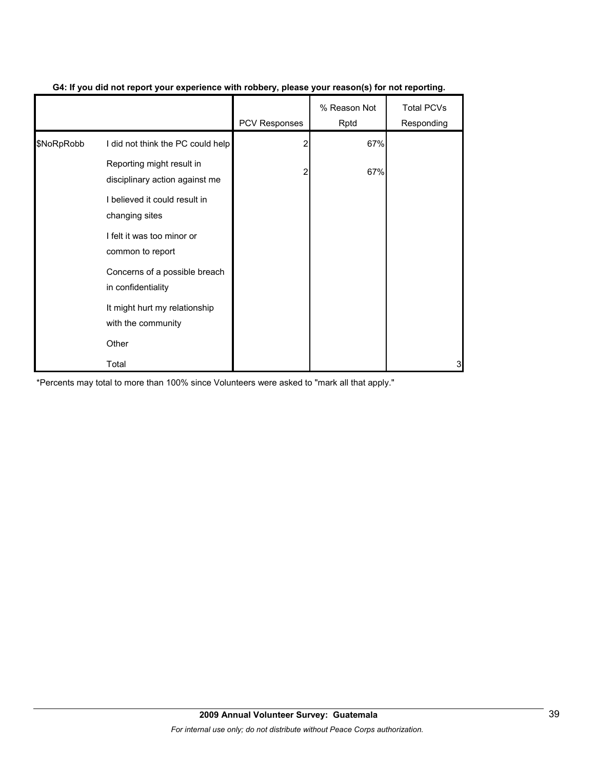**G4: If you did not report your experience with robbery, please your reason(s) for not reporting.**

| | | PCV Responses | % Reason Not Rptd | Total PCVs Responding |
|---|---|---|---|---|
| $NoRpRobb | I did not think the PC could help | 2 | 67% | |
| | Reporting might result in disciplinary action against me | 2 | 67% | |
| | I believed it could result in changing sites | | | |
| | I felt it was too minor or common to report | | | |
| | Concerns of a possible breach in confidentiality | | | |
| | It might hurt my relationship with the community | | | |
| | Other | | | |
| | Total | | | 3 |

*Percents may total to more than 100% since Volunteers were asked to "mark all that apply."

**2009 Annual Volunteer Survey: Guatemala**

*For internal use only; do not distribute without Peace Corps authorization.*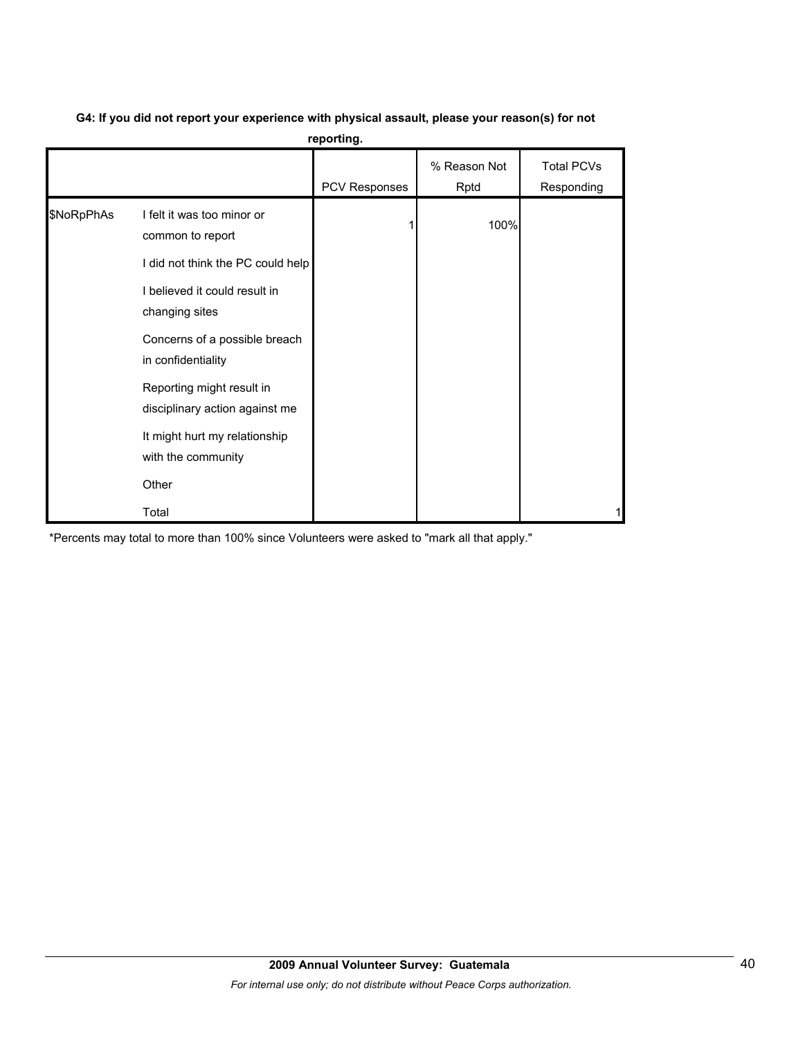**G4: If you did not report your experience with physical assault, please your reason(s) for not reporting.**

| | | PCV Responses | % Reason Not Rptd | Total PCVs Responding |
|---|---|---|---|---|
| $NoRpPhAs | I felt it was too minor or common to report | 1 | 100% | |
| | I did not think the PC could help | | | |
| | I believed it could result in changing sites | | | |
| | Concerns of a possible breach in confidentiality | | | |
| | Reporting might result in disciplinary action against me | | | |
| | It might hurt my relationship with the community | | | |
| | Other | | | |
| | Total | | | 1 |

*Percents may total to more than 100% since Volunteers were asked to "mark all that apply."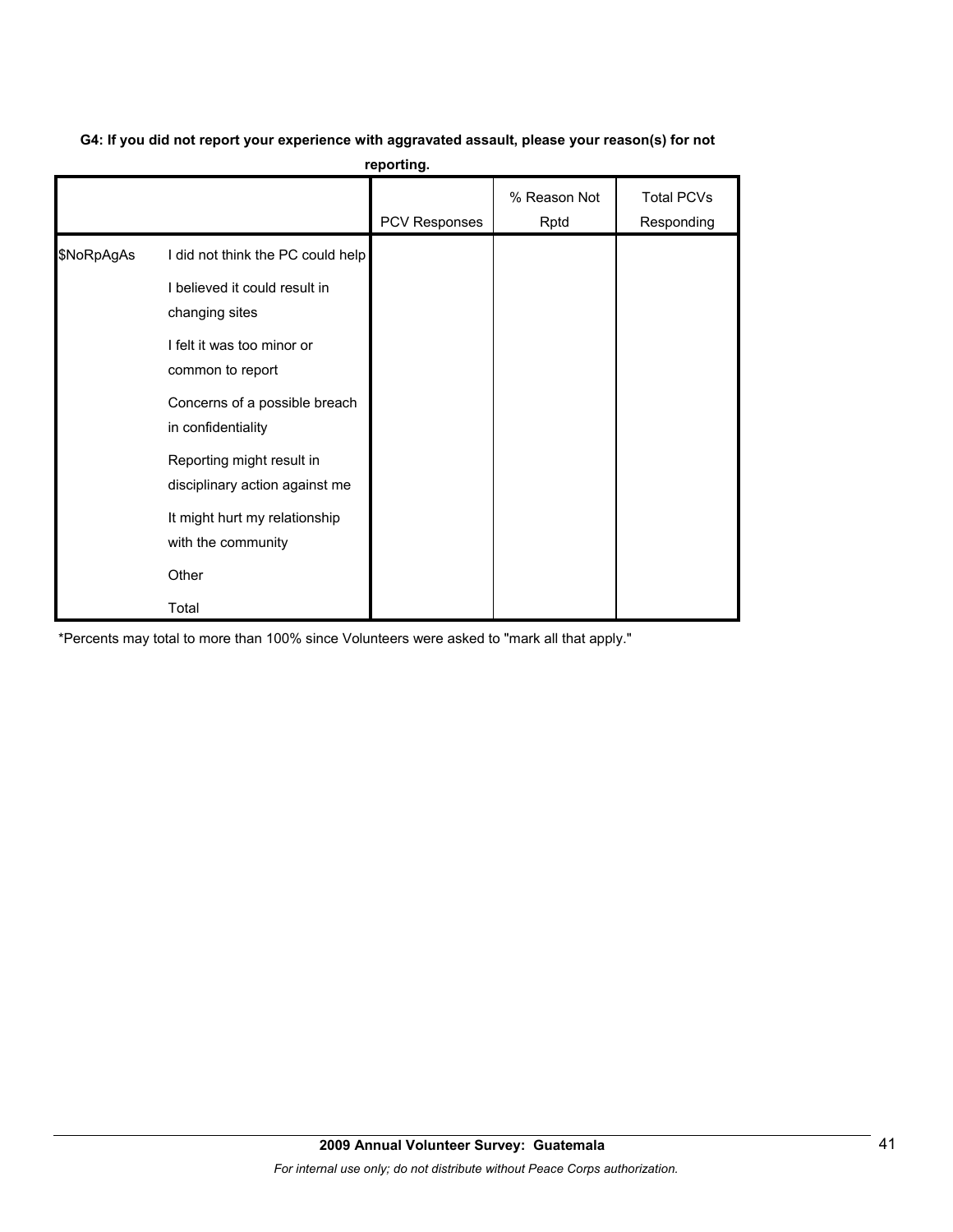**G4: If you did not report your experience with aggravated assault, please your reason(s) for not reporting.**

| | | PCV Responses | % Reason Not Rptd | Total PCVs Responding |
|---|---|---|---|---|
| $NoRpAgAs | I did not think the PC could help | | | |
| | I believed it could result in changing sites | | | |
| | I felt it was too minor or common to report | | | |
| | Concerns of a possible breach in confidentiality | | | |
| | Reporting might result in disciplinary action against me | | | |
| | It might hurt my relationship with the community | | | |
| | Other | | | |
| | Total | | | |

*Percents may total to more than 100% since Volunteers were asked to "mark all that apply."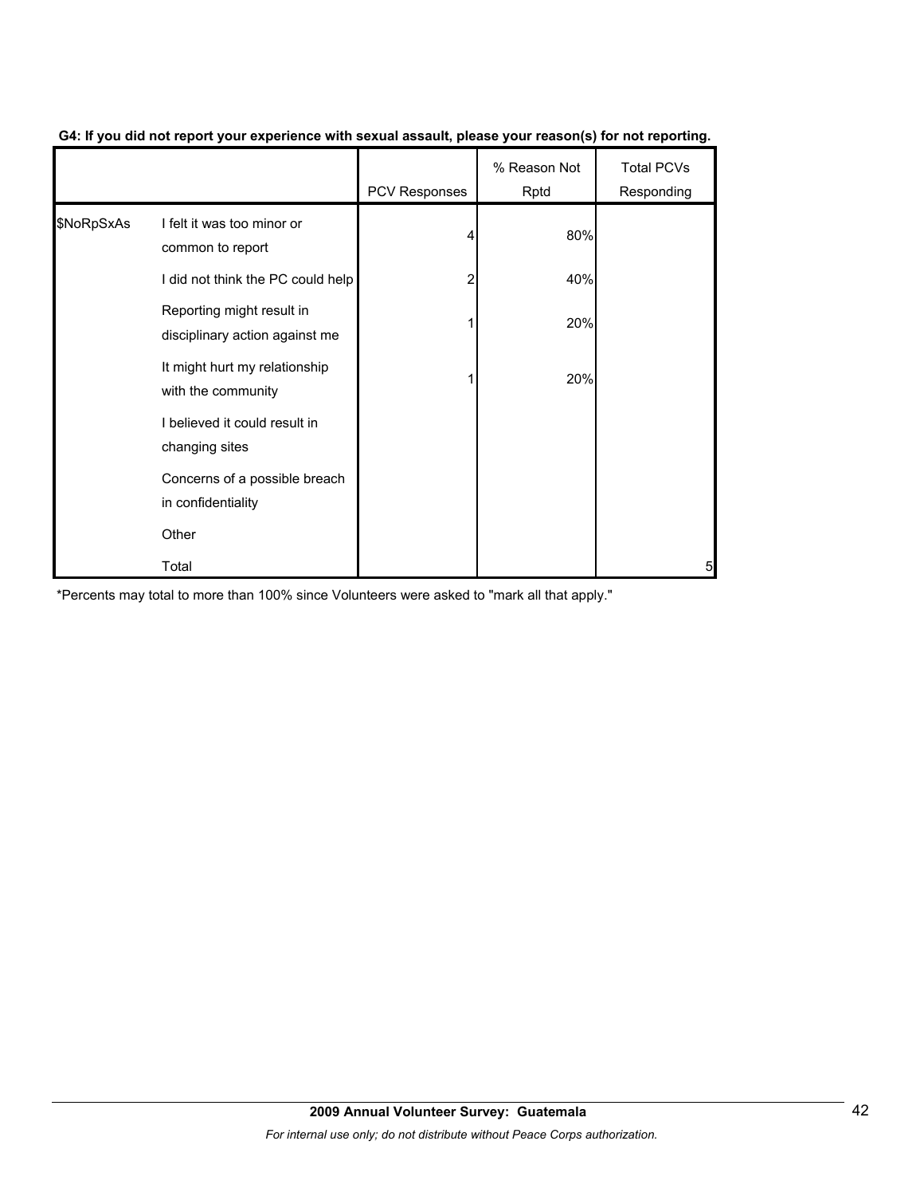**G4: If you did not report your experience with sexual assault, please your reason(s) for not reporting.**

| | | PCV Responses | % Reason Not Rptd | Total PCVs Responding |
|---|---|---|---|---|
| $NoRpSxAs | I felt it was too minor or common to report | 4 | 80% | |
| | I did not think the PC could help | 2 | 40% | |
| | Reporting might result in disciplinary action against me | 1 | 20% | |
| | It might hurt my relationship with the community | 1 | 20% | |
| | I believed it could result in changing sites | | | |
| | Concerns of a possible breach in confidentiality | | | |
| | Other | | | |
| | Total | | | 5 |

*Percents may total to more than 100% since Volunteers were asked to "mark all that apply."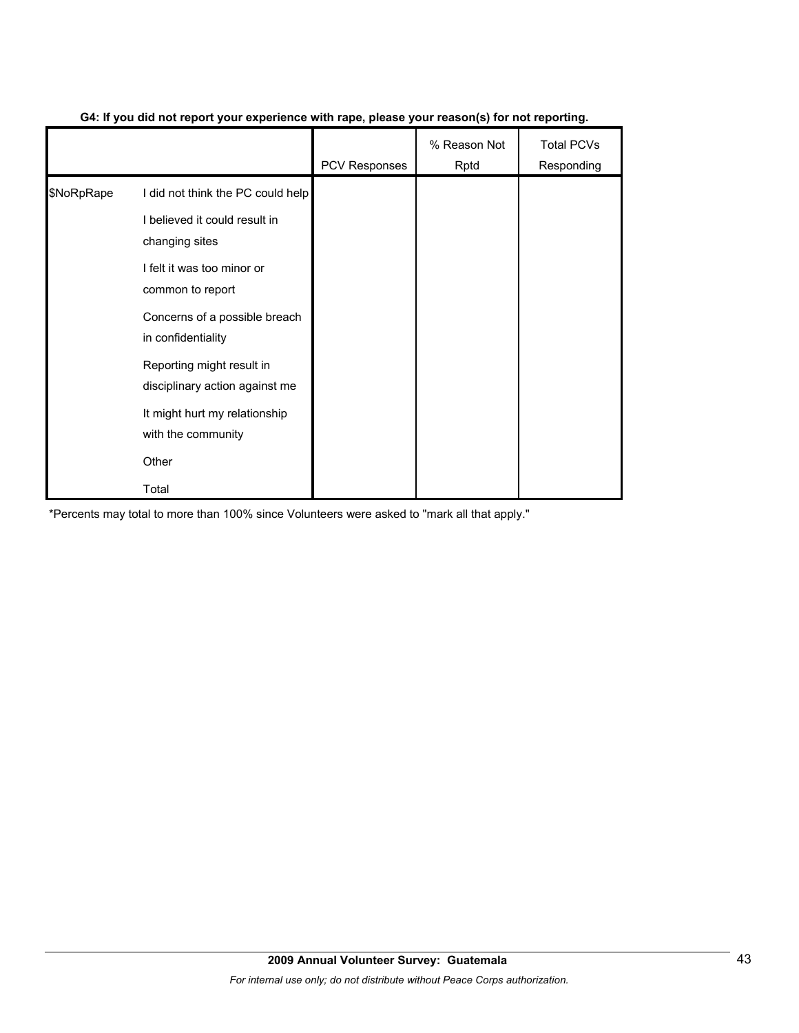**G4: If you did not report your experience with rape, please your reason(s) for not reporting.**

| | | PCV Responses | % Reason Not Rptd | Total PCVs Responding |
|---|---|---|---|---|
| $NoRpRape | I did not think the PC could help | | | |
| | I believed it could result in changing sites | | | |
| | I felt it was too minor or common to report | | | |
| | Concerns of a possible breach in confidentiality | | | |
| | Reporting might result in disciplinary action against me | | | |
| | It might hurt my relationship with the community | | | |
| | Other | | | |
| | Total | | | |

*Percents may total to more than 100% since Volunteers were asked to "mark all that apply."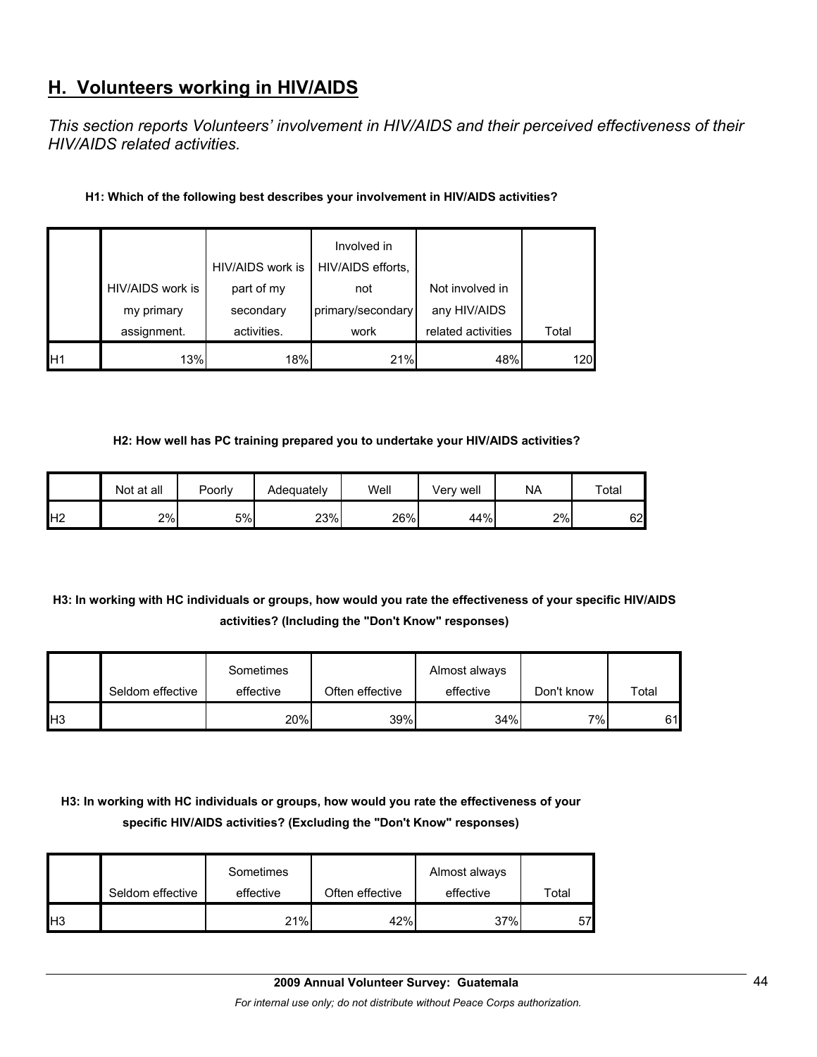## H. Volunteers working in HIV/AIDS

*This section reports Volunteers' involvement in HIV/AIDS and their perceived effectiveness of their HIV/AIDS related activities.*

**H1: Which of the following best describes your involvement in HIV/AIDS activities?**

| | HIV/AIDS work is my primary assignment. | HIV/AIDS work is part of my secondary activities. | Involved in HIV/AIDS efforts, not primary/secondary work | Not involved in any HIV/AIDS related activities | Total |
|---|---|---|---|---|---|
| H1 | 13% | 18% | 21% | 48% | 120 |

**H2: How well has PC training prepared you to undertake your HIV/AIDS activities?**

| | Not at all | Poorly | Adequately | Well | Very well | NA | Total |
|---|---|---|---|---|---|---|---|
| H2 | 2% | 5% | 23% | 26% | 44% | 2% | 62 |

**H3: In working with HC individuals or groups, how would you rate the effectiveness of your specific HIV/AIDS activities? (Including the "Don't Know" responses)**

| | Seldom effective | Sometimes effective | Often effective | Almost always effective | Don't know | Total |
|---|---|---|---|---|---|---|
| H3 | | 20% | 39% | 34% | 7% | 61 |

**H3: In working with HC individuals or groups, how would you rate the effectiveness of your specific HIV/AIDS activities? (Excluding the "Don't Know" responses)**

| | Seldom effective | Sometimes effective | Often effective | Almost always effective | Total |
|---|---|---|---|---|---|
| H3 | | 21% | 42% | 37% | 57 |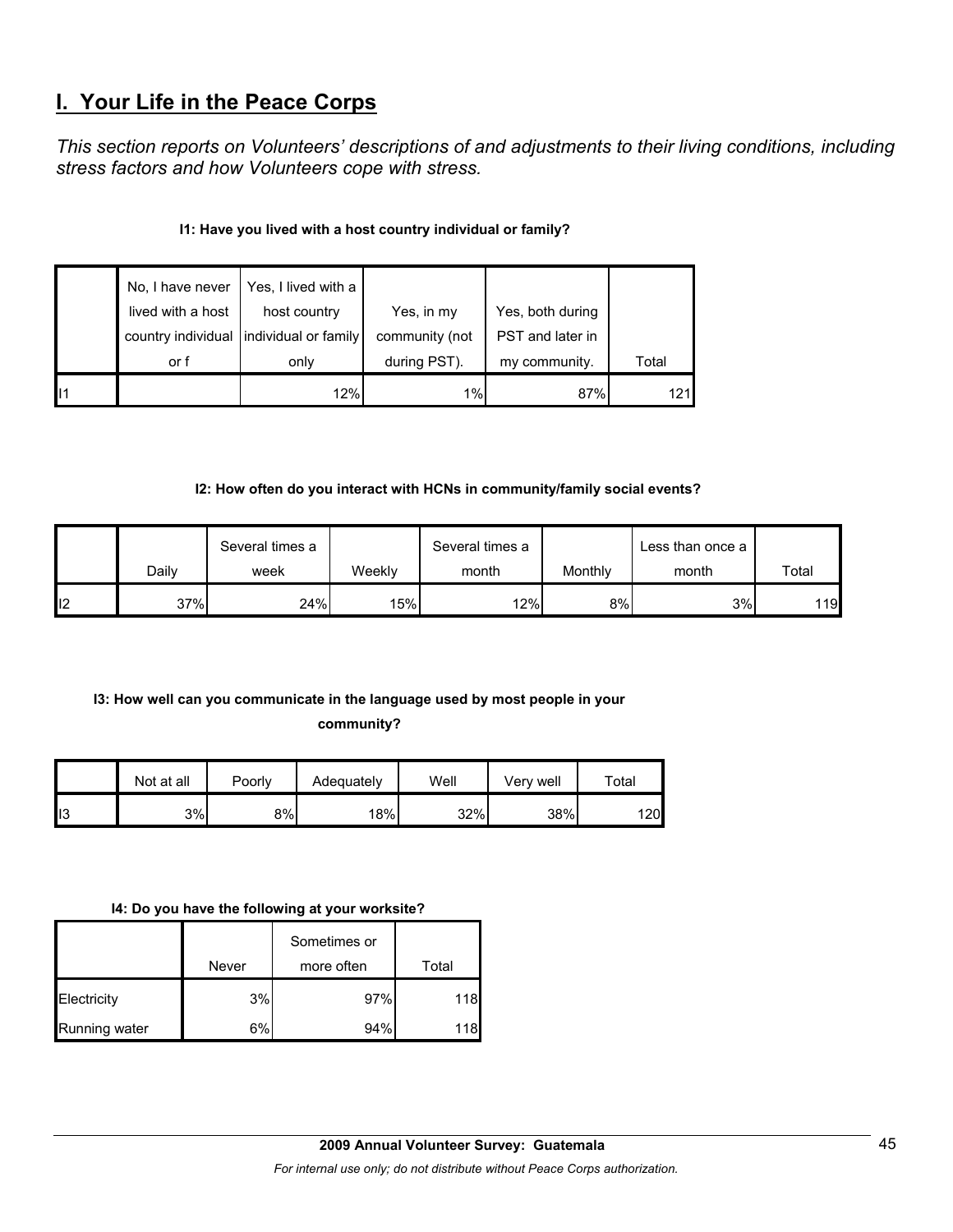# I. Your Life in the Peace Corps

*This section reports on Volunteers' descriptions of and adjustments to their living conditions, including stress factors and how Volunteers cope with stress.*

**I1: Have you lived with a host country individual or family?**

| | No, I have never lived with a host country individual or f | Yes, I lived with a host country individual or family only | Yes, in my community (not during PST). | Yes, both during PST and later in my community. | Total |
|---|---|---|---|---|---|
| I1 | | 12% | 1% | 87% | 121 |

**I2: How often do you interact with HCNs in community/family social events?**

| | Daily | Several times a week | Weekly | Several times a month | Monthly | Less than once a month | Total |
|---|---|---|---|---|---|---|---|
| I2 | 37% | 24% | 15% | 12% | 8% | 3% | 119 |

**I3: How well can you communicate in the language used by most people in your community?**

| | Not at all | Poorly | Adequately | Well | Very well | Total |
|---|---|---|---|---|---|---|
| I3 | 3% | 8% | 18% | 32% | 38% | 120 |

**I4: Do you have the following at your worksite?**

| | Never | Sometimes or more often | Total |
|---|---|---|---|
| Electricity | 3% | 97% | 118 |
| Running water | 6% | 94% | 118 |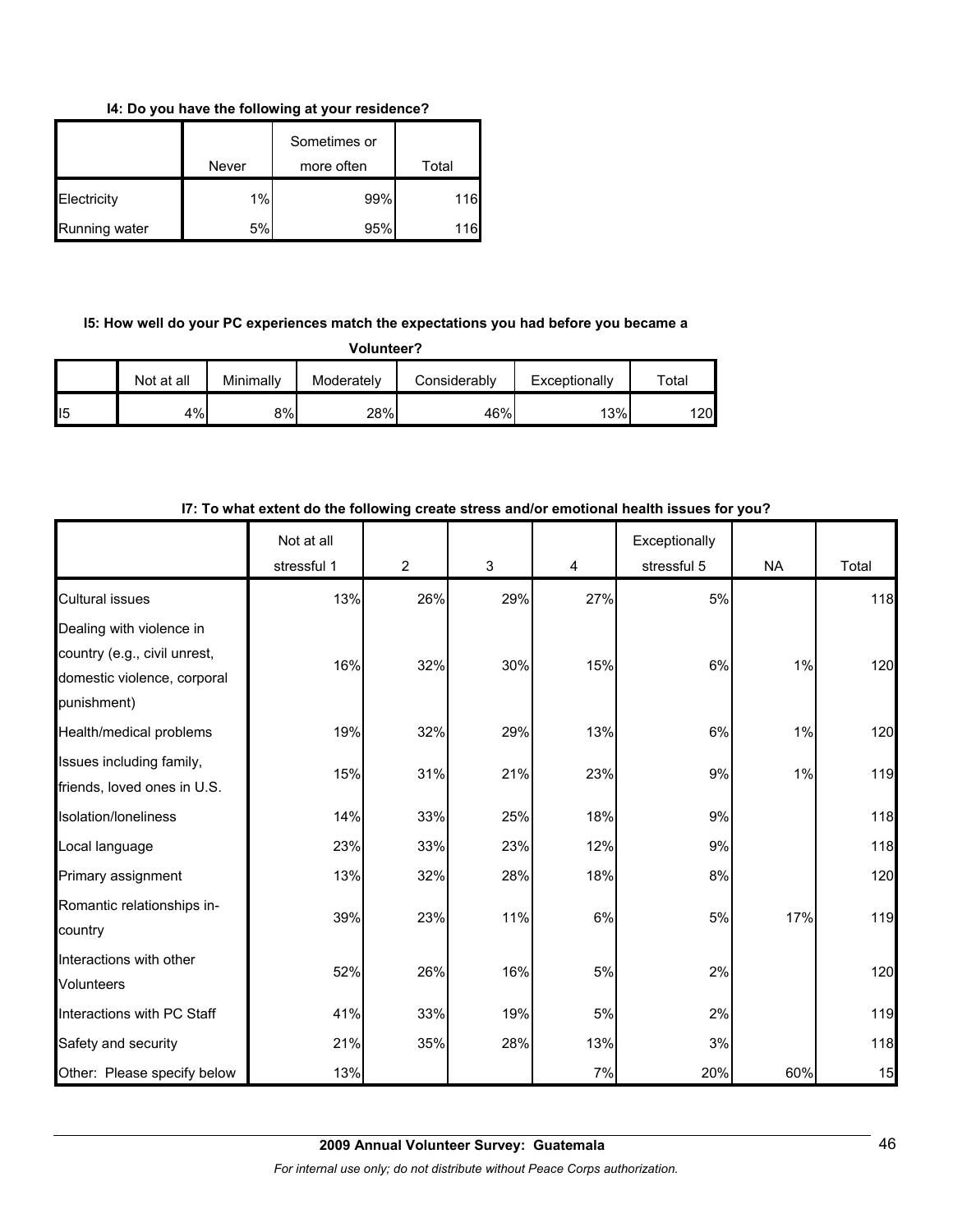**I4: Do you have the following at your residence?**

| | Never | Sometimes or more often | Total |
|---|---|---|---|
| Electricity | 1% | 99% | 116 |
| Running water | 5% | 95% | 116 |

**I5: How well do your PC experiences match the expectations you had before you became a Volunteer?**

| | Not at all | Minimally | Moderately | Considerably | Exceptionally | Total |
|---|---|---|---|---|---|---|
| I5 | 4% | 8% | 28% | 46% | 13% | 120 |

**I7: To what extent do the following create stress and/or emotional health issues for you?**

| | Not at all stressful 1 | 2 | 3 | 4 | Exceptionally stressful 5 | NA | Total |
|---|---|---|---|---|---|---|---|
| Cultural issues | 13% | 26% | 29% | 27% | 5% | | 118 |
| Dealing with violence in country (e.g., civil unrest, domestic violence, corporal punishment) | 16% | 32% | 30% | 15% | 6% | 1% | 120 |
| Health/medical problems | 19% | 32% | 29% | 13% | 6% | 1% | 120 |
| Issues including family, friends, loved ones in U.S. | 15% | 31% | 21% | 23% | 9% | 1% | 119 |
| Isolation/loneliness | 14% | 33% | 25% | 18% | 9% | | 118 |
| Local language | 23% | 33% | 23% | 12% | 9% | | 118 |
| Primary assignment | 13% | 32% | 28% | 18% | 8% | | 120 |
| Romantic relationships in-country | 39% | 23% | 11% | 6% | 5% | 17% | 119 |
| Interactions with other Volunteers | 52% | 26% | 16% | 5% | 2% | | 120 |
| Interactions with PC Staff | 41% | 33% | 19% | 5% | 2% | | 119 |
| Safety and security | 21% | 35% | 28% | 13% | 3% | | 118 |
| Other: Please specify below | 13% | | | 7% | 20% | 60% | 15 |

**2009 Annual Volunteer Survey: Guatemala**

*For internal use only; do not distribute without Peace Corps authorization.*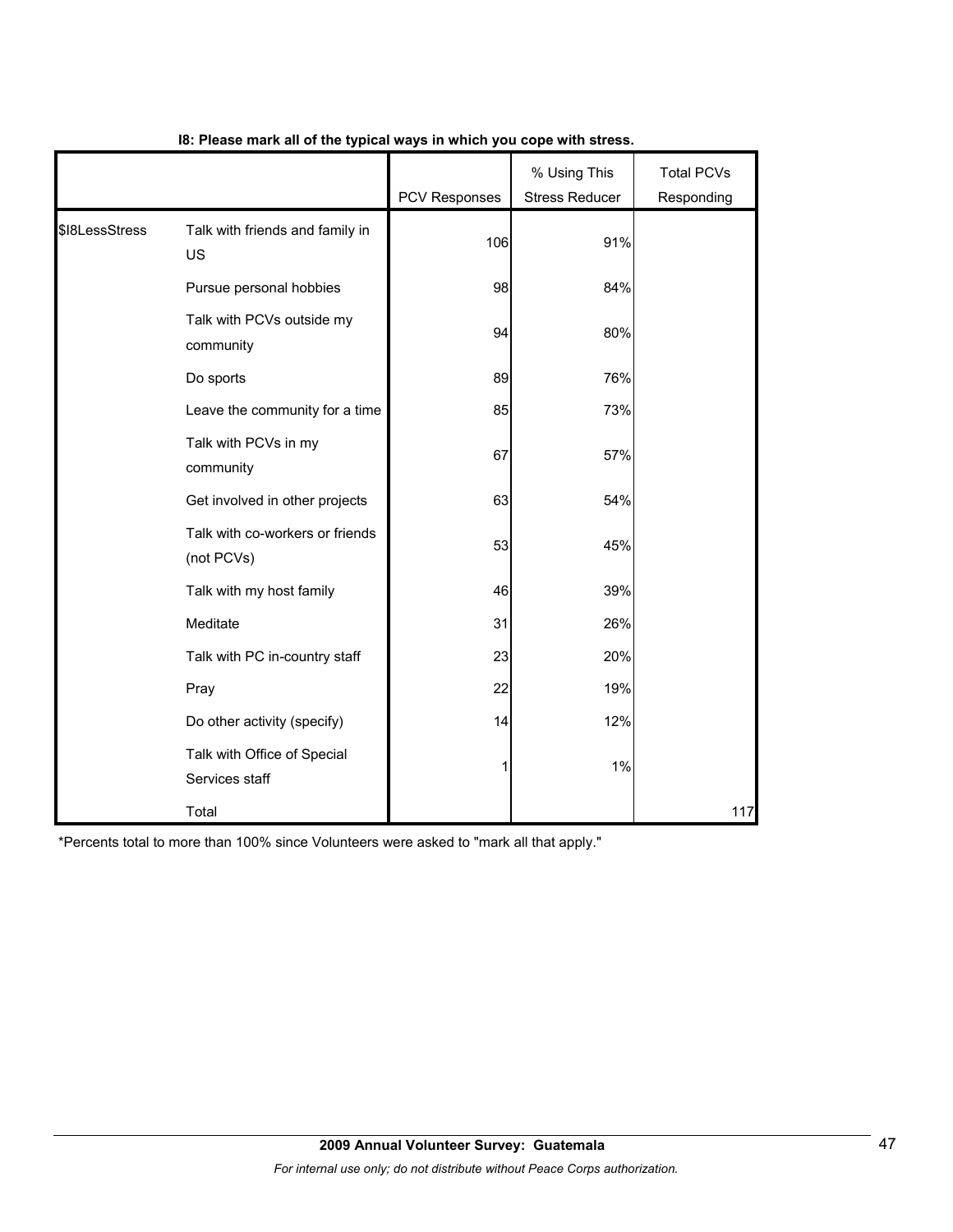**I8: Please mark all of the typical ways in which you cope with stress.**

| | | PCV Responses | % Using This Stress Reducer | Total PCVs Responding |
|---|---|---|---|---|
| $I8LessStress | Talk with friends and family in US | 106 | 91% | |
| | Pursue personal hobbies | 98 | 84% | |
| | Talk with PCVs outside my community | 94 | 80% | |
| | Do sports | 89 | 76% | |
| | Leave the community for a time | 85 | 73% | |
| | Talk with PCVs in my community | 67 | 57% | |
| | Get involved in other projects | 63 | 54% | |
| | Talk with co-workers or friends (not PCVs) | 53 | 45% | |
| | Talk with my host family | 46 | 39% | |
| | Meditate | 31 | 26% | |
| | Talk with PC in-country staff | 23 | 20% | |
| | Pray | 22 | 19% | |
| | Do other activity (specify) | 14 | 12% | |
| | Talk with Office of Special Services staff | 1 | 1% | |
| | Total | | | 117 |

*Percents total to more than 100% since Volunteers were asked to "mark all that apply."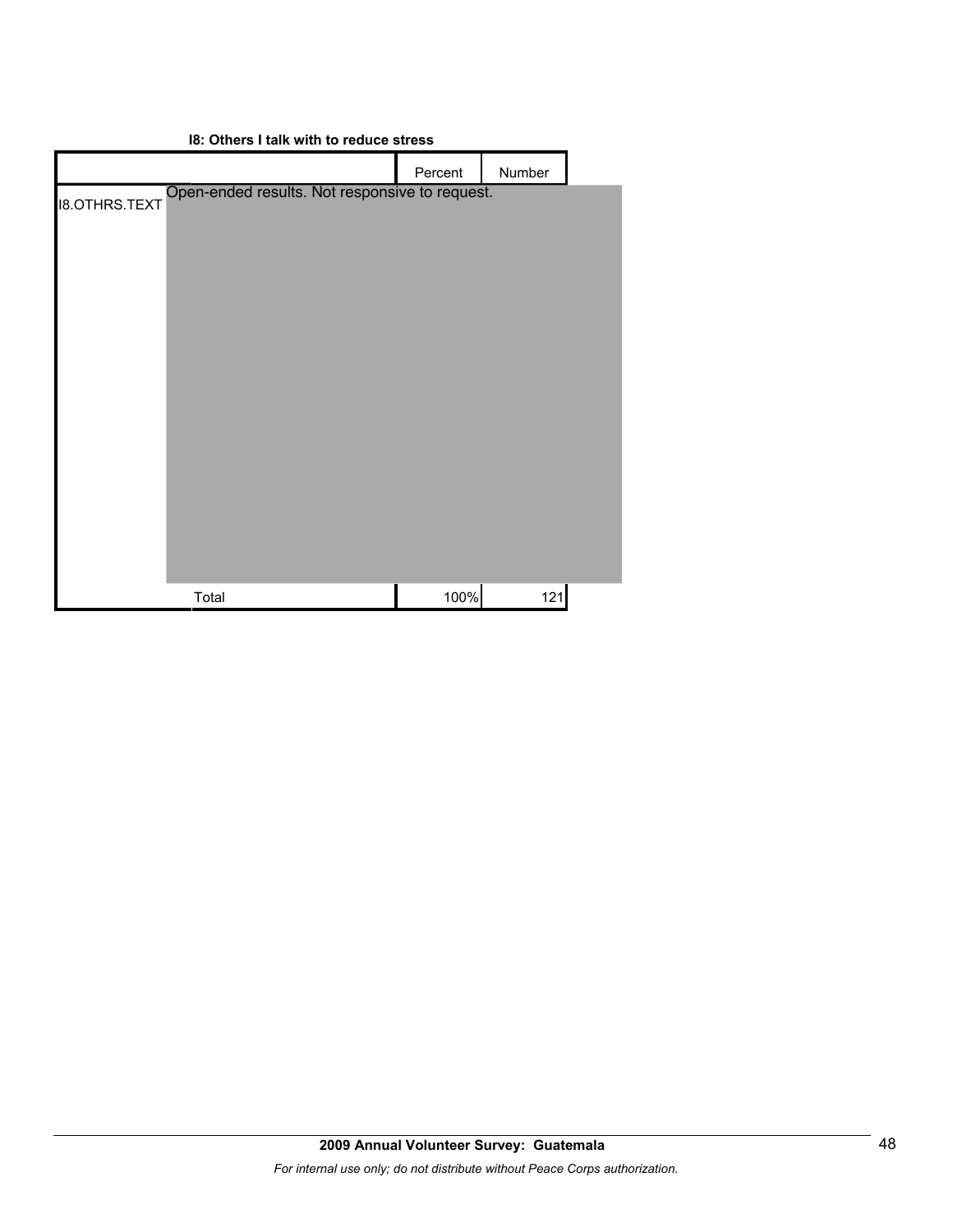**I8: Others I talk with to reduce stress**

| | | Percent | Number |
|---|---|---|---|
| I8.OTHRS.TEXT | Open-ended results. Not responsive to request. | | |
| | Total | 100% | 121 |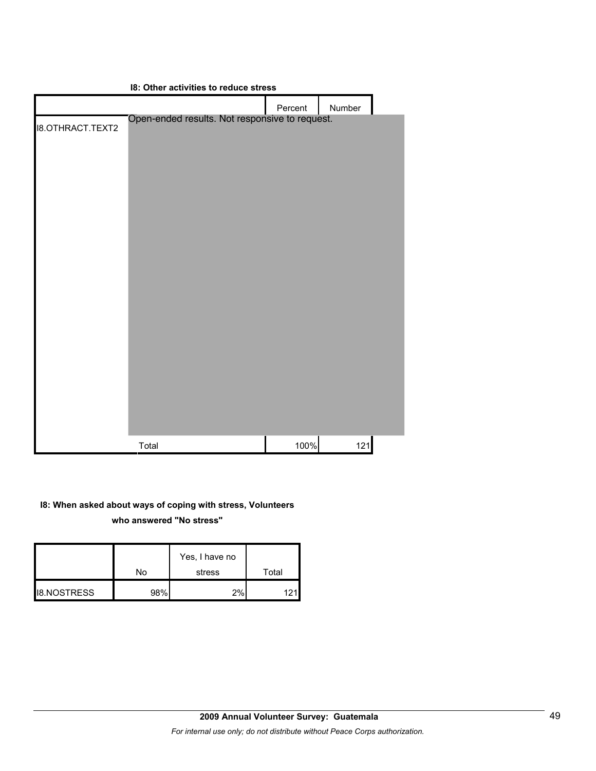**I8: Other activities to reduce stress**

| | | Percent | Number |
|---|---|---|---|
| I8.OTHRACT.TEXT2 | Open-ended results. Not responsive to request. | | |
| | Total | 100% | 121 |

**I8: When asked about ways of coping with stress, Volunteers who answered "No stress"**

| | No | Yes, I have no stress | Total |
|---|---|---|---|
| I8.NOSTRESS | 98% | 2% | 121 |

**2009 Annual Volunteer Survey: Guatemala**

*For internal use only; do not distribute without Peace Corps authorization.*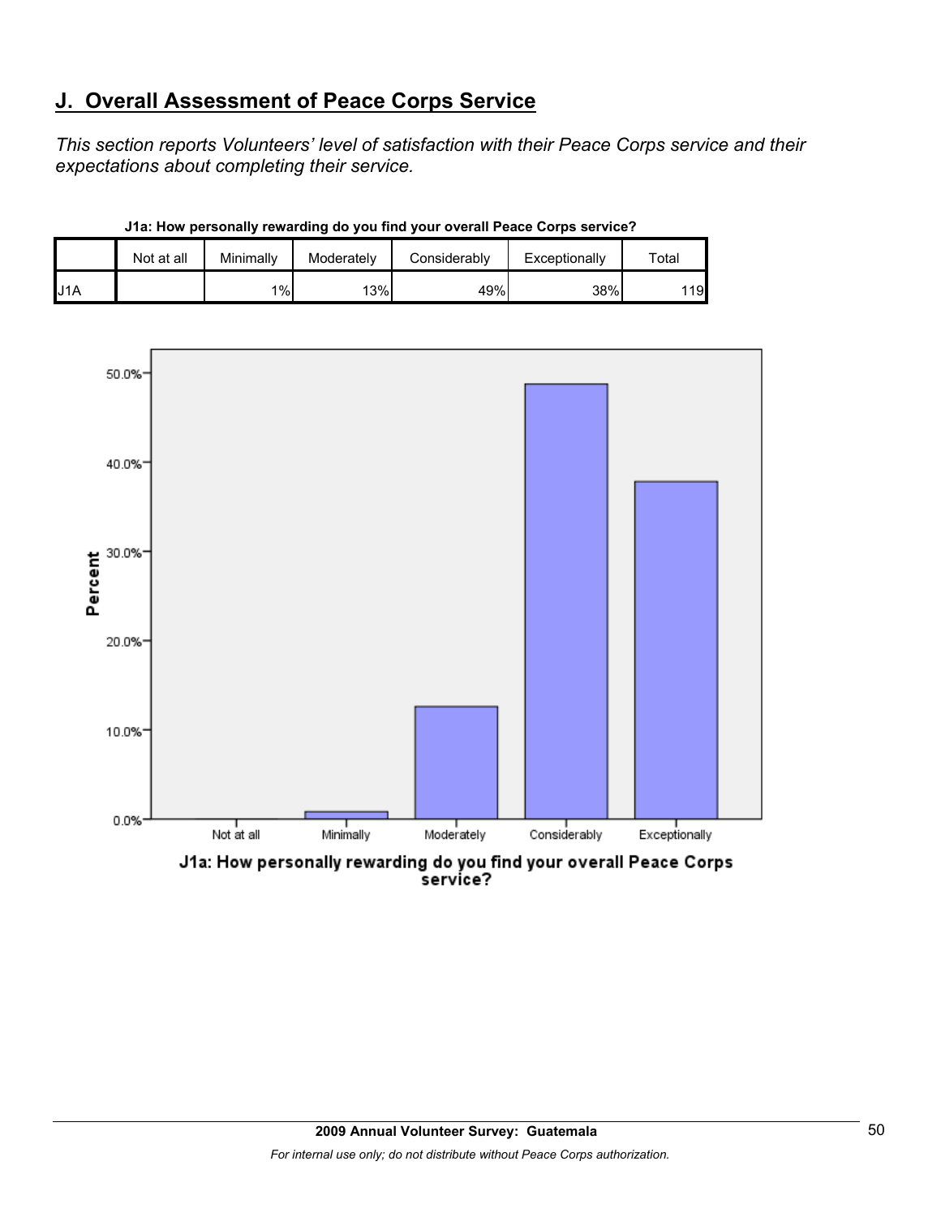## J. Overall Assessment of Peace Corps Service

*This section reports Volunteers' level of satisfaction with their Peace Corps service and their expectations about completing their service.*

**J1a: How personally rewarding do you find your overall Peace Corps service?**

| | Not at all | Minimally | Moderately | Considerably | Exceptionally | Total |
|---|---|---|---|---|---|---|
| J1A | | 1% | 13% | 49% | 38% | 119 |

50.0%
40.0%
30.0%
20.0%
10.0%
0.0%
Percent

Not at all
Minimally
Moderately
Considerably
Exceptionally

J1a: How personally rewarding do you find your overall Peace Corps service?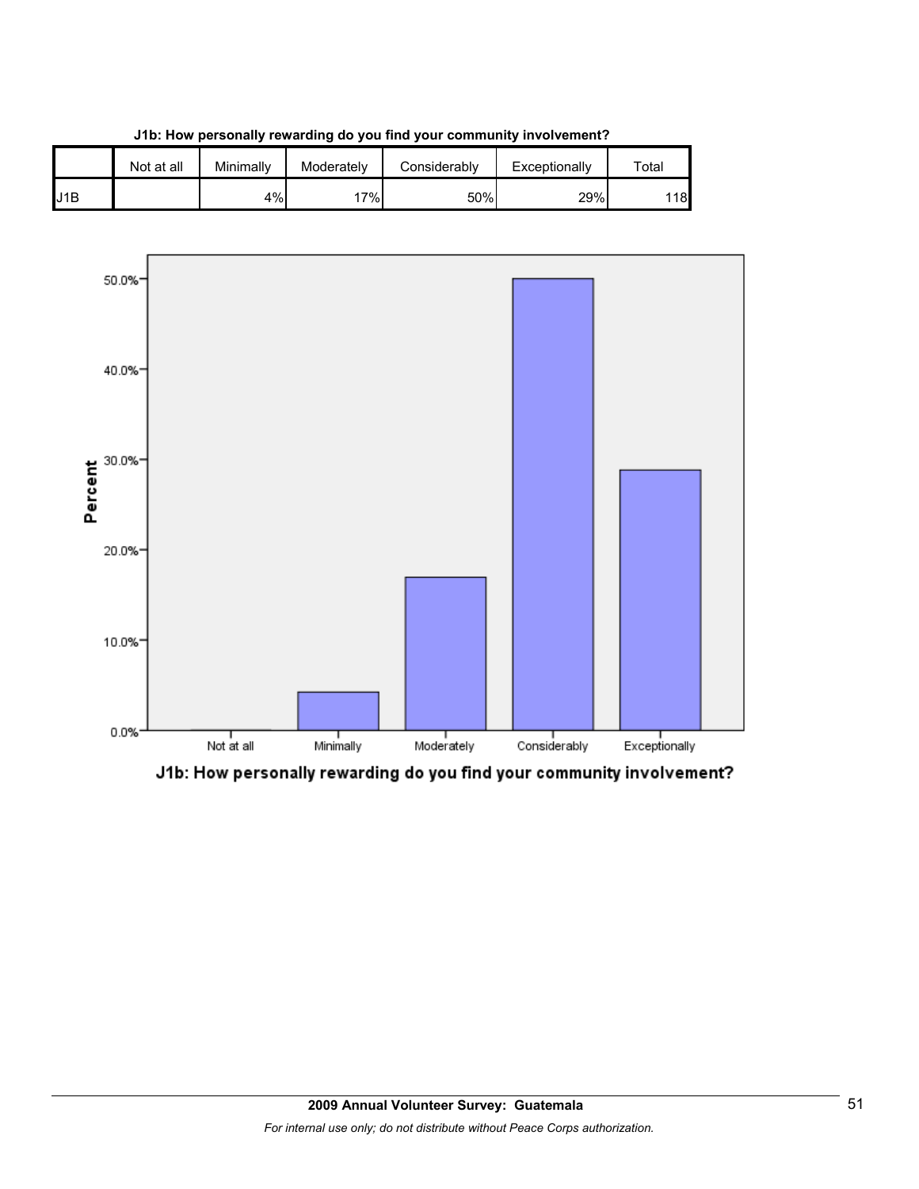**J1b: How personally rewarding do you find your community involvement?**

| | Not at all | Minimally | Moderately | Considerably | Exceptionally | Total |
|---|---|---|---|---|---|---|
| J1B | | 4% | 17% | 50% | 29% | 118 |

Percent

50.0%
40.0%
30.0%
20.0%
10.0%
0.0%

Not at all
Minimally
Moderately
Considerably
Exceptionally

J1b: How personally rewarding do you find your community involvement?

2009 Annual Volunteer Survey: Guatemala

*For internal use only; do not distribute without Peace Corps authorization.*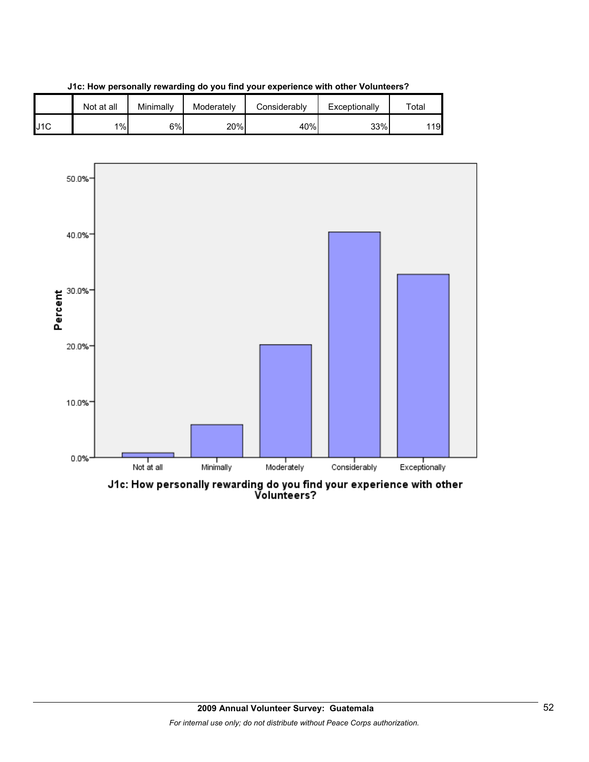**J1c: How personally rewarding do you find your experience with other Volunteers?**

| | Not at all | Minimally | Moderately | Considerably | Exceptionally | Total |
|---|---|---|---|---|---|---|
| J1C | 1% | 6% | 20% | 40% | 33% | 119 |

50.0%
40.0%
30.0%
20.0%
10.0%
0.0%

Percent

Not at all
Minimally
Moderately
Considerably
Exceptionally

J1c: How personally rewarding do you find your experience with other Volunteers?

**2009 Annual Volunteer Survey: Guatemala**

*For internal use only; do not distribute without Peace Corps authorization.*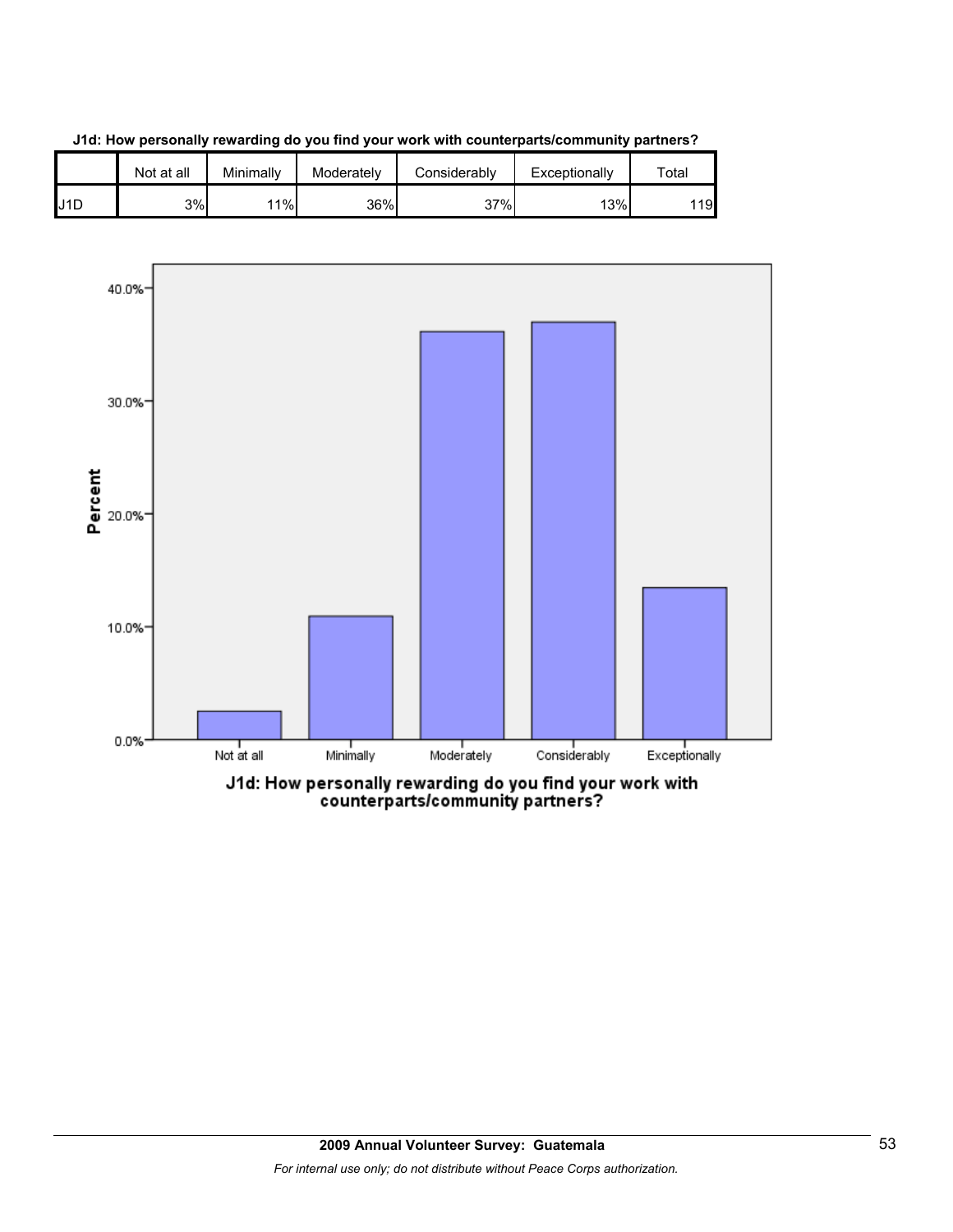**J1d: How personally rewarding do you find your work with counterparts/community partners?**

| | Not at all | Minimally | Moderately | Considerably | Exceptionally | Total |
|---|---|---|---|---|---|---|
| J1D | 3% | 11% | 36% | 37% | 13% | 119 |

40.0%
30.0%
20.0%
10.0%
0.0%
Percent
Not at all
Minimally
Moderately
Considerably
Exceptionally

J1d: How personally rewarding do you find your work with counterparts/community partners?

2009 Annual Volunteer Survey: Guatemala

*For internal use only; do not distribute without Peace Corps authorization.*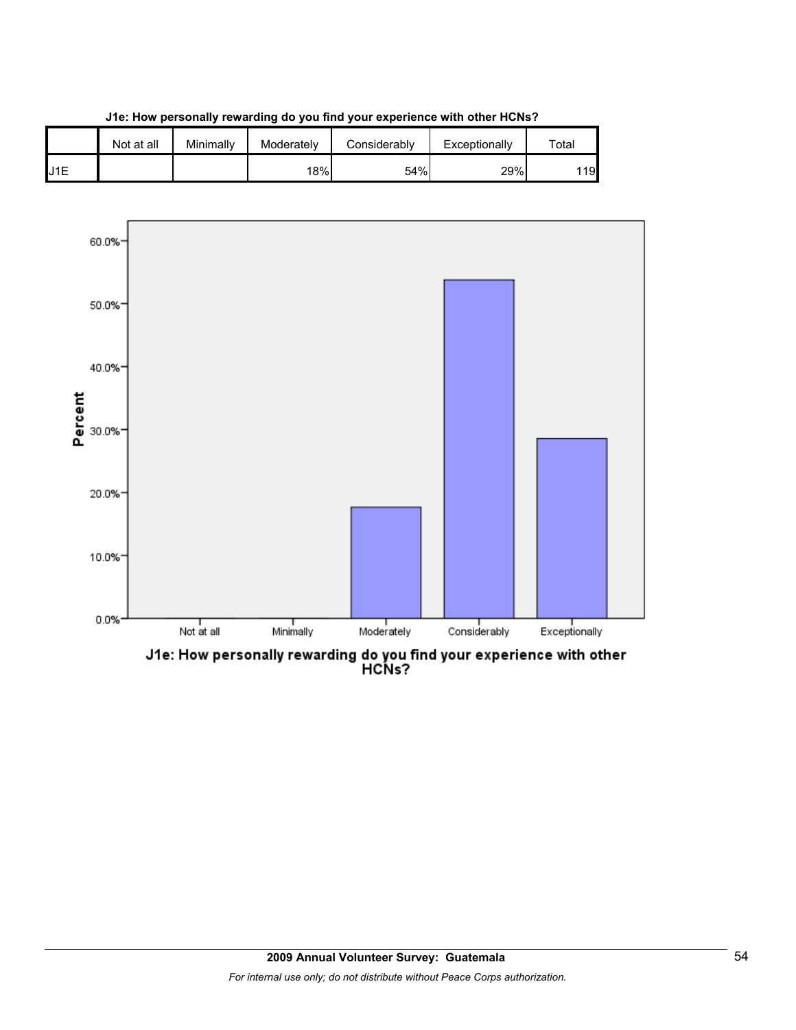**J1e: How personally rewarding do you find your experience with other HCNs?**

| | Not at all | Minimally | Moderately | Considerably | Exceptionally | Total |
|---|---|---|---|---|---|---|
| J1E | | | 18% | 54% | 29% | 119 |

Percent

60.0%
50.0%
40.0%
30.0%
20.0%
10.0%
0.0%

Not at all
Minimally
Moderately
Considerably
Exceptionally

J1e: How personally rewarding do you find your experience with other HCNs?

**2009 Annual Volunteer Survey: Guatemala**

*For internal use only; do not distribute without Peace Corps authorization.*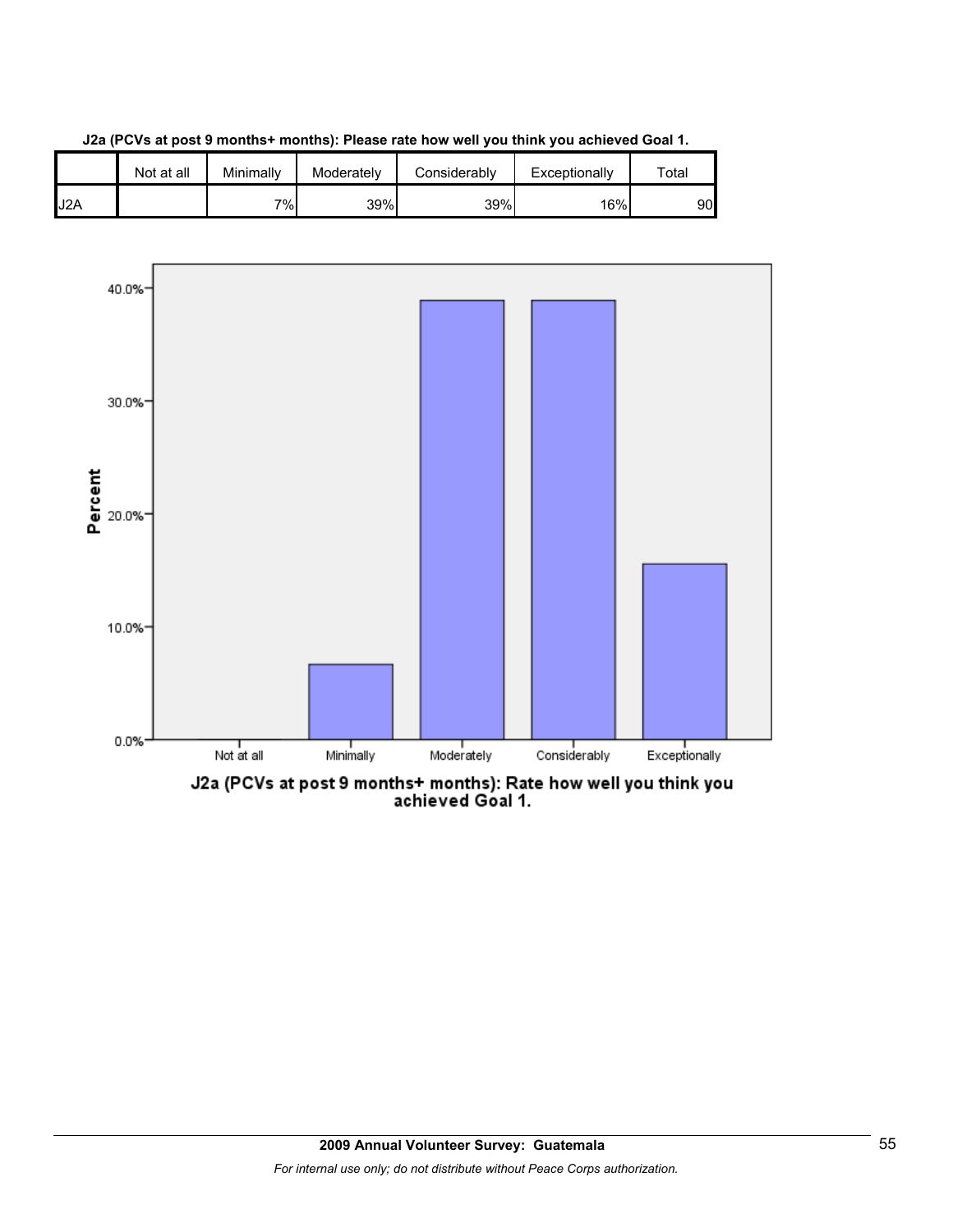**J2a (PCVs at post 9 months+ months): Please rate how well you think you achieved Goal 1.**

| | Not at all | Minimally | Moderately | Considerably | Exceptionally | Total |
|---|---|---|---|---|---|---|
| J2A | | 7% | 39% | 39% | 16% | 90 |

J2a (PCVs at post 9 months+ months): Rate how well you think you achieved Goal 1.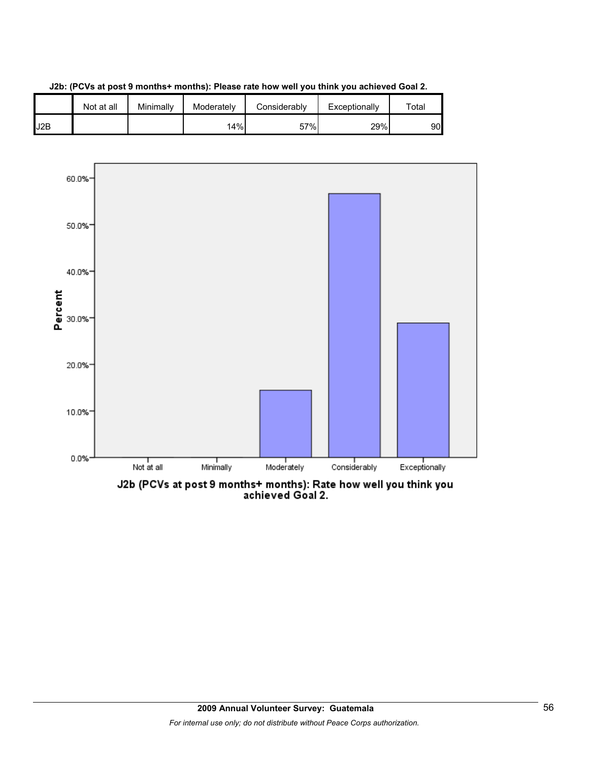**J2b: (PCVs at post 9 months+ months): Please rate how well you think you achieved Goal 2.**

| | Not at all | Minimally | Moderately | Considerably | Exceptionally | Total |
|---|---|---|---|---|---|---|
| J2B | | | 14% | 57% | 29% | 90 |

Percent

60.0%
50.0%
40.0%
30.0%
20.0%
10.0%
0.0%

Not at all
Minimally
Moderately
Considerably
Exceptionally

J2b (PCVs at post 9 months+ months): Rate how well you think you achieved Goal 2.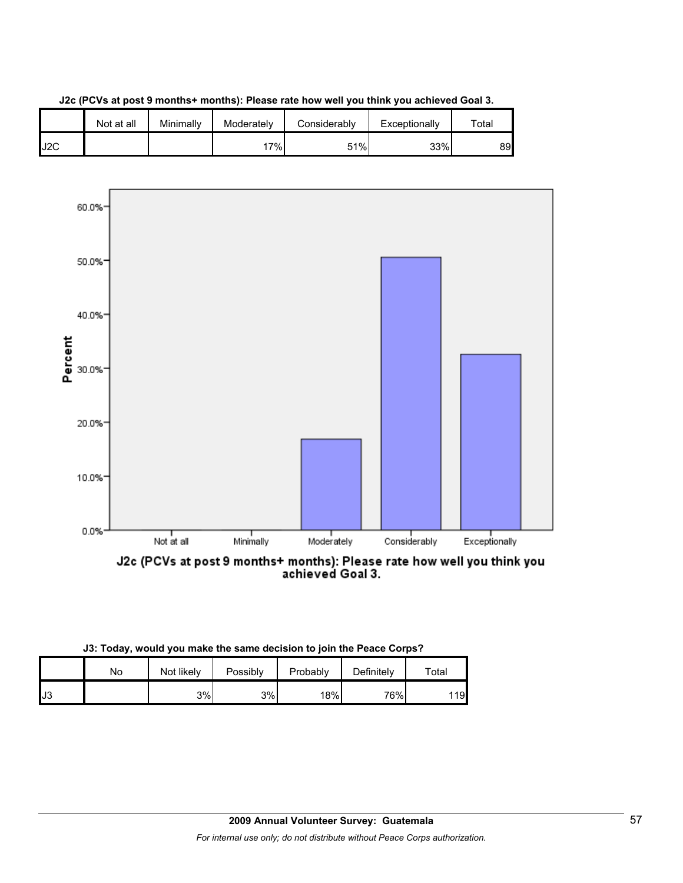**J2c (PCVs at post 9 months+ months): Please rate how well you think you achieved Goal 3.**

| | Not at all | Minimally | Moderately | Considerably | Exceptionally | Total |
|---|---|---|---|---|---|---|
| J2C | | | 17% | 51% | 33% | 89 |

60.0%
50.0%
40.0%
30.0%
20.0%
10.0%
0.0%
Percent
Not at all
Minimally
Moderately
Considerably
Exceptionally
J2c (PCVs at post 9 months+ months): Please rate how well you think you achieved Goal 3.

**J3: Today, would you make the same decision to join the Peace Corps?**

| | No | Not likely | Possibly | Probably | Definitely | Total |
|---|---|---|---|---|---|---|
| J3 | | 3% | 3% | 18% | 76% | 119 |

**2009 Annual Volunteer Survey: Guatemala**

*For internal use only; do not distribute without Peace Corps authorization.*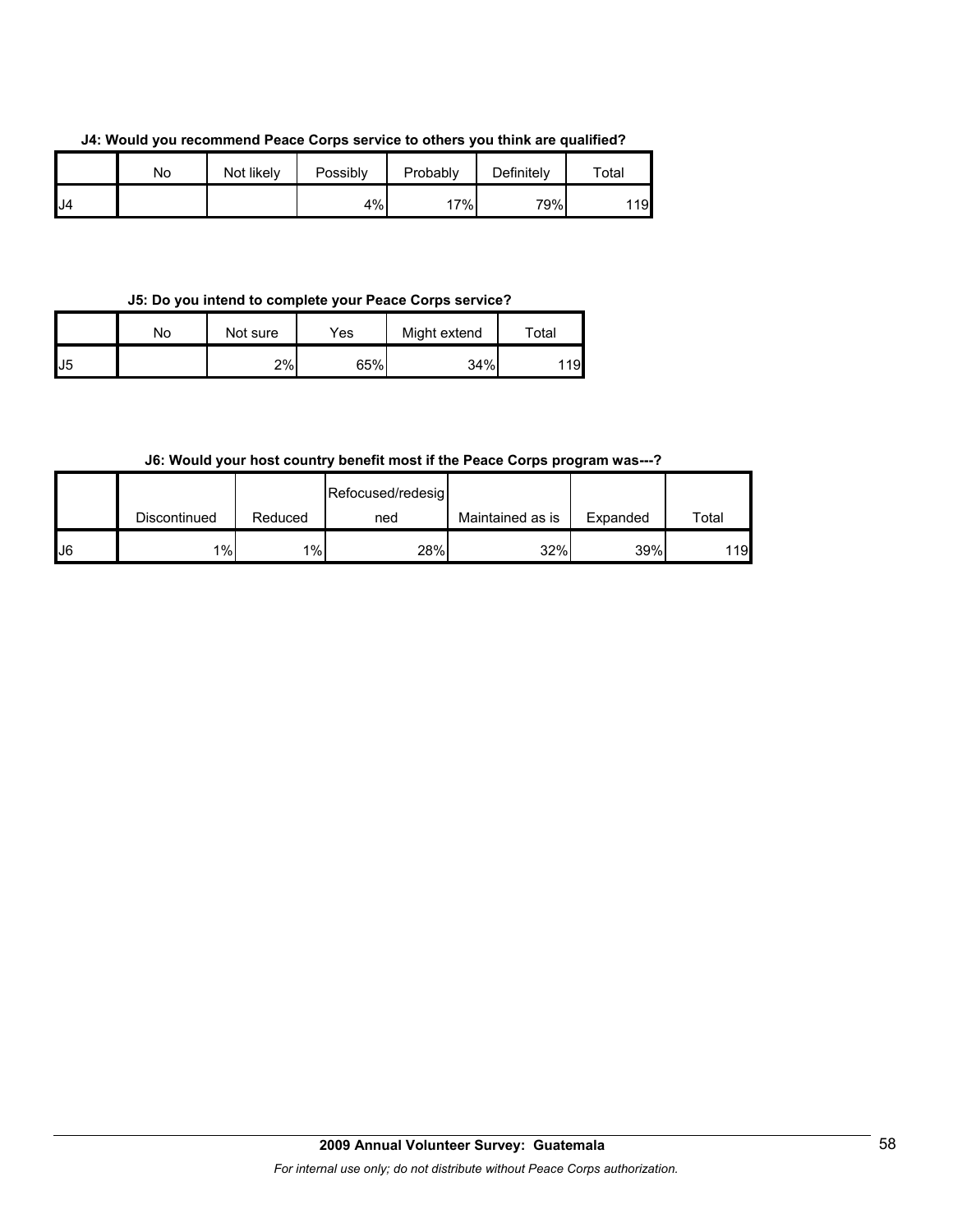**J4: Would you recommend Peace Corps service to others you think are qualified?**

| | No | Not likely | Possibly | Probably | Definitely | Total |
|---|---|---|---|---|---|---|
| J4 | | | 4% | 17% | 79% | 119 |

**J5: Do you intend to complete your Peace Corps service?**

| | No | Not sure | Yes | Might extend | Total |
|---|---|---|---|---|---|
| J5 | | 2% | 65% | 34% | 119 |

**J6: Would your host country benefit most if the Peace Corps program was---?**

| | Discontinued | Reduced | Refocused/redesigned | Maintained as is | Expanded | Total |
|---|---|---|---|---|---|---|
| J6 | 1% | 1% | 28% | 32% | 39% | 119 |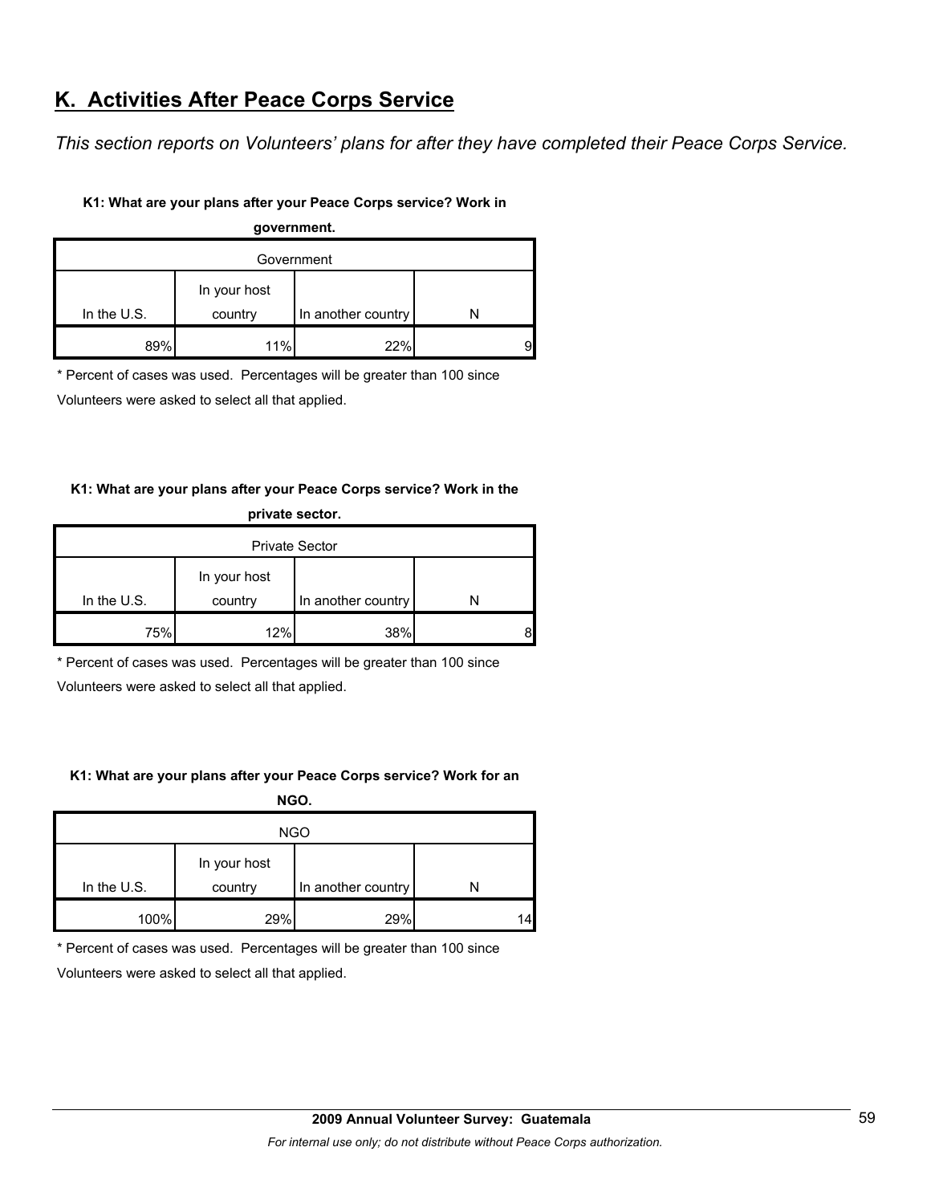## K. Activities After Peace Corps Service

*This section reports on Volunteers' plans for after they have completed their Peace Corps Service.*

**K1: What are your plans after your Peace Corps service? Work in government.**

| Government | | | |
|---|---|---|---|
| In the U.S. | In your host country | In another country | N |
| 89% | 11% | 22% | 9 |

\* Percent of cases was used. Percentages will be greater than 100 since Volunteers were asked to select all that applied.

**K1: What are your plans after your Peace Corps service? Work in the private sector.**

| Private Sector | | | |
|---|---|---|---|
| In the U.S. | In your host country | In another country | N |
| 75% | 12% | 38% | 8 |

\* Percent of cases was used. Percentages will be greater than 100 since Volunteers were asked to select all that applied.

**K1: What are your plans after your Peace Corps service? Work for an NGO.**

| NGO | | | |
|---|---|---|---|
| In the U.S. | In your host country | In another country | N |
| 100% | 29% | 29% | 14 |

\* Percent of cases was used. Percentages will be greater than 100 since Volunteers were asked to select all that applied.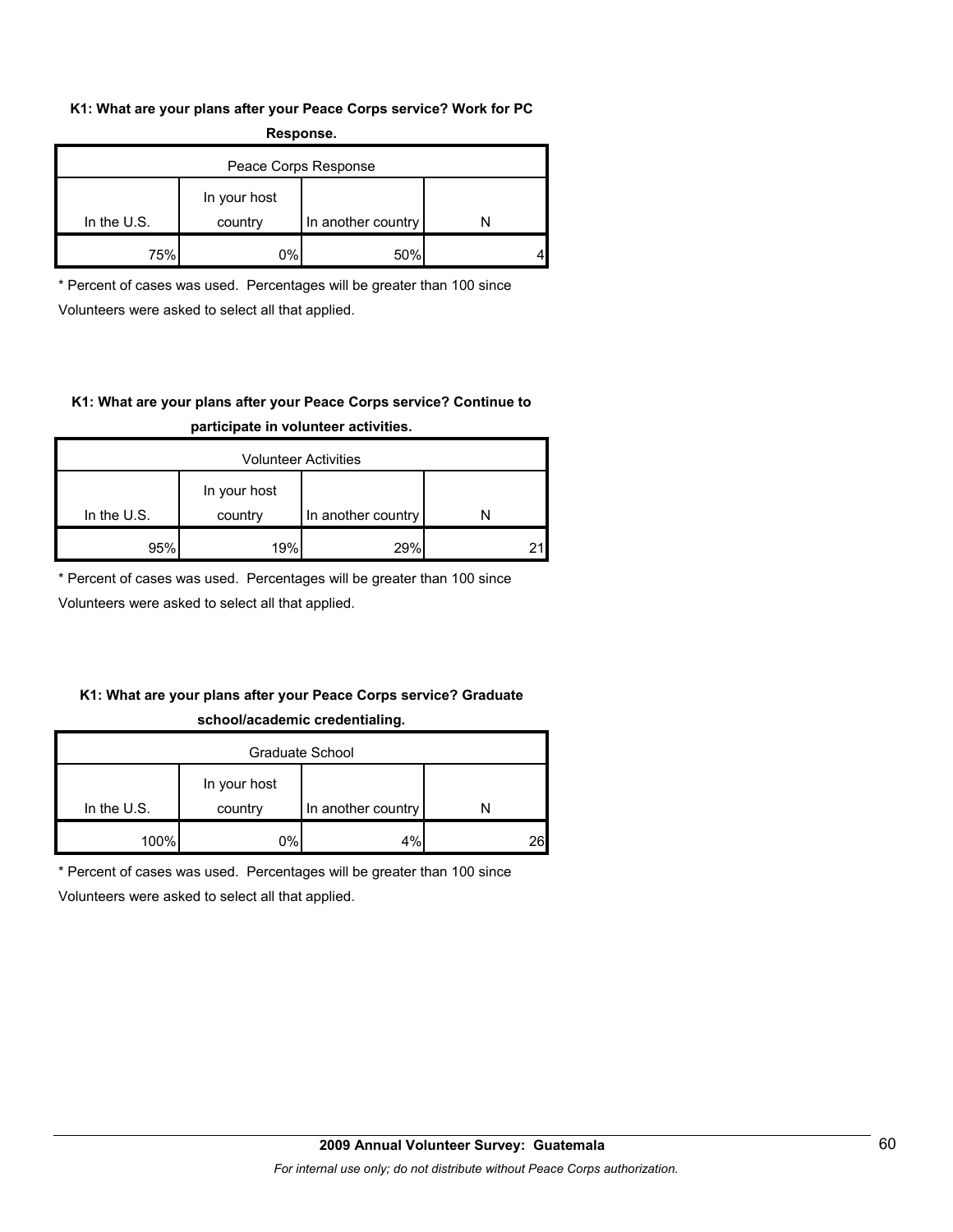**K1: What are your plans after your Peace Corps service? Work for PC Response.**

| Peace Corps Response | | | |
|---|---|---|---|
| In the U.S. | In your host country | In another country | N |
| 75% | 0% | 50% | 4 |

* Percent of cases was used. Percentages will be greater than 100 since Volunteers were asked to select all that applied.

**K1: What are your plans after your Peace Corps service? Continue to participate in volunteer activities.**

| Volunteer Activities | | | |
|---|---|---|---|
| In the U.S. | In your host country | In another country | N |
| 95% | 19% | 29% | 21 |

* Percent of cases was used. Percentages will be greater than 100 since Volunteers were asked to select all that applied.

**K1: What are your plans after your Peace Corps service? Graduate school/academic credentialing.**

| Graduate School | | | |
|---|---|---|---|
| In the U.S. | In your host country | In another country | N |
| 100% | 0% | 4% | 26 |

* Percent of cases was used. Percentages will be greater than 100 since Volunteers were asked to select all that applied.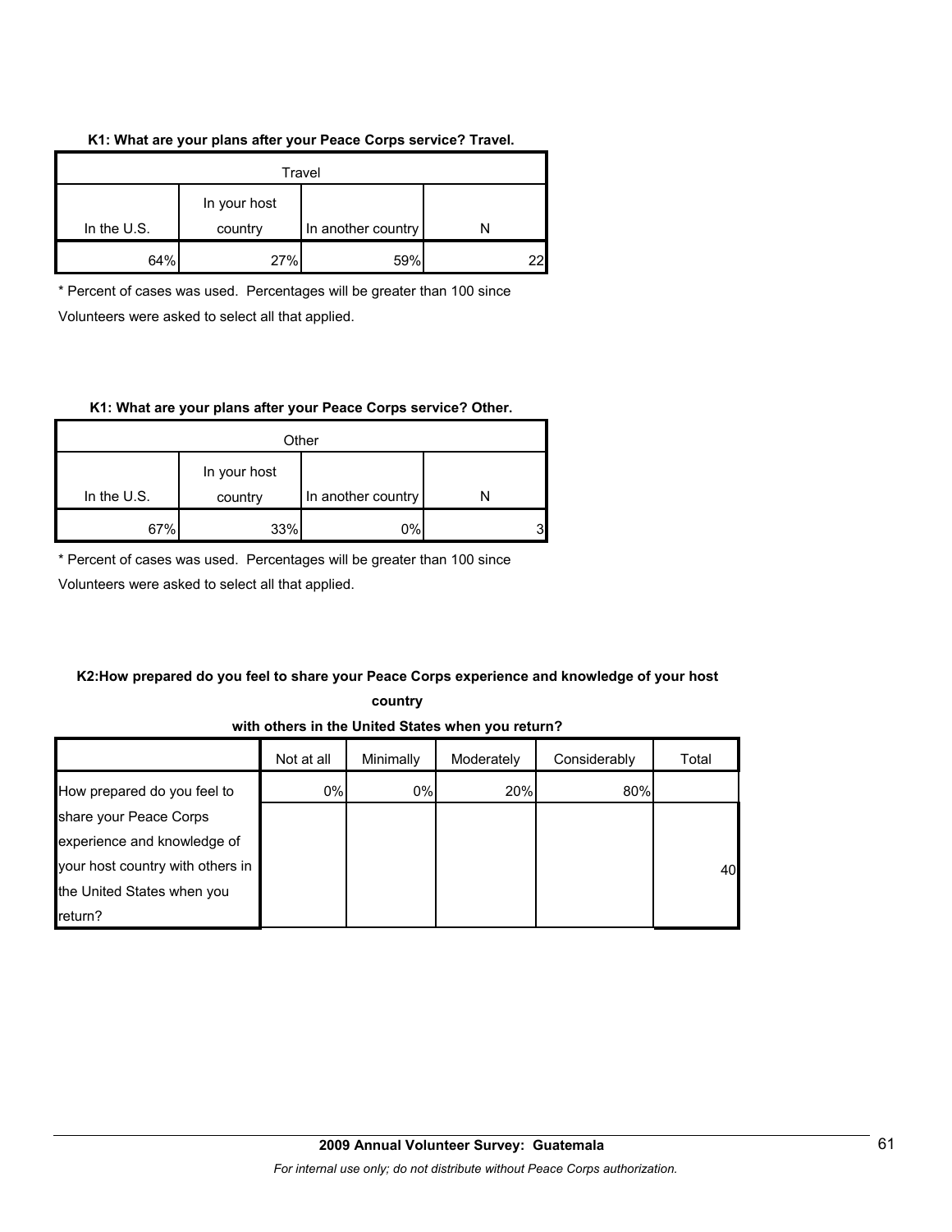**K1: What are your plans after your Peace Corps service? Travel.**

| Travel | | | |
|---|---|---|---|
| In the U.S. | In your host country | In another country | N |
| 64% | 27% | 59% | 22 |

\* Percent of cases was used. Percentages will be greater than 100 since Volunteers were asked to select all that applied.

**K1: What are your plans after your Peace Corps service? Other.**

| Other | | | |
|---|---|---|---|
| In the U.S. | In your host country | In another country | N |
| 67% | 33% | 0% | 3 |

\* Percent of cases was used. Percentages will be greater than 100 since Volunteers were asked to select all that applied.

**K2:How prepared do you feel to share your Peace Corps experience and knowledge of your host country with others in the United States when you return?**

| | Not at all | Minimally | Moderately | Considerably | Total |
|---|---|---|---|---|---|
| How prepared do you feel to share your Peace Corps experience and knowledge of your host country with others in the United States when you return? | 0% | 0% | 20% | 80% | 40 |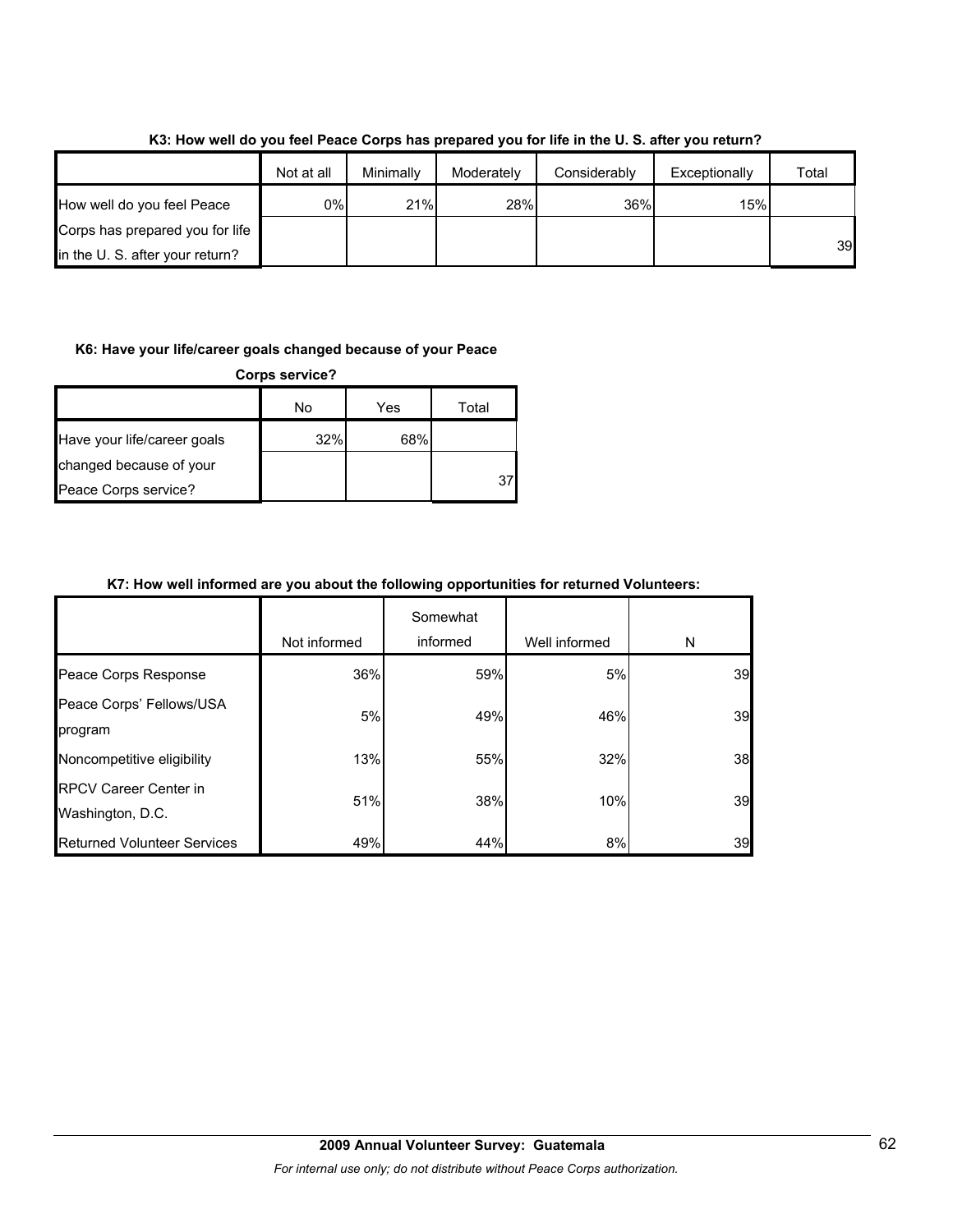**K3: How well do you feel Peace Corps has prepared you for life in the U. S. after you return?**

| | Not at all | Minimally | Moderately | Considerably | Exceptionally | Total |
|---|---|---|---|---|---|---|
| How well do you feel Peace Corps has prepared you for life in the U. S. after your return? | 0% | 21% | 28% | 36% | 15% | 39 |

**K6: Have your life/career goals changed because of your Peace Corps service?**

| | No | Yes | Total |
|---|---|---|---|
| Have your life/career goals changed because of your Peace Corps service? | 32% | 68% | 37 |

**K7: How well informed are you about the following opportunities for returned Volunteers:**

| | Not informed | Somewhat informed | Well informed | N |
|---|---|---|---|---|
| Peace Corps Response | 36% | 59% | 5% | 39 |
| Peace Corps' Fellows/USA program | 5% | 49% | 46% | 39 |
| Noncompetitive eligibility | 13% | 55% | 32% | 38 |
| RPCV Career Center in Washington, D.C. | 51% | 38% | 10% | 39 |
| Returned Volunteer Services | 49% | 44% | 8% | 39 |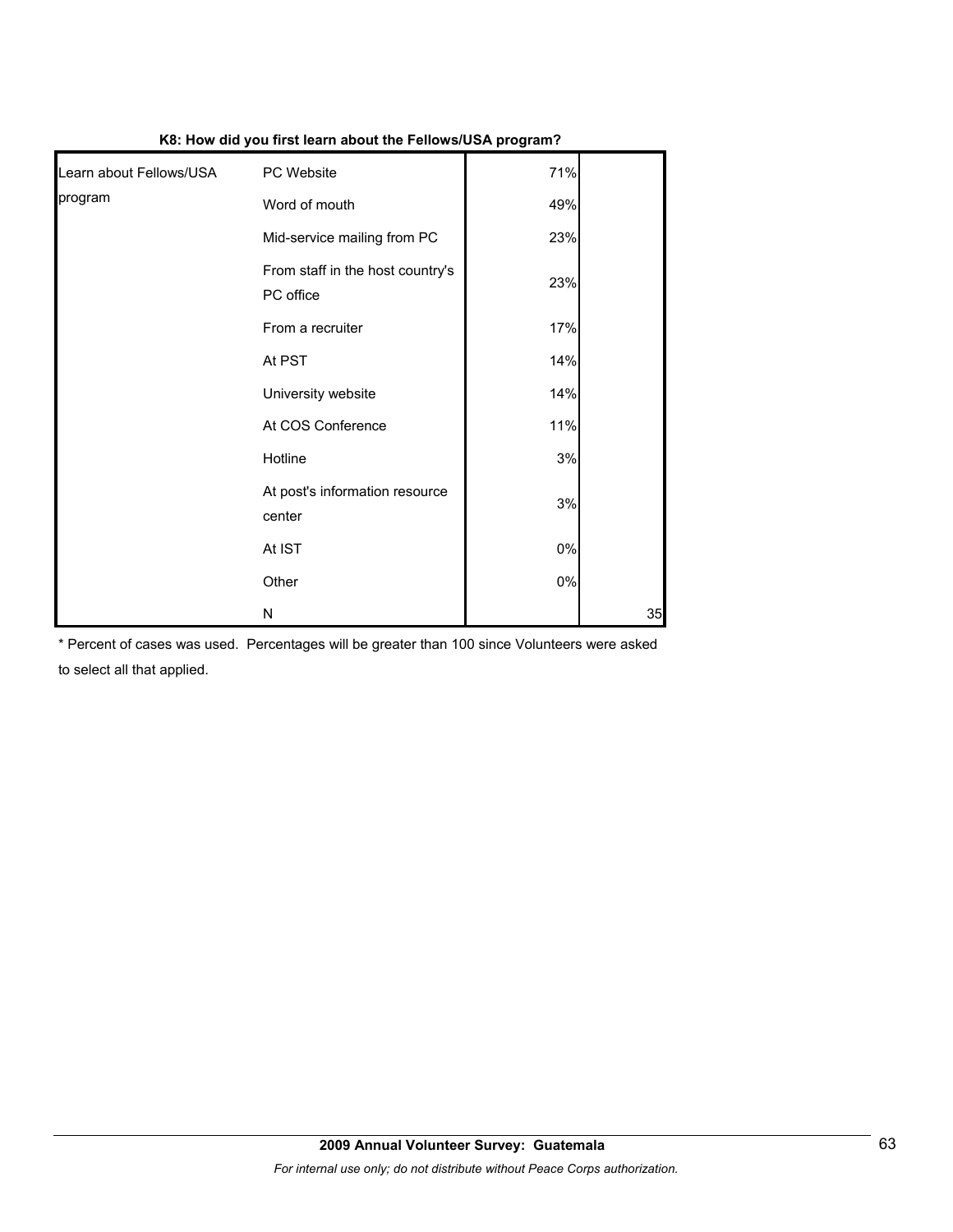**K8: How did you first learn about the Fellows/USA program?**

| | | | |
|---|---|---|---|
| Learn about Fellows/USA program | PC Website | 71% | |
| | Word of mouth | 49% | |
| | Mid-service mailing from PC | 23% | |
| | From staff in the host country's PC office | 23% | |
| | From a recruiter | 17% | |
| | At PST | 14% | |
| | University website | 14% | |
| | At COS Conference | 11% | |
| | Hotline | 3% | |
| | At post's information resource center | 3% | |
| | At IST | 0% | |
| | Other | 0% | |
| | N | | 35 |

* Percent of cases was used. Percentages will be greater than 100 since Volunteers were asked to select all that applied.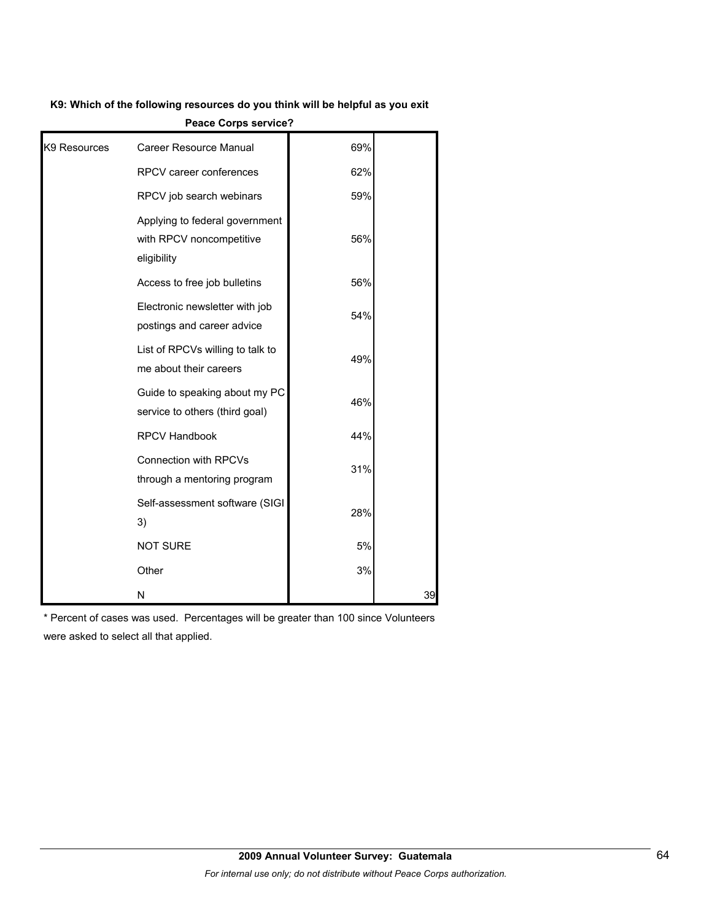**K9: Which of the following resources do you think will be helpful as you exit Peace Corps service?**

| | | | |
|---|---|---|---|
| K9 Resources | Career Resource Manual | 69% | |
| | RPCV career conferences | 62% | |
| | RPCV job search webinars | 59% | |
| | Applying to federal government with RPCV noncompetitive eligibility | 56% | |
| | Access to free job bulletins | 56% | |
| | Electronic newsletter with job postings and career advice | 54% | |
| | List of RPCVs willing to talk to me about their careers | 49% | |
| | Guide to speaking about my PC service to others (third goal) | 46% | |
| | RPCV Handbook | 44% | |
| | Connection with RPCVs through a mentoring program | 31% | |
| | Self-assessment software (SIGI 3) | 28% | |
| | NOT SURE | 5% | |
| | Other | 3% | |
| | N | | 39 |

* Percent of cases was used. Percentages will be greater than 100 since Volunteers were asked to select all that applied.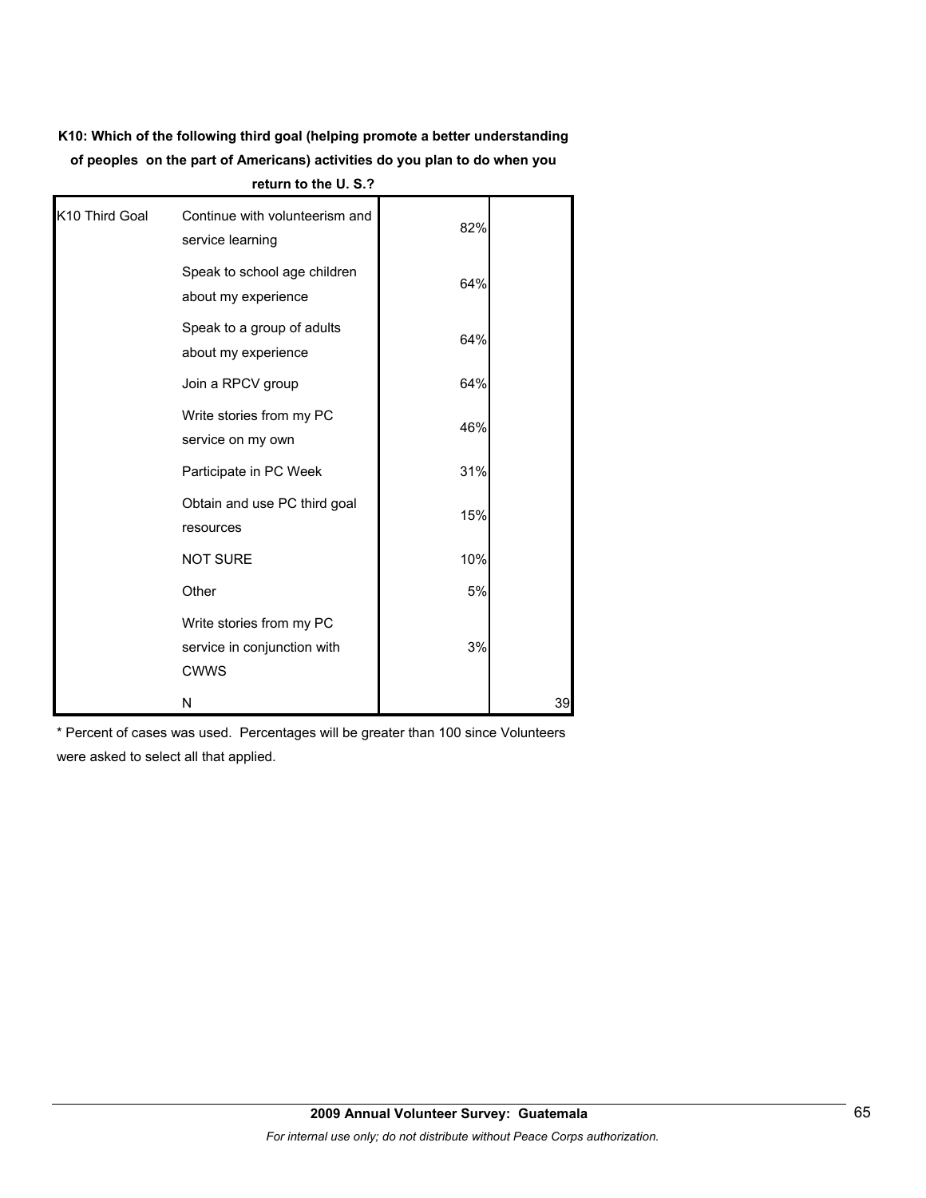**K10: Which of the following third goal (helping promote a better understanding of peoples on the part of Americans) activities do you plan to do when you return to the U. S.?**

| | | | |
|---|---|---|---|
| K10 Third Goal | Continue with volunteerism and service learning | 82% | |
| | Speak to school age children about my experience | 64% | |
| | Speak to a group of adults about my experience | 64% | |
| | Join a RPCV group | 64% | |
| | Write stories from my PC service on my own | 46% | |
| | Participate in PC Week | 31% | |
| | Obtain and use PC third goal resources | 15% | |
| | NOT SURE | 10% | |
| | Other | 5% | |
| | Write stories from my PC service in conjunction with CWWS | 3% | |
| | N | | 39 |

* Percent of cases was used. Percentages will be greater than 100 since Volunteers were asked to select all that applied.